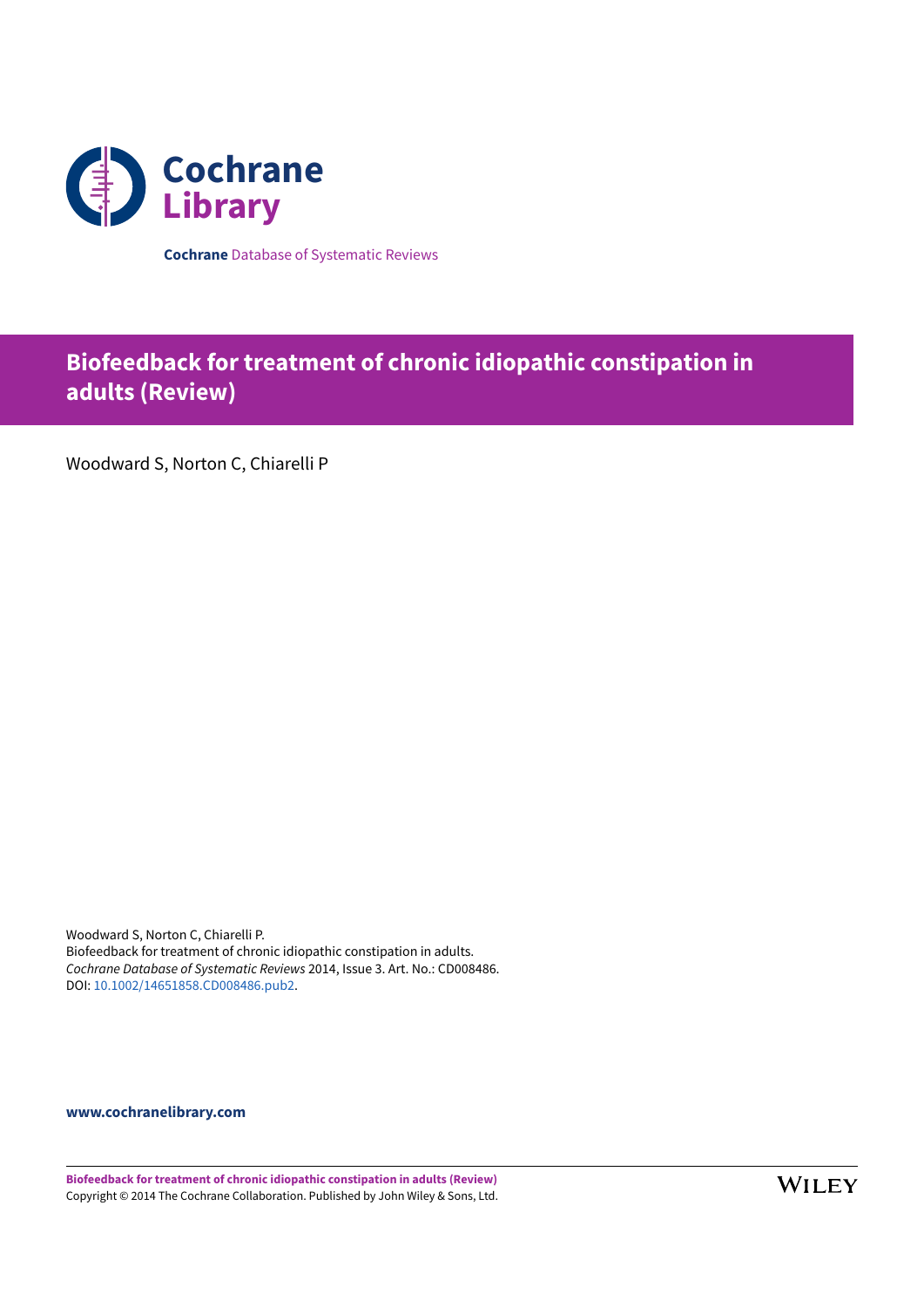Cochrane Library

**Cochrane** Database of Systematic Reviews

# Biofeedback for treatment of chronic idiopathic constipation in adults (Review)

Woodward S, Norton C, Chiarelli P

Woodward S, Norton C, Chiarelli P.
Biofeedback for treatment of chronic idiopathic constipation in adults.
*Cochrane Database of Systematic Reviews* 2014, Issue 3. Art. No.: CD008486.
DOI: 10.1002/14651858.CD008486.pub2.

**www.cochranelibrary.com**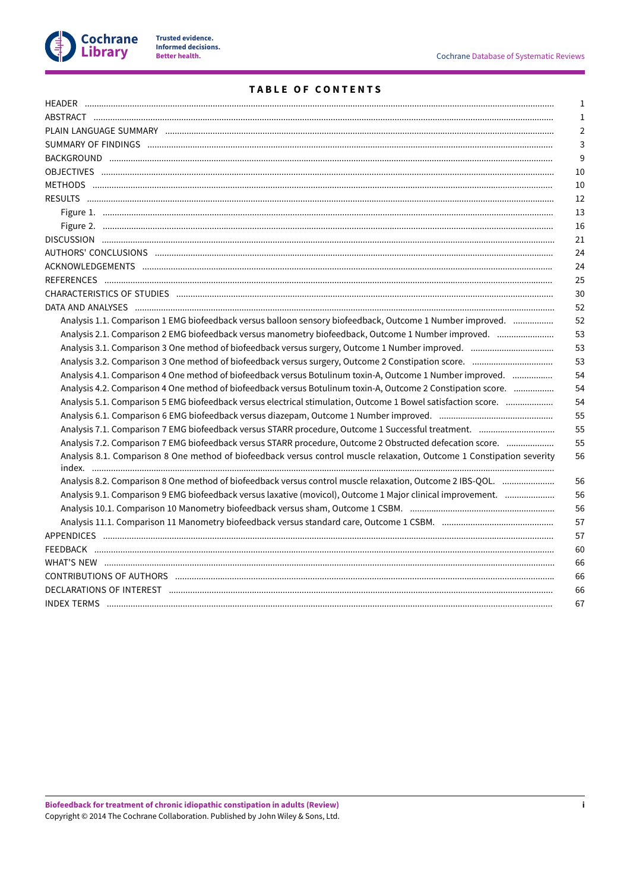# TABLE OF CONTENTS

| | |
|---|---|
| HEADER | 1 |
| ABSTRACT | 1 |
| PLAIN LANGUAGE SUMMARY | 2 |
| SUMMARY OF FINDINGS | 3 |
| BACKGROUND | 9 |
| OBJECTIVES | 10 |
| METHODS | 10 |
| RESULTS | 12 |
| Figure 1. | 13 |
| Figure 2. | 16 |
| DISCUSSION | 21 |
| AUTHORS' CONCLUSIONS | 24 |
| ACKNOWLEDGEMENTS | 24 |
| REFERENCES | 25 |
| CHARACTERISTICS OF STUDIES | 30 |
| DATA AND ANALYSES | 52 |
| Analysis 1.1. Comparison 1 EMG biofeedback versus balloon sensory biofeedback, Outcome 1 Number improved. | 52 |
| Analysis 2.1. Comparison 2 EMG biofeedback versus manometry biofeedback, Outcome 1 Number improved. | 53 |
| Analysis 3.1. Comparison 3 One method of biofeedback versus surgery, Outcome 1 Number improved. | 53 |
| Analysis 3.2. Comparison 3 One method of biofeedback versus surgery, Outcome 2 Constipation score. | 53 |
| Analysis 4.1. Comparison 4 One method of biofeedback versus Botulinum toxin-A, Outcome 1 Number improved. | 54 |
| Analysis 4.2. Comparison 4 One method of biofeedback versus Botulinum toxin-A, Outcome 2 Constipation score. | 54 |
| Analysis 5.1. Comparison 5 EMG biofeedback versus electrical stimulation, Outcome 1 Bowel satisfaction score. | 54 |
| Analysis 6.1. Comparison 6 EMG biofeedback versus diazepam, Outcome 1 Number improved. | 55 |
| Analysis 7.1. Comparison 7 EMG biofeedback versus STARR procedure, Outcome 1 Successful treatment. | 55 |
| Analysis 7.2. Comparison 7 EMG biofeedback versus STARR procedure, Outcome 2 Obstructed defecation score. | 55 |
| Analysis 8.1. Comparison 8 One method of biofeedback versus control muscle relaxation, Outcome 1 Constipation severity index. | 56 |
| Analysis 8.2. Comparison 8 One method of biofeedback versus control muscle relaxation, Outcome 2 IBS-QOL. | 56 |
| Analysis 9.1. Comparison 9 EMG biofeedback versus laxative (movicol), Outcome 1 Major clinical improvement. | 56 |
| Analysis 10.1. Comparison 10 Manometry biofeedback versus sham, Outcome 1 CSBM. | 56 |
| Analysis 11.1. Comparison 11 Manometry biofeedback versus standard care, Outcome 1 CSBM. | 57 |
| APPENDICES | 57 |
| FEEDBACK | 60 |
| WHAT'S NEW | 66 |
| CONTRIBUTIONS OF AUTHORS | 66 |
| DECLARATIONS OF INTEREST | 66 |
| INDEX TERMS | 67 |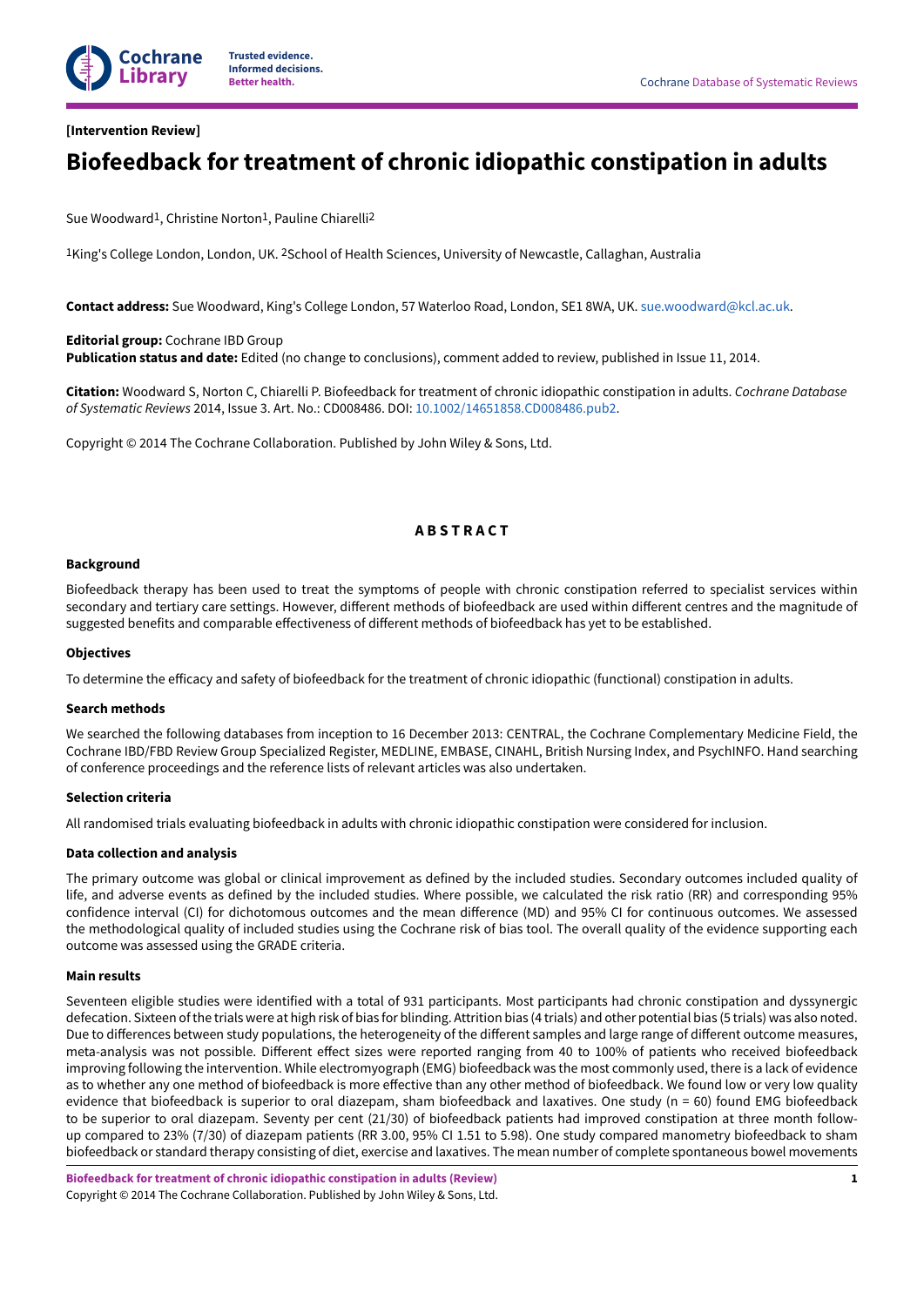**[Intervention Review]**

# Biofeedback for treatment of chronic idiopathic constipation in adults

Sue Woodward[1], Christine Norton[1], Pauline Chiarelli[2]

[1]King's College London, London, UK. [2]School of Health Sciences, University of Newcastle, Callaghan, Australia

**Contact address:** Sue Woodward, King's College London, 57 Waterloo Road, London, SE1 8WA, UK. sue.woodward@kcl.ac.uk.

**Editorial group:** Cochrane IBD Group
**Publication status and date:** Edited (no change to conclusions), comment added to review, published in Issue 11, 2014.

**Citation:** Woodward S, Norton C, Chiarelli P. Biofeedback for treatment of chronic idiopathic constipation in adults. *Cochrane Database of Systematic Reviews* 2014, Issue 3. Art. No.: CD008486. DOI: 10.1002/14651858.CD008486.pub2.

Copyright © 2014 The Cochrane Collaboration. Published by John Wiley & Sons, Ltd.

## ABSTRACT

### Background

Biofeedback therapy has been used to treat the symptoms of people with chronic constipation referred to specialist services within secondary and tertiary care settings. However, different methods of biofeedback are used within different centres and the magnitude of suggested benefits and comparable effectiveness of different methods of biofeedback has yet to be established.

### Objectives

To determine the efficacy and safety of biofeedback for the treatment of chronic idiopathic (functional) constipation in adults.

### Search methods

We searched the following databases from inception to 16 December 2013: CENTRAL, the Cochrane Complementary Medicine Field, the Cochrane IBD/FBD Review Group Specialized Register, MEDLINE, EMBASE, CINAHL, British Nursing Index, and PsychINFO. Hand searching of conference proceedings and the reference lists of relevant articles was also undertaken.

### Selection criteria

All randomised trials evaluating biofeedback in adults with chronic idiopathic constipation were considered for inclusion.

### Data collection and analysis

The primary outcome was global or clinical improvement as defined by the included studies. Secondary outcomes included quality of life, and adverse events as defined by the included studies. Where possible, we calculated the risk ratio (RR) and corresponding 95% confidence interval (CI) for dichotomous outcomes and the mean difference (MD) and 95% CI for continuous outcomes. We assessed the methodological quality of included studies using the Cochrane risk of bias tool. The overall quality of the evidence supporting each outcome was assessed using the GRADE criteria.

### Main results

Seventeen eligible studies were identified with a total of 931 participants. Most participants had chronic constipation and dyssynergic defecation. Sixteen of the trials were at high risk of bias for blinding. Attrition bias (4 trials) and other potential bias (5 trials) was also noted. Due to differences between study populations, the heterogeneity of the different samples and large range of different outcome measures, meta-analysis was not possible. Different effect sizes were reported ranging from 40 to 100% of patients who received biofeedback improving following the intervention. While electromyograph (EMG) biofeedback was the most commonly used, there is a lack of evidence as to whether any one method of biofeedback is more effective than any other method of biofeedback. We found low or very low quality evidence that biofeedback is superior to oral diazepam, sham biofeedback and laxatives. One study (n = 60) found EMG biofeedback to be superior to oral diazepam. Seventy per cent (21/30) of biofeedback patients had improved constipation at three month follow-up compared to 23% (7/30) of diazepam patients (RR 3.00, 95% CI 1.51 to 5.98). One study compared manometry biofeedback to sham biofeedback or standard therapy consisting of diet, exercise and laxatives. The mean number of complete spontaneous bowel movements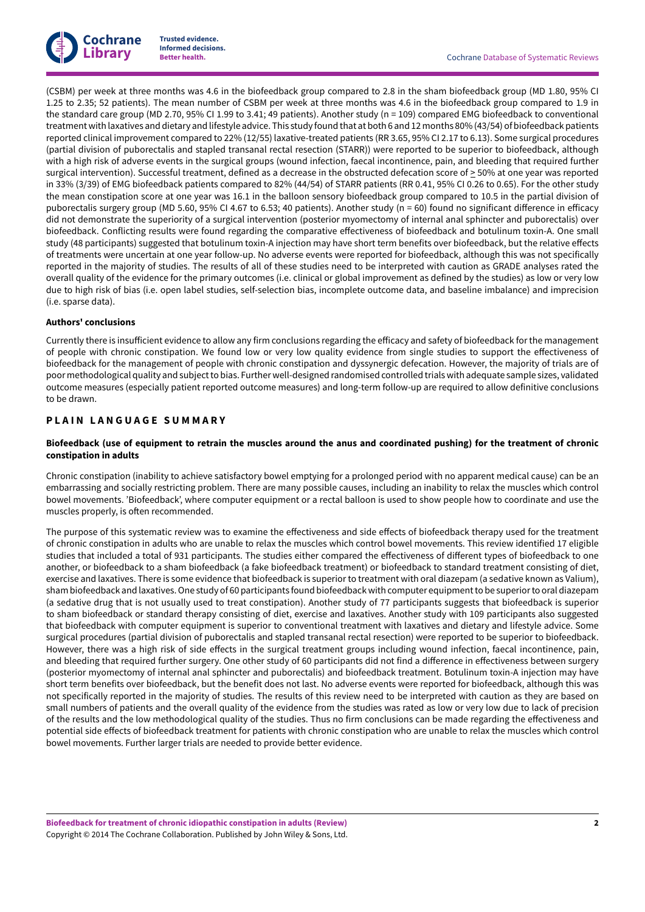(CSBM) per week at three months was 4.6 in the biofeedback group compared to 2.8 in the sham biofeedback group (MD 1.80, 95% CI 1.25 to 2.35; 52 patients). The mean number of CSBM per week at three months was 4.6 in the biofeedback group compared to 1.9 in the standard care group (MD 2.70, 95% CI 1.99 to 3.41; 49 patients). Another study (n = 109) compared EMG biofeedback to conventional treatment with laxatives and dietary and lifestyle advice. This study found that at both 6 and 12 months 80% (43/54) of biofeedback patients reported clinical improvement compared to 22% (12/55) laxative-treated patients (RR 3.65, 95% CI 2.17 to 6.13). Some surgical procedures (partial division of puborectalis and stapled transanal rectal resection (STARR)) were reported to be superior to biofeedback, although with a high risk of adverse events in the surgical groups (wound infection, faecal incontinence, pain, and bleeding that required further surgical intervention). Successful treatment, defined as a decrease in the obstructed defecation score of $\geq$ 50% at one year was reported in 33% (3/39) of EMG biofeedback patients compared to 82% (44/54) of STARR patients (RR 0.41, 95% CI 0.26 to 0.65). For the other study the mean constipation score at one year was 16.1 in the balloon sensory biofeedback group compared to 10.5 in the partial division of puborectalis surgery group (MD 5.60, 95% CI 4.67 to 6.53; 40 patients). Another study (n = 60) found no significant difference in efficacy did not demonstrate the superiority of a surgical intervention (posterior myomectomy of internal anal sphincter and puborectalis) over biofeedback. Conflicting results were found regarding the comparative effectiveness of biofeedback and botulinum toxin-A. One small study (48 participants) suggested that botulinum toxin-A injection may have short term benefits over biofeedback, but the relative effects of treatments were uncertain at one year follow-up. No adverse events were reported for biofeedback, although this was not specifically reported in the majority of studies. The results of all of these studies need to be interpreted with caution as GRADE analyses rated the overall quality of the evidence for the primary outcomes (i.e. clinical or global improvement as defined by the studies) as low or very low due to high risk of bias (i.e. open label studies, self-selection bias, incomplete outcome data, and baseline imbalance) and imprecision (i.e. sparse data).

**Authors' conclusions**

Currently there is insufficient evidence to allow any firm conclusions regarding the efficacy and safety of biofeedback for the management of people with chronic constipation. We found low or very low quality evidence from single studies to support the effectiveness of biofeedback for the management of people with chronic constipation and dyssynergic defecation. However, the majority of trials are of poor methodological quality and subject to bias. Further well-designed randomised controlled trials with adequate sample sizes, validated outcome measures (especially patient reported outcome measures) and long-term follow-up are required to allow definitive conclusions to be drawn.

## PLAIN LANGUAGE SUMMARY

**Biofeedback (use of equipment to retrain the muscles around the anus and coordinated pushing) for the treatment of chronic constipation in adults**

Chronic constipation (inability to achieve satisfactory bowel emptying for a prolonged period with no apparent medical cause) can be an embarrassing and socially restricting problem. There are many possible causes, including an inability to relax the muscles which control bowel movements. 'Biofeedback', where computer equipment or a rectal balloon is used to show people how to coordinate and use the muscles properly, is often recommended.

The purpose of this systematic review was to examine the effectiveness and side effects of biofeedback therapy used for the treatment of chronic constipation in adults who are unable to relax the muscles which control bowel movements. This review identified 17 eligible studies that included a total of 931 participants. The studies either compared the effectiveness of different types of biofeedback to one another, or biofeedback to a sham biofeedback (a fake biofeedback treatment) or biofeedback to standard treatment consisting of diet, exercise and laxatives. There is some evidence that biofeedback is superior to treatment with oral diazepam (a sedative known as Valium), sham biofeedback and laxatives. One study of 60 participants found biofeedback with computer equipment to be superior to oral diazepam (a sedative drug that is not usually used to treat constipation). Another study of 77 participants suggests that biofeedback is superior to sham biofeedback or standard therapy consisting of diet, exercise and laxatives. Another study with 109 participants also suggested that biofeedback with computer equipment is superior to conventional treatment with laxatives and dietary and lifestyle advice. Some surgical procedures (partial division of puborectalis and stapled transanal rectal resection) were reported to be superior to biofeedback. However, there was a high risk of side effects in the surgical treatment groups including wound infection, faecal incontinence, pain, and bleeding that required further surgery. One other study of 60 participants did not find a difference in effectiveness between surgery (posterior myomectomy of internal anal sphincter and puborectalis) and biofeedback treatment. Botulinum toxin-A injection may have short term benefits over biofeedback, but the benefit does not last. No adverse events were reported for biofeedback, although this was not specifically reported in the majority of studies. The results of this review need to be interpreted with caution as they are based on small numbers of patients and the overall quality of the evidence from the studies was rated as low or very low due to lack of precision of the results and the low methodological quality of the studies. Thus no firm conclusions can be made regarding the effectiveness and potential side effects of biofeedback treatment for patients with chronic constipation who are unable to relax the muscles which control bowel movements. Further larger trials are needed to provide better evidence.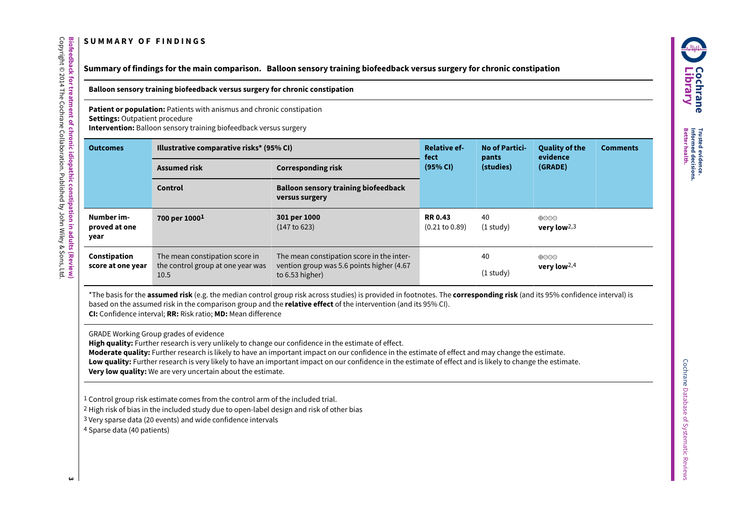# SUMMARY OF FINDINGS

## Summary of findings for the main comparison. Balloon sensory training biofeedback versus surgery for chronic constipation

**Balloon sensory training biofeedback versus surgery for chronic constipation**

**Patient or population:** Patients with anismus and chronic constipation
**Settings:** Outpatient procedure
**Intervention:** Balloon sensory training biofeedback versus surgery

| Outcomes | Illustrative comparative risks* (95% CI) | | Relative effect (95% CI) | No of Participants (studies) | Quality of the evidence (GRADE) | Comments |
|---|---|---|---|---|---|---|
| | Assumed risk | Corresponding risk | | | | |
| | Control | Balloon sensory training biofeedback versus surgery | | | | |
| Number improved at one year | 700 per 1000[1] | 301 per 1000 (147 to 623) | RR 0.43 (0.21 to 0.89) | 40 (1 study) | ⊕⊝⊝⊝ very low[2,3] | |
| Constipation score at one year | The mean constipation score in the control group at one year was 10.5 | The mean constipation score in the intervention group was 5.6 points higher (4.67 to 6.53 higher) | | 40 (1 study) | ⊕⊝⊝⊝ very low[2,4] | |

*The basis for the **assumed risk** (e.g. the median control group risk across studies) is provided in footnotes. The **corresponding risk** (and its 95% confidence interval) is based on the assumed risk in the comparison group and the **relative effect** of the intervention (and its 95% CI).
**CI:** Confidence interval; **RR:** Risk ratio; **MD:** Mean difference

GRADE Working Group grades of evidence
**High quality:** Further research is very unlikely to change our confidence in the estimate of effect.
**Moderate quality:** Further research is likely to have an important impact on our confidence in the estimate of effect and may change the estimate.
**Low quality:** Further research is very likely to have an important impact on our confidence in the estimate of effect and is likely to change the estimate.
**Very low quality:** We are very uncertain about the estimate.

[1] Control group risk estimate comes from the control arm of the included trial.
[2] High risk of bias in the included study due to open-label design and risk of other bias
[3] Very sparse data (20 events) and wide confidence intervals
[4] Sparse data (40 patients)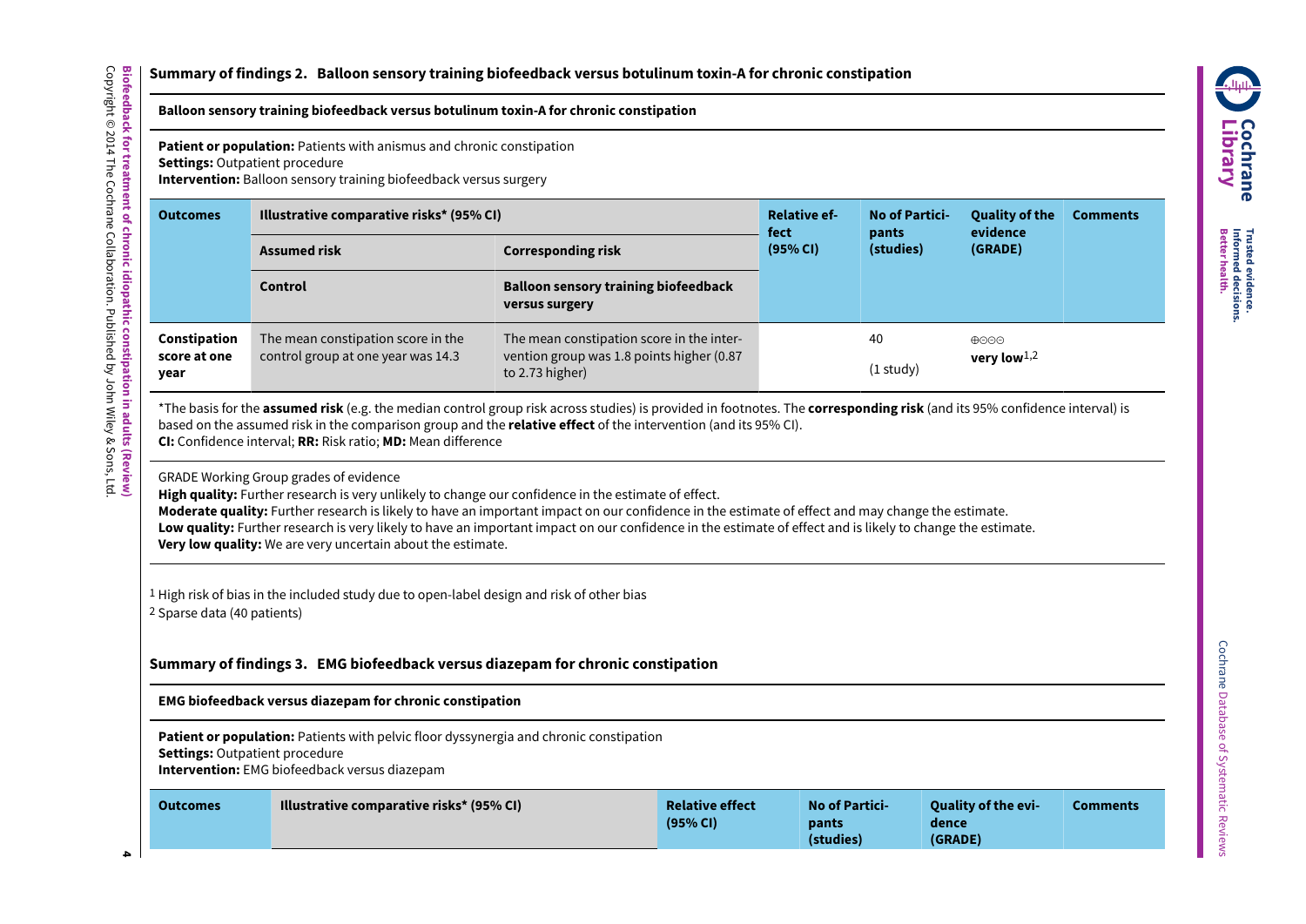## Summary of findings 2. Balloon sensory training biofeedback versus botulinum toxin-A for chronic constipation

**Balloon sensory training biofeedback versus botulinum toxin-A for chronic constipation**

**Patient or population:** Patients with anismus and chronic constipation
**Settings:** Outpatient procedure
**Intervention:** Balloon sensory training biofeedback versus surgery

| Outcomes | Illustrative comparative risks* (95% CI) | | Relative effect (95% CI) | No of Participants (studies) | Quality of the evidence (GRADE) | Comments |
|---|---|---|---|---|---|---|
| | Assumed risk | Corresponding risk | | | | |
| | Control | Balloon sensory training biofeedback versus surgery | | | | |
| **Constipation score at one year** | The mean constipation score in the control group at one year was 14.3 | The mean constipation score in the intervention group was 1.8 points higher (0.87 to 2.73 higher) | | 40 (1 study) | ⊕⊝⊝⊝ **very low**[1,2] | |

*The basis for the **assumed risk** (e.g. the median control group risk across studies) is provided in footnotes. The **corresponding risk** (and its 95% confidence interval) is based on the assumed risk in the comparison group and the **relative effect** of the intervention (and its 95% CI).
**CI:** Confidence interval; **RR:** Risk ratio; **MD:** Mean difference

GRADE Working Group grades of evidence
**High quality:** Further research is very unlikely to change our confidence in the estimate of effect.
**Moderate quality:** Further research is likely to have an important impact on our confidence in the estimate of effect and may change the estimate.
**Low quality:** Further research is very likely to have an important impact on our confidence in the estimate of effect and is likely to change the estimate.
**Very low quality:** We are very uncertain about the estimate.

[1] High risk of bias in the included study due to open-label design and risk of other bias
[2] Sparse data (40 patients)

## Summary of findings 3. EMG biofeedback versus diazepam for chronic constipation

**EMG biofeedback versus diazepam for chronic constipation**

**Patient or population:** Patients with pelvic floor dyssynergia and chronic constipation
**Settings:** Outpatient procedure
**Intervention:** EMG biofeedback versus diazepam

| Outcomes | Illustrative comparative risks* (95% CI) | Relative effect (95% CI) | No of Participants (studies) | Quality of the evidence (GRADE) | Comments |
|---|---|---|---|---|---|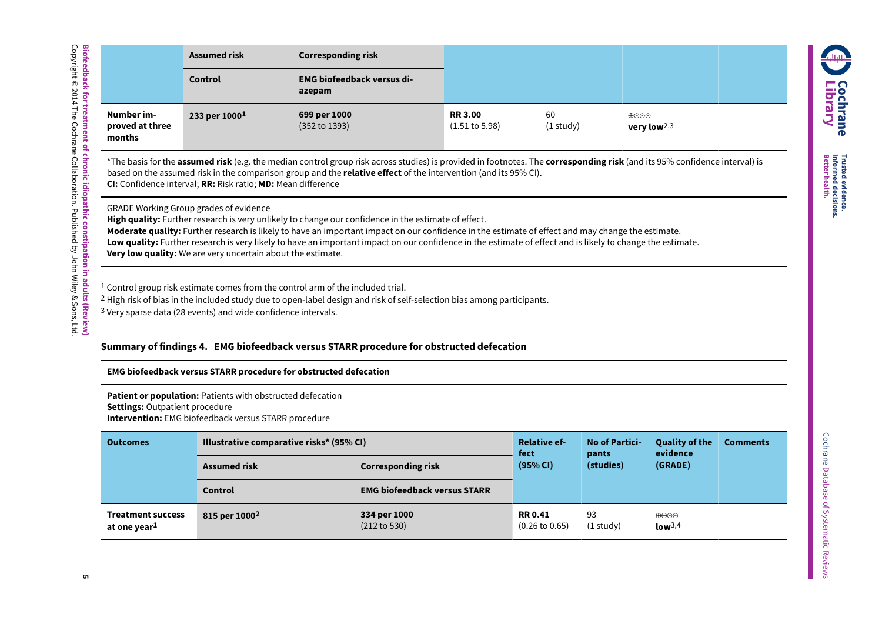| | Assumed risk | Corresponding risk | | | | |
|---|---|---|---|---|---|---|
| | Control | EMG biofeedback versus diazepam | | | | |
| **Number improved at three months** | 233 per 1000[1] | **699 per 1000** (352 to 1393) | **RR 3.00** (1.51 to 5.98) | 60 (1 study) | ⊕⊝⊝⊝ **very low**[2,3] | |

*The basis for the **assumed risk** (e.g. the median control group risk across studies) is provided in footnotes. The **corresponding risk** (and its 95% confidence interval) is based on the assumed risk in the comparison group and the **relative effect** of the intervention (and its 95% CI).
**CI:** Confidence interval; **RR:** Risk ratio; **MD:** Mean difference

GRADE Working Group grades of evidence
**High quality:** Further research is very unlikely to change our confidence in the estimate of effect.
**Moderate quality:** Further research is likely to have an important impact on our confidence in the estimate of effect and may change the estimate.
**Low quality:** Further research is very likely to have an important impact on our confidence in the estimate of effect and is likely to change the estimate.
**Very low quality:** We are very uncertain about the estimate.

[1] Control group risk estimate comes from the control arm of the included trial.
[2] High risk of bias in the included study due to open-label design and risk of self-selection bias among participants.
[3] Very sparse data (28 events) and wide confidence intervals.

## Summary of findings 4. EMG biofeedback versus STARR procedure for obstructed defecation

**EMG biofeedback versus STARR procedure for obstructed defecation**

**Patient or population:** Patients with obstructed defecation
**Settings:** Outpatient procedure
**Intervention:** EMG biofeedback versus STARR procedure

| Outcomes | Illustrative comparative risks* (95% CI) | | Relative effect (95% CI) | No of Participants (studies) | Quality of the evidence (GRADE) | Comments |
|---|---|---|---|---|---|---|
| | Assumed risk | Corresponding risk | | | | |
| | Control | EMG biofeedback versus STARR | | | | |
| **Treatment success at one year**[1] | 815 per 1000[2] | **334 per 1000** (212 to 530) | **RR 0.41** (0.26 to 0.65) | 93 (1 study) | ⊕⊕⊝⊝ **low**[3,4] | |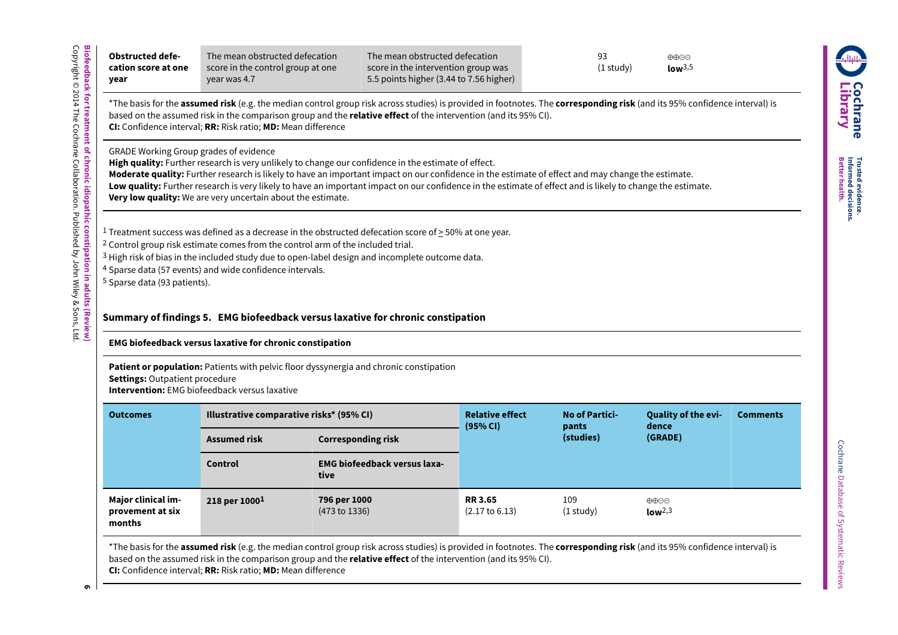| Obstructed defecation score at one year | The mean obstructed defecation score in the control group at one year was 4.7 | The mean obstructed defecation score in the intervention group was 5.5 points higher (3.44 to 7.56 higher) | | 93 (1 study) | ⊕⊕⊝⊝ **low**[3,5] | |
|---|---|---|---|---|---|---|

*The basis for the **assumed risk** (e.g. the median control group risk across studies) is provided in footnotes. The **corresponding risk** (and its 95% confidence interval) is based on the assumed risk in the comparison group and the **relative effect** of the intervention (and its 95% CI).
**CI:** Confidence interval; **RR:** Risk ratio; **MD:** Mean difference

GRADE Working Group grades of evidence
**High quality:** Further research is very unlikely to change our confidence in the estimate of effect.
**Moderate quality:** Further research is likely to have an important impact on our confidence in the estimate of effect and may change the estimate.
**Low quality:** Further research is very likely to have an important impact on our confidence in the estimate of effect and is likely to change the estimate.
**Very low quality:** We are very uncertain about the estimate.

[1] Treatment success was defined as a decrease in the obstructed defecation score of ≥ 50% at one year.
[2] Control group risk estimate comes from the control arm of the included trial.
[3] High risk of bias in the included study due to open-label design and incomplete outcome data.
[4] Sparse data (57 events) and wide confidence intervals.
[5] Sparse data (93 patients).

## Summary of findings 5. EMG biofeedback versus laxative for chronic constipation

**EMG biofeedback versus laxative for chronic constipation**

**Patient or population:** Patients with pelvic floor dyssynergia and chronic constipation
**Settings:** Outpatient procedure
**Intervention:** EMG biofeedback versus laxative

| Outcomes | Illustrative comparative risks* (95% CI) | | Relative effect (95% CI) | No of Participants (studies) | Quality of the evidence (GRADE) | Comments |
|---|---|---|---|---|---|---|
| | Assumed risk | Corresponding risk | | | | |
| | Control | EMG biofeedback versus laxative | | | | |
| Major clinical improvement at six months | 218 per 1000[1] | 796 per 1000 (473 to 1336) | RR 3.65 (2.17 to 6.13) | 109 (1 study) | ⊕⊕⊝⊝ **low**[2,3] | |

*The basis for the **assumed risk** (e.g. the median control group risk across studies) is provided in footnotes. The **corresponding risk** (and its 95% confidence interval) is based on the assumed risk in the comparison group and the **relative effect** of the intervention (and its 95% CI).
**CI:** Confidence interval; **RR:** Risk ratio; **MD:** Mean difference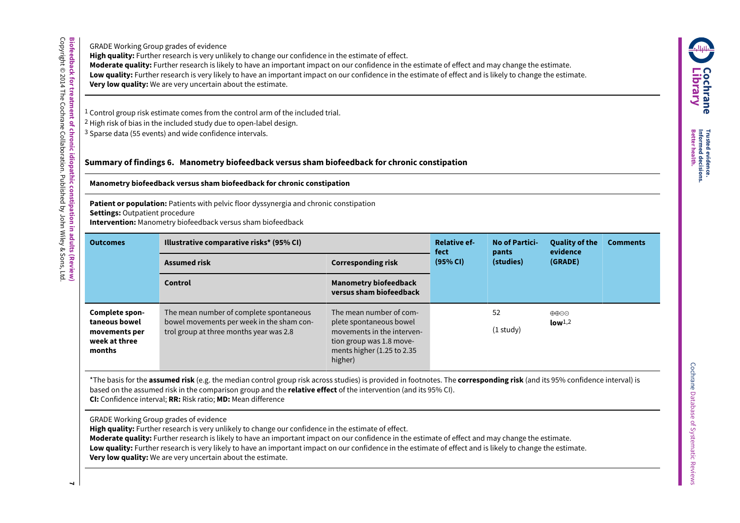GRADE Working Group grades of evidence
**High quality:** Further research is very unlikely to change our confidence in the estimate of effect.
**Moderate quality:** Further research is likely to have an important impact on our confidence in the estimate of effect and may change the estimate.
**Low quality:** Further research is very likely to have an important impact on our confidence in the estimate of effect and is likely to change the estimate.
**Very low quality:** We are very uncertain about the estimate.

[1] Control group risk estimate comes from the control arm of the included trial.
[2] High risk of bias in the included study due to open-label design.
[3] Sparse data (55 events) and wide confidence intervals.

## Summary of findings 6. Manometry biofeedback versus sham biofeedback for chronic constipation

**Manometry biofeedback versus sham biofeedback for chronic constipation**

**Patient or population:** Patients with pelvic floor dyssynergia and chronic constipation
**Settings:** Outpatient procedure
**Intervention:** Manometry biofeedback versus sham biofeedback

| Outcomes | Illustrative comparative risks* (95% CI) | | Relative effect (95% CI) | No of Participants (studies) | Quality of the evidence (GRADE) | Comments |
|---|---|---|---|---|---|---|
| | Assumed risk | Corresponding risk | | | | |
| | Control | Manometry biofeedback versus sham biofeedback | | | | |
| **Complete spontaneous bowel movements per week at three months** | The mean number of complete spontaneous bowel movements per week in the sham control group at three months was 2.8 | The mean number of complete spontaneous bowel movements in the intervention group was 1.8 movements higher (1.25 to 2.35 higher) | | 52 (1 study) | ⊕⊕⊝⊝ **low**[1,2] | |

*The basis for the **assumed risk** (e.g. the median control group risk across studies) is provided in footnotes. The **corresponding risk** (and its 95% confidence interval) is based on the assumed risk in the comparison group and the **relative effect** of the intervention (and its 95% CI).
**CI:** Confidence interval; **RR:** Risk ratio; **MD:** Mean difference

GRADE Working Group grades of evidence
**High quality:** Further research is very unlikely to change our confidence in the estimate of effect.
**Moderate quality:** Further research is likely to have an important impact on our confidence in the estimate of effect and may change the estimate.
**Low quality:** Further research is very likely to have an important impact on our confidence in the estimate of effect and is likely to change the estimate.
**Very low quality:** We are very uncertain about the estimate.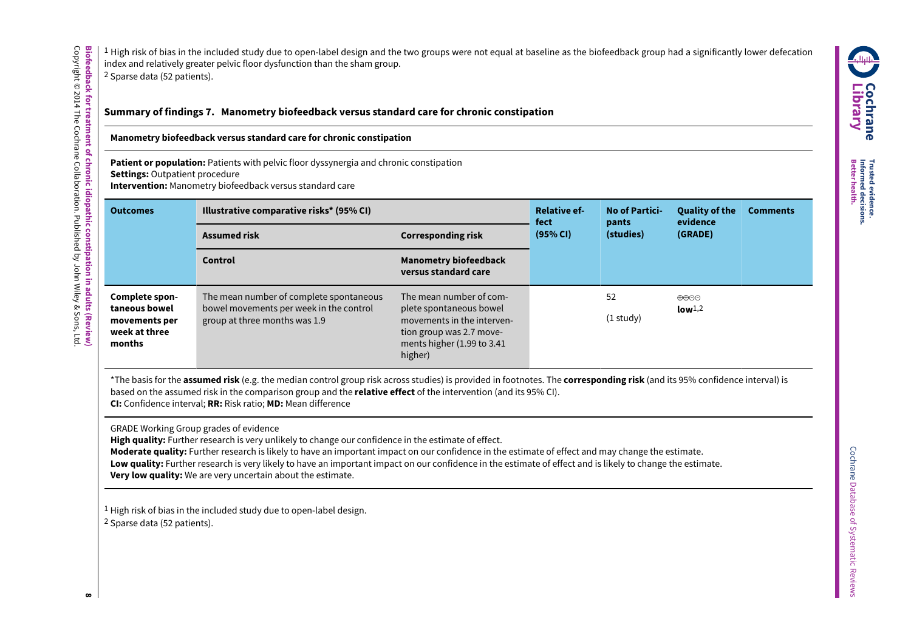[1] High risk of bias in the included study due to open-label design and the two groups were not equal at baseline as the biofeedback group had a significantly lower defecation index and relatively greater pelvic floor dysfunction than the sham group.
[2] Sparse data (52 patients).

### Summary of findings 7. Manometry biofeedback versus standard care for chronic constipation

**Manometry biofeedback versus standard care for chronic constipation**

**Patient or population:** Patients with pelvic floor dyssynergia and chronic constipation
**Settings:** Outpatient procedure
**Intervention:** Manometry biofeedback versus standard care

| Outcomes | Illustrative comparative risks* (95% CI) | | Relative effect (95% CI) | No of Participants (studies) | Quality of the evidence (GRADE) | Comments |
|---|---|---|---|---|---|---|
| | Assumed risk | Corresponding risk | | | | |
| | Control | Manometry biofeedback versus standard care | | | | |
| Complete spontaneous bowel movements per week at three months | The mean number of complete spontaneous bowel movements per week in the control group at three months was 1.9 | The mean number of complete spontaneous bowel movements in the intervention group was 2.7 movements higher (1.99 to 3.41 higher) | | 52 (1 study) | ⊕⊕⊝⊝ **low**[1,2] | |

*The basis for the **assumed risk** (e.g. the median control group risk across studies) is provided in footnotes. The **corresponding risk** (and its 95% confidence interval) is based on the assumed risk in the comparison group and the **relative effect** of the intervention (and its 95% CI).
**CI:** Confidence interval; **RR:** Risk ratio; **MD:** Mean difference

GRADE Working Group grades of evidence
**High quality:** Further research is very unlikely to change our confidence in the estimate of effect.
**Moderate quality:** Further research is likely to have an important impact on our confidence in the estimate of effect and may change the estimate.
**Low quality:** Further research is very likely to have an important impact on our confidence in the estimate of effect and is likely to change the estimate.
**Very low quality:** We are very uncertain about the estimate.

[1] High risk of bias in the included study due to open-label design.
[2] Sparse data (52 patients).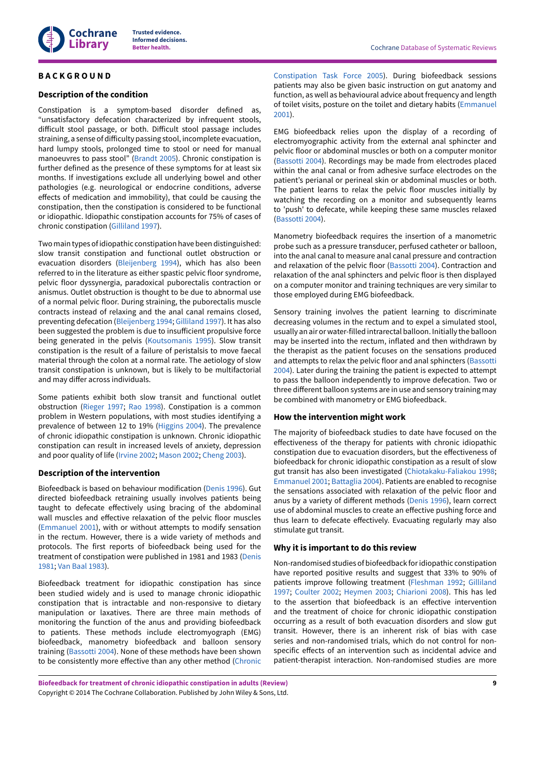# BACKGROUND

## Description of the condition

Constipation is a symptom-based disorder defined as, "unsatisfactory defecation characterized by infrequent stools, difficult stool passage, or both. Difficult stool passage includes straining, a sense of difficulty passing stool, incomplete evacuation, hard lumpy stools, prolonged time to stool or need for manual manoeuvres to pass stool" (Brandt 2005). Chronic constipation is further defined as the presence of these symptoms for at least six months. If investigations exclude all underlying bowel and other pathologies (e.g. neurological or endocrine conditions, adverse effects of medication and immobility), that could be causing the constipation, then the constipation is considered to be functional or idiopathic. Idiopathic constipation accounts for 75% of cases of chronic constipation (Gilliland 1997).

Two main types of idiopathic constipation have been distinguished: slow transit constipation and functional outlet obstruction or evacuation disorders (Bleijenberg 1994), which has also been referred to in the literature as either spastic pelvic floor syndrome, pelvic floor dyssynergia, paradoxical puborectalis contraction or anismus. Outlet obstruction is thought to be due to abnormal use of a normal pelvic floor. During straining, the puborectalis muscle contracts instead of relaxing and the anal canal remains closed, preventing defecation (Bleijenberg 1994; Gilliland 1997). It has also been suggested the problem is due to insufficient propulsive force being generated in the pelvis (Koutsomanis 1995). Slow transit constipation is the result of a failure of peristalsis to move faecal material through the colon at a normal rate. The aetiology of slow transit constipation is unknown, but is likely to be multifactorial and may differ across individuals.

Some patients exhibit both slow transit and functional outlet obstruction (Rieger 1997; Rao 1998). Constipation is a common problem in Western populations, with most studies identifying a prevalence of between 12 to 19% (Higgins 2004). The prevalence of chronic idiopathic constipation is unknown. Chronic idiopathic constipation can result in increased levels of anxiety, depression and poor quality of life (Irvine 2002; Mason 2002; Cheng 2003).

## Description of the intervention

Biofeedback is based on behaviour modification (Denis 1996). Gut directed biofeedback retraining usually involves patients being taught to defecate effectively using bracing of the abdominal wall muscles and effective relaxation of the pelvic floor muscles (Emmanuel 2001), with or without attempts to modify sensation in the rectum. However, there is a wide variety of methods and protocols. The first reports of biofeedback being used for the treatment of constipation were published in 1981 and 1983 (Denis 1981; Van Baal 1983).

Biofeedback treatment for idiopathic constipation has since been studied widely and is used to manage chronic idiopathic constipation that is intractable and non-responsive to dietary manipulation or laxatives. There are three main methods of monitoring the function of the anus and providing biofeedback to patients. These methods include electromyograph (EMG) biofeedback, manometry biofeedback and balloon sensory training (Bassotti 2004). None of these methods have been shown to be consistently more effective than any other method (Chronic Constipation Task Force 2005). During biofeedback sessions patients may also be given basic instruction on gut anatomy and function, as well as behavioural advice about frequency and length of toilet visits, posture on the toilet and dietary habits (Emmanuel 2001).

EMG biofeedback relies upon the display of a recording of electromyographic activity from the external anal sphincter and pelvic floor or abdominal muscles or both on a computer monitor (Bassotti 2004). Recordings may be made from electrodes placed within the anal canal or from adhesive surface electrodes on the patient's perianal or perineal skin or abdominal muscles or both. The patient learns to relax the pelvic floor muscles initially by watching the recording on a monitor and subsequently learns to 'push' to defecate, while keeping these same muscles relaxed (Bassotti 2004).

Manometry biofeedback requires the insertion of a manometric probe such as a pressure transducer, perfused catheter or balloon, into the anal canal to measure anal canal pressure and contraction and relaxation of the pelvic floor (Bassotti 2004). Contraction and relaxation of the anal sphincters and pelvic floor is then displayed on a computer monitor and training techniques are very similar to those employed during EMG biofeedback.

Sensory training involves the patient learning to discriminate decreasing volumes in the rectum and to expel a simulated stool, usually an air or water-filled intrarectal balloon. Initially the balloon may be inserted into the rectum, inflated and then withdrawn by the therapist as the patient focuses on the sensations produced and attempts to relax the pelvic floor and anal sphincters (Bassotti 2004). Later during the training the patient is expected to attempt to pass the balloon independently to improve defecation. Two or three different balloon systems are in use and sensory training may be combined with manometry or EMG biofeedback.

## How the intervention might work

The majority of biofeedback studies to date have focused on the effectiveness of the therapy for patients with chronic idiopathic constipation due to evacuation disorders, but the effectiveness of biofeedback for chronic idiopathic constipation as a result of slow gut transit has also been investigated (Chiotakaku-Faliakou 1998; Emmanuel 2001; Battaglia 2004). Patients are enabled to recognise the sensations associated with relaxation of the pelvic floor and anus by a variety of different methods (Denis 1996), learn correct use of abdominal muscles to create an effective pushing force and thus learn to defecate effectively. Evacuating regularly may also stimulate gut transit.

## Why it is important to do this review

Non-randomised studies of biofeedback for idiopathic constipation have reported positive results and suggest that 33% to 90% of patients improve following treatment (Fleshman 1992; Gilliland 1997; Coulter 2002; Heymen 2003; Chiarioni 2008). This has led to the assertion that biofeedback is an effective intervention and the treatment of choice for chronic idiopathic constipation occurring as a result of both evacuation disorders and slow gut transit. However, there is an inherent risk of bias with case series and non-randomised trials, which do not control for non-specific effects of an intervention such as incidental advice and patient-therapist interaction. Non-randomised studies are more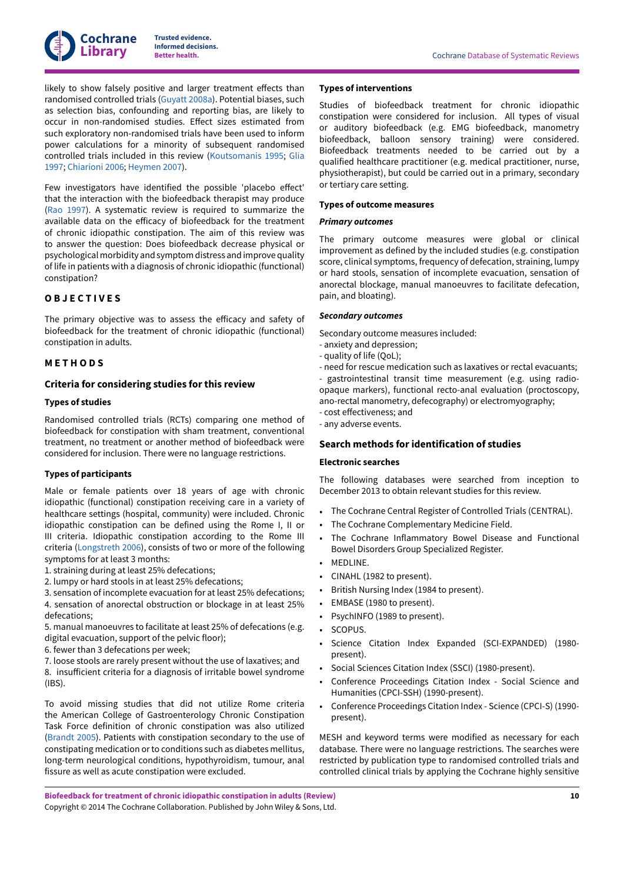likely to show falsely positive and larger treatment effects than randomised controlled trials (Guyatt 2008a). Potential biases, such as selection bias, confounding and reporting bias, are likely to occur in non-randomised studies. Effect sizes estimated from such exploratory non-randomised trials have been used to inform power calculations for a minority of subsequent randomised controlled trials included in this review (Koutsomanis 1995; Glia 1997; Chiarioni 2006; Heymen 2007).

Few investigators have identified the possible 'placebo effect' that the interaction with the biofeedback therapist may produce (Rao 1997). A systematic review is required to summarize the available data on the efficacy of biofeedback for the treatment of chronic idiopathic constipation. The aim of this review was to answer the question: Does biofeedback decrease physical or psychological morbidity and symptom distress and improve quality of life in patients with a diagnosis of chronic idiopathic (functional) constipation?

# OBJECTIVES

The primary objective was to assess the efficacy and safety of biofeedback for the treatment of chronic idiopathic (functional) constipation in adults.

# METHODS

## Criteria for considering studies for this review

### Types of studies

Randomised controlled trials (RCTs) comparing one method of biofeedback for constipation with sham treatment, conventional treatment, no treatment or another method of biofeedback were considered for inclusion. There were no language restrictions.

### Types of participants

Male or female patients over 18 years of age with chronic idiopathic (functional) constipation receiving care in a variety of healthcare settings (hospital, community) were included. Chronic idiopathic constipation can be defined using the Rome I, II or III criteria. Idiopathic constipation according to the Rome III criteria (Longstreth 2006), consists of two or more of the following symptoms for at least 3 months:

1. straining during at least 25% defecations;
2. lumpy or hard stools in at least 25% defecations;
3. sensation of incomplete evacuation for at least 25% defecations;
4. sensation of anorectal obstruction or blockage in at least 25% defecations;
5. manual manoeuvres to facilitate at least 25% of defecations (e.g. digital evacuation, support of the pelvic floor);
6. fewer than 3 defecations per week;
7. loose stools are rarely present without the use of laxatives; and
8. insufficient criteria for a diagnosis of irritable bowel syndrome (IBS).

To avoid missing studies that did not utilize Rome criteria the American College of Gastroenterology Chronic Constipation Task Force definition of chronic constipation was also utilized (Brandt 2005). Patients with constipation secondary to the use of constipating medication or to conditions such as diabetes mellitus, long-term neurological conditions, hypothyroidism, tumour, anal fissure as well as acute constipation were excluded.

### Types of interventions

Studies of biofeedback treatment for chronic idiopathic constipation were considered for inclusion. All types of visual or auditory biofeedback (e.g. EMG biofeedback, manometry biofeedback, balloon sensory training) were considered. Biofeedback treatments needed to be carried out by a qualified healthcare practitioner (e.g. medical practitioner, nurse, physiotherapist), but could be carried out in a primary, secondary or tertiary care setting.

### Types of outcome measures

#### *Primary outcomes*

The primary outcome measures were global or clinical improvement as defined by the included studies (e.g. constipation score, clinical symptoms, frequency of defecation, straining, lumpy or hard stools, sensation of incomplete evacuation, sensation of anorectal blockage, manual manoeuvres to facilitate defecation, pain, and bloating).

#### *Secondary outcomes*

Secondary outcome measures included:

- anxiety and depression;
- quality of life (QoL);
- need for rescue medication such as laxatives or rectal evacuants;
- gastrointestinal transit time measurement (e.g. using radio-opaque markers), functional recto-anal evaluation (proctoscopy, ano-rectal manometry, defecography) or electromyography;
- cost effectiveness; and
- any adverse events.

## Search methods for identification of studies

### Electronic searches

The following databases were searched from inception to December 2013 to obtain relevant studies for this review.

- The Cochrane Central Register of Controlled Trials (CENTRAL).
- The Cochrane Complementary Medicine Field.
- The Cochrane Inflammatory Bowel Disease and Functional Bowel Disorders Group Specialized Register.
- MEDLINE.
- CINAHL (1982 to present).
- British Nursing Index (1984 to present).
- EMBASE (1980 to present).
- PsychINFO (1989 to present).
- SCOPUS.
- Science Citation Index Expanded (SCI-EXPANDED) (1980-present).
- Social Sciences Citation Index (SSCI) (1980-present).
- Conference Proceedings Citation Index - Social Science and Humanities (CPCI-SSH) (1990-present).
- Conference Proceedings Citation Index - Science (CPCI-S) (1990-present).

MESH and keyword terms were modified as necessary for each database. There were no language restrictions. The searches were restricted by publication type to randomised controlled trials and controlled clinical trials by applying the Cochrane highly sensitive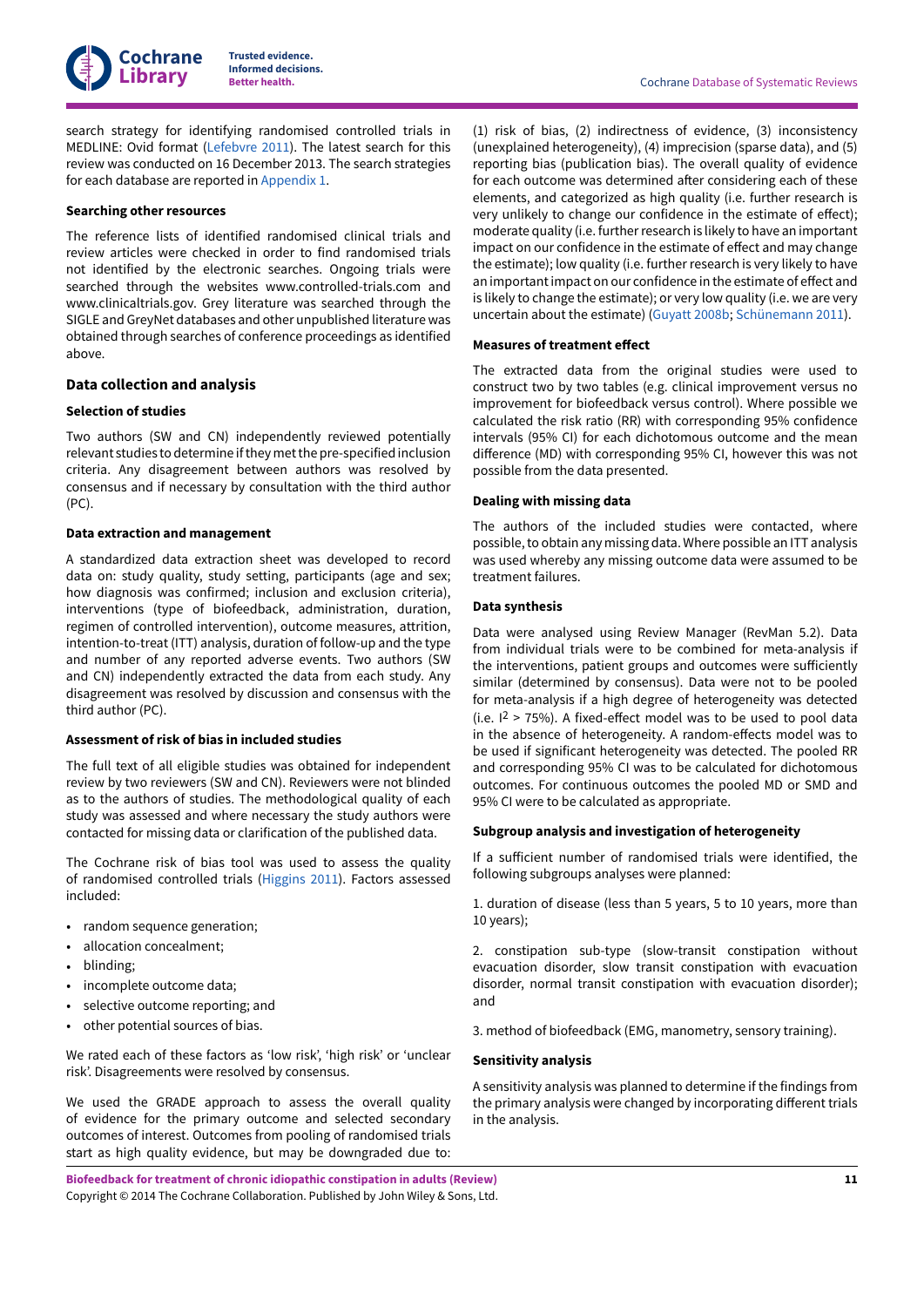search strategy for identifying randomised controlled trials in MEDLINE: Ovid format (Lefebvre 2011). The latest search for this review was conducted on 16 December 2013. The search strategies for each database are reported in Appendix 1.

#### Searching other resources

The reference lists of identified randomised clinical trials and review articles were checked in order to find randomised trials not identified by the electronic searches. Ongoing trials were searched through the websites www.controlled-trials.com and www.clinicaltrials.gov. Grey literature was searched through the SIGLE and GreyNet databases and other unpublished literature was obtained through searches of conference proceedings as identified above.

### Data collection and analysis

#### Selection of studies

Two authors (SW and CN) independently reviewed potentially relevant studies to determine if they met the pre-specified inclusion criteria. Any disagreement between authors was resolved by consensus and if necessary by consultation with the third author (PC).

#### Data extraction and management

A standardized data extraction sheet was developed to record data on: study quality, study setting, participants (age and sex; how diagnosis was confirmed; inclusion and exclusion criteria), interventions (type of biofeedback, administration, duration, regimen of controlled intervention), outcome measures, attrition, intention-to-treat (ITT) analysis, duration of follow-up and the type and number of any reported adverse events. Two authors (SW and CN) independently extracted the data from each study. Any disagreement was resolved by discussion and consensus with the third author (PC).

#### Assessment of risk of bias in included studies

The full text of all eligible studies was obtained for independent review by two reviewers (SW and CN). Reviewers were not blinded as to the authors of studies. The methodological quality of each study was assessed and where necessary the study authors were contacted for missing data or clarification of the published data.

The Cochrane risk of bias tool was used to assess the quality of randomised controlled trials (Higgins 2011). Factors assessed included:

- random sequence generation;
- allocation concealment;
- blinding;
- incomplete outcome data;
- selective outcome reporting; and
- other potential sources of bias.

We rated each of these factors as 'low risk', 'high risk' or 'unclear risk'. Disagreements were resolved by consensus.

We used the GRADE approach to assess the overall quality of evidence for the primary outcome and selected secondary outcomes of interest. Outcomes from pooling of randomised trials start as high quality evidence, but may be downgraded due to: (1) risk of bias, (2) indirectness of evidence, (3) inconsistency (unexplained heterogeneity), (4) imprecision (sparse data), and (5) reporting bias (publication bias). The overall quality of evidence for each outcome was determined after considering each of these elements, and categorized as high quality (i.e. further research is very unlikely to change our confidence in the estimate of effect); moderate quality (i.e. further research is likely to have an important impact on our confidence in the estimate of effect and may change the estimate); low quality (i.e. further research is very likely to have an important impact on our confidence in the estimate of effect and is likely to change the estimate); or very low quality (i.e. we are very uncertain about the estimate) (Guyatt 2008b; Schünemann 2011).

#### Measures of treatment effect

The extracted data from the original studies were used to construct two by two tables (e.g. clinical improvement versus no improvement for biofeedback versus control). Where possible we calculated the risk ratio (RR) with corresponding 95% confidence intervals (95% CI) for each dichotomous outcome and the mean difference (MD) with corresponding 95% CI, however this was not possible from the data presented.

#### Dealing with missing data

The authors of the included studies were contacted, where possible, to obtain any missing data. Where possible an ITT analysis was used whereby any missing outcome data were assumed to be treatment failures.

#### Data synthesis

Data were analysed using Review Manager (RevMan 5.2). Data from individual trials were to be combined for meta-analysis if the interventions, patient groups and outcomes were sufficiently similar (determined by consensus). Data were not to be pooled for meta-analysis if a high degree of heterogeneity was detected (i.e. $I^2 > 75\%$). A fixed-effect model was to be used to pool data in the absence of heterogeneity. A random-effects model was to be used if significant heterogeneity was detected. The pooled RR and corresponding 95% CI was to be calculated for dichotomous outcomes. For continuous outcomes the pooled MD or SMD and 95% CI were to be calculated as appropriate.

#### Subgroup analysis and investigation of heterogeneity

If a sufficient number of randomised trials were identified, the following subgroups analyses were planned:

1. duration of disease (less than 5 years, 5 to 10 years, more than 10 years);

2. constipation sub-type (slow-transit constipation without evacuation disorder, slow transit constipation with evacuation disorder, normal transit constipation with evacuation disorder); and

3. method of biofeedback (EMG, manometry, sensory training).

#### Sensitivity analysis

A sensitivity analysis was planned to determine if the findings from the primary analysis were changed by incorporating different trials in the analysis.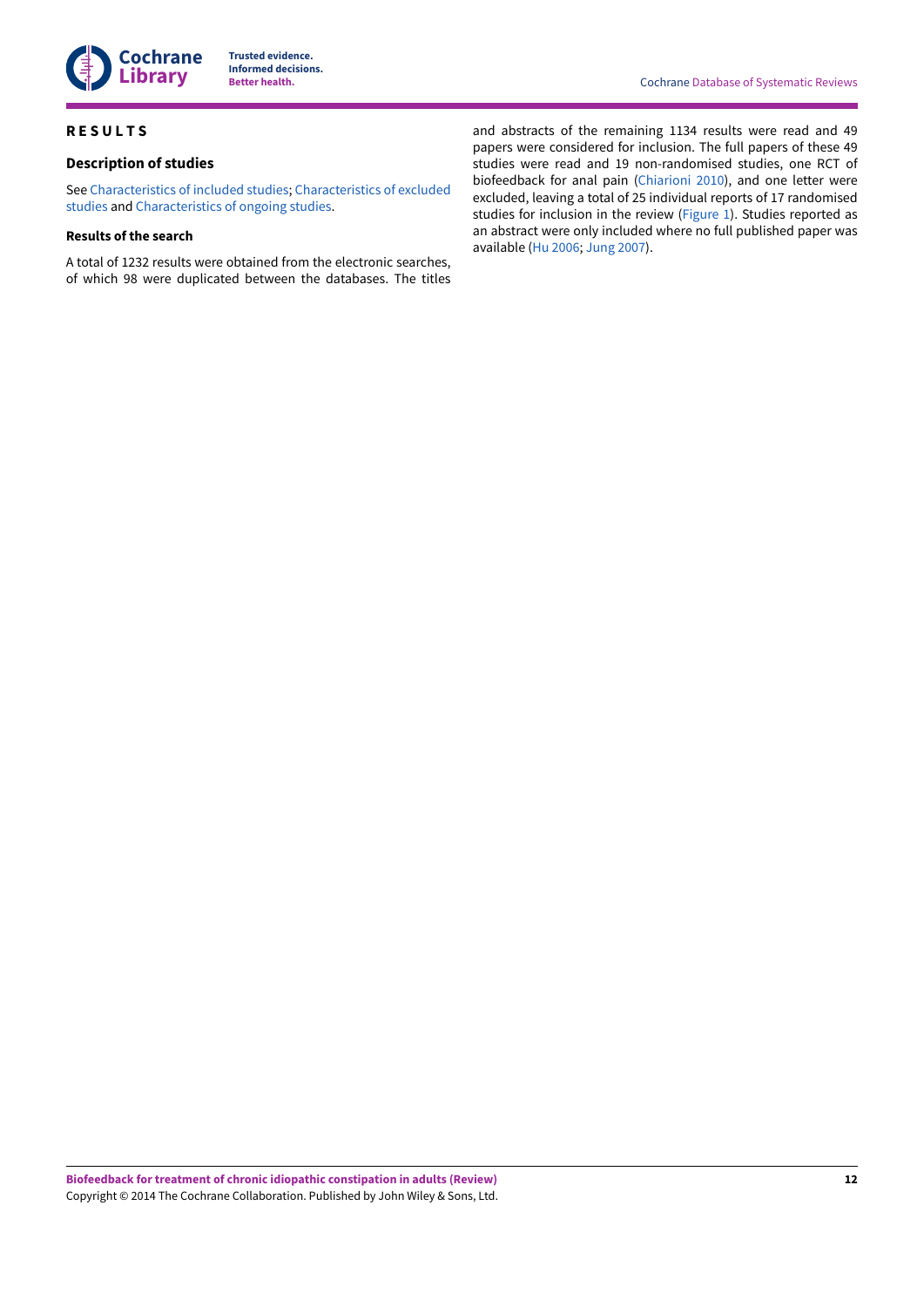# RESULTS

## Description of studies

See Characteristics of included studies; Characteristics of excluded studies and Characteristics of ongoing studies.

### Results of the search

A total of 1232 results were obtained from the electronic searches, of which 98 were duplicated between the databases. The titles and abstracts of the remaining 1134 results were read and 49 papers were considered for inclusion. The full papers of these 49 studies were read and 19 non-randomised studies, one RCT of biofeedback for anal pain (Chiarioni 2010), and one letter were excluded, leaving a total of 25 individual reports of 17 randomised studies for inclusion in the review (Figure 1). Studies reported as an abstract were only included where no full published paper was available (Hu 2006; Jung 2007).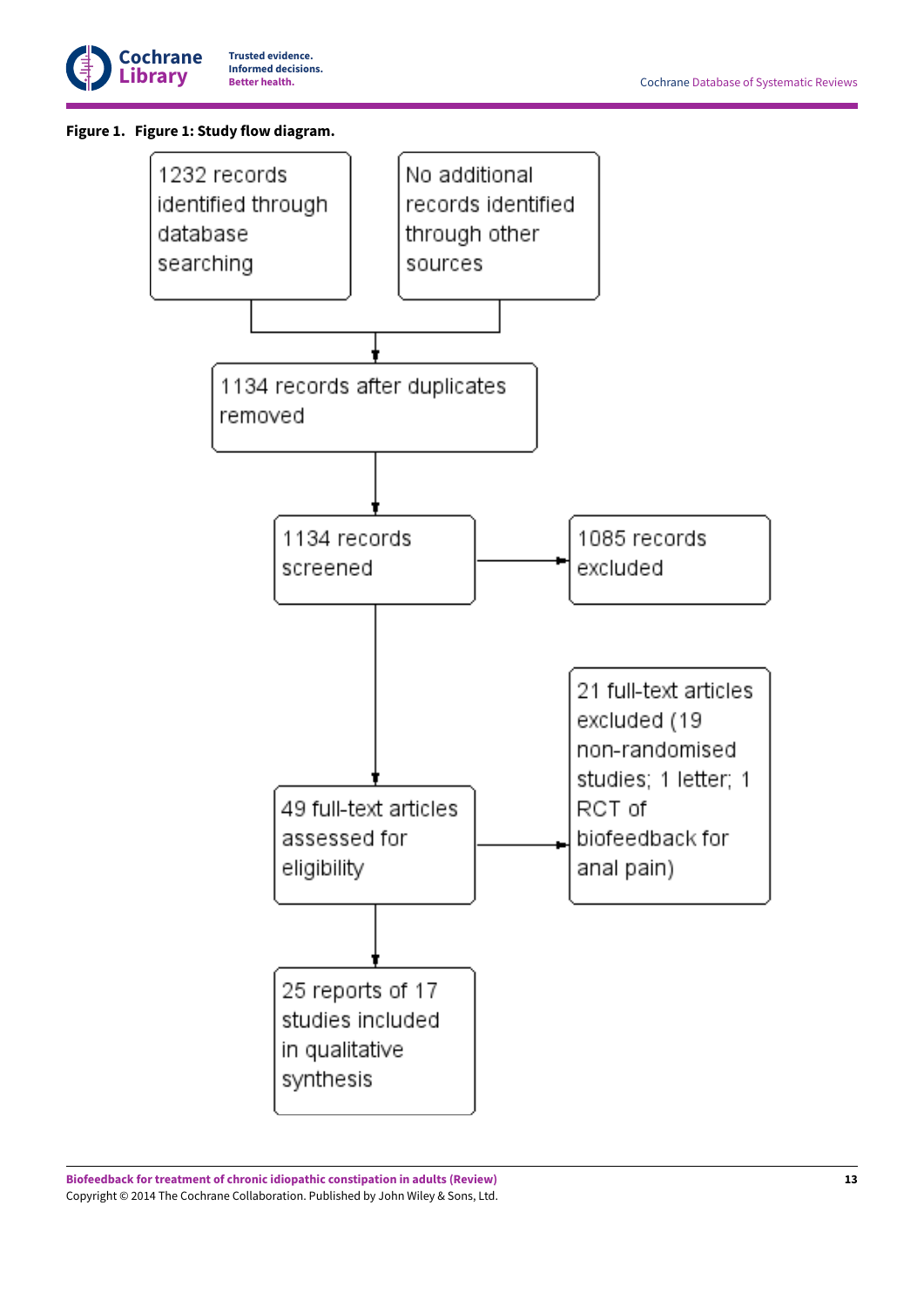**Figure 1. Figure 1: Study flow diagram.**

1232 records identified through database searching

No additional records identified through other sources

1134 records after duplicates removed

1134 records screened

1085 records excluded

49 full-text articles assessed for eligibility

21 full-text articles excluded (19 non-randomised studies; 1 letter; 1 RCT of biofeedback for anal pain)

25 reports of 17 studies included in qualitative synthesis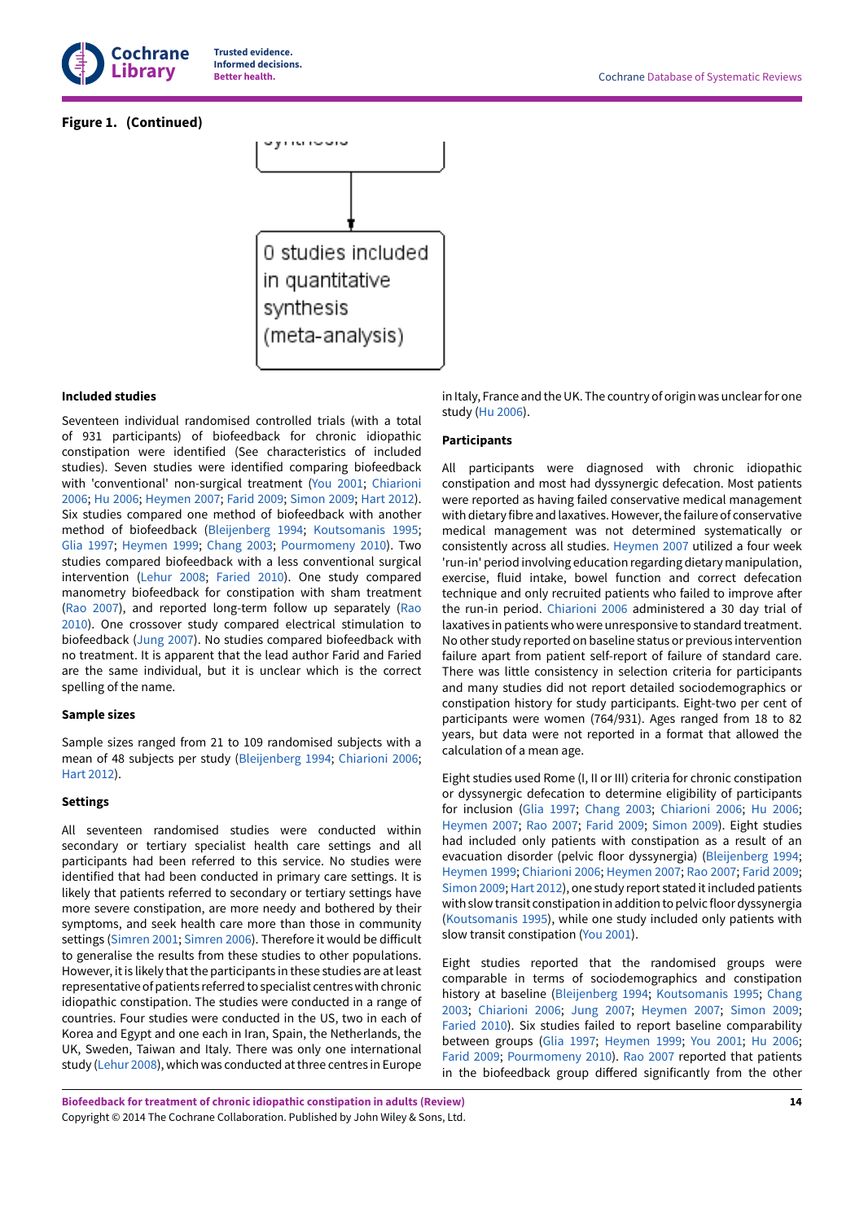**Figure 1. (Continued)**

synthesis

0 studies included in quantitative synthesis (meta-analysis)

### Included studies

Seventeen individual randomised controlled trials (with a total of 931 participants) of biofeedback for chronic idiopathic constipation were identified (See characteristics of included studies). Seven studies were identified comparing biofeedback with 'conventional' non-surgical treatment (You 2001; Chiarioni 2006; Hu 2006; Heymen 2007; Farid 2009; Simon 2009; Hart 2012). Six studies compared one method of biofeedback with another method of biofeedback (Bleijenberg 1994; Koutsomanis 1995; Glia 1997; Heymen 1999; Chang 2003; Pourmomeny 2010). Two studies compared biofeedback with a less conventional surgical intervention (Lehur 2008; Faried 2010). One study compared manometry biofeedback for constipation with sham treatment (Rao 2007), and reported long-term follow up separately (Rao 2010). One crossover study compared electrical stimulation to biofeedback (Jung 2007). No studies compared biofeedback with no treatment. It is apparent that the lead author Farid and Faried are the same individual, but it is unclear which is the correct spelling of the name.

### Sample sizes

Sample sizes ranged from 21 to 109 randomised subjects with a mean of 48 subjects per study (Bleijenberg 1994; Chiarioni 2006; Hart 2012).

### Settings

All seventeen randomised studies were conducted within secondary or tertiary specialist health care settings and all participants had been referred to this service. No studies were identified that had been conducted in primary care settings. It is likely that patients referred to secondary or tertiary settings have more severe constipation, are more needy and bothered by their symptoms, and seek health care more than those in community settings (Simren 2001; Simren 2006). Therefore it would be difficult to generalise the results from these studies to other populations. However, it is likely that the participants in these studies are at least representative of patients referred to specialist centres with chronic idiopathic constipation. The studies were conducted in a range of countries. Four studies were conducted in the US, two in each of Korea and Egypt and one each in Iran, Spain, the Netherlands, the UK, Sweden, Taiwan and Italy. There was only one international study (Lehur 2008), which was conducted at three centres in Europe in Italy, France and the UK. The country of origin was unclear for one study (Hu 2006).

### Participants

All participants were diagnosed with chronic idiopathic constipation and most had dyssynergic defecation. Most patients were reported as having failed conservative medical management with dietary fibre and laxatives. However, the failure of conservative medical management was not determined systematically or consistently across all studies. Heymen 2007 utilized a four week 'run-in' period involving education regarding dietary manipulation, exercise, fluid intake, bowel function and correct defecation technique and only recruited patients who failed to improve after the run-in period. Chiarioni 2006 administered a 30 day trial of laxatives in patients who were unresponsive to standard treatment. No other study reported on baseline status or previous intervention failure apart from patient self-report of failure of standard care. There was little consistency in selection criteria for participants and many studies did not report detailed sociodemographics or constipation history for study participants. Eight-two per cent of participants were women (764/931). Ages ranged from 18 to 82 years, but data were not reported in a format that allowed the calculation of a mean age.

Eight studies used Rome (I, II or III) criteria for chronic constipation or dyssynergic defecation to determine eligibility of participants for inclusion (Glia 1997; Chang 2003; Chiarioni 2006; Hu 2006; Heymen 2007; Rao 2007; Farid 2009; Simon 2009). Eight studies had included only patients with constipation as a result of an evacuation disorder (pelvic floor dyssynergia) (Bleijenberg 1994; Heymen 1999; Chiarioni 2006; Heymen 2007; Rao 2007; Farid 2009; Simon 2009; Hart 2012), one study report stated it included patients with slow transit constipation in addition to pelvic floor dyssynergia (Koutsomanis 1995), while one study included only patients with slow transit constipation (You 2001).

Eight studies reported that the randomised groups were comparable in terms of sociodemographics and constipation history at baseline (Bleijenberg 1994; Koutsomanis 1995; Chang 2003; Chiarioni 2006; Jung 2007; Heymen 2007; Simon 2009; Faried 2010). Six studies failed to report baseline comparability between groups (Glia 1997; Heymen 1999; You 2001; Hu 2006; Farid 2009; Pourmomeny 2010). Rao 2007 reported that patients in the biofeedback group differed significantly from the other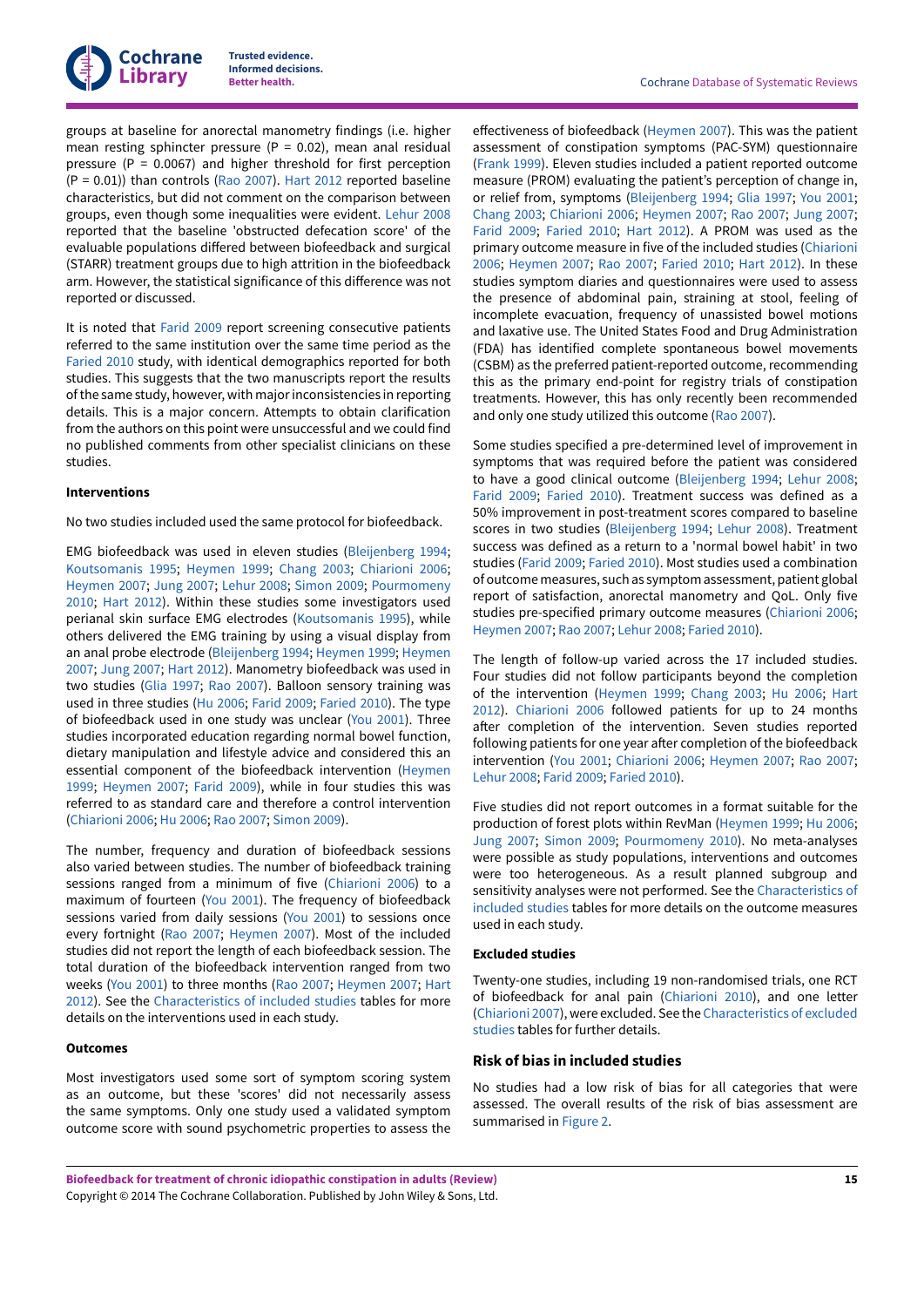groups at baseline for anorectal manometry findings (i.e. higher mean resting sphincter pressure (P = 0.02), mean anal residual pressure (P = 0.0067) and higher threshold for first perception (P = 0.01)) than controls (Rao 2007). Hart 2012 reported baseline characteristics, but did not comment on the comparison between groups, even though some inequalities were evident. Lehur 2008 reported that the baseline 'obstructed defecation score' of the evaluable populations differed between biofeedback and surgical (STARR) treatment groups due to high attrition in the biofeedback arm. However, the statistical significance of this difference was not reported or discussed.

It is noted that Farid 2009 report screening consecutive patients referred to the same institution over the same time period as the Faried 2010 study, with identical demographics reported for both studies. This suggests that the two manuscripts report the results of the same study, however, with major inconsistencies in reporting details. This is a major concern. Attempts to obtain clarification from the authors on this point were unsuccessful and we could find no published comments from other specialist clinicians on these studies.

### Interventions

No two studies included used the same protocol for biofeedback.

EMG biofeedback was used in eleven studies (Bleijenberg 1994; Koutsomanis 1995; Heymen 1999; Chang 2003; Chiarioni 2006; Heymen 2007; Jung 2007; Lehur 2008; Simon 2009; Pourmomeny 2010; Hart 2012). Within these studies some investigators used perianal skin surface EMG electrodes (Koutsomanis 1995), while others delivered the EMG training by using a visual display from an anal probe electrode (Bleijenberg 1994; Heymen 1999; Heymen 2007; Jung 2007; Hart 2012). Manometry biofeedback was used in two studies (Glia 1997; Rao 2007). Balloon sensory training was used in three studies (Hu 2006; Farid 2009; Faried 2010). The type of biofeedback used in one study was unclear (You 2001). Three studies incorporated education regarding normal bowel function, dietary manipulation and lifestyle advice and considered this an essential component of the biofeedback intervention (Heymen 1999; Heymen 2007; Farid 2009), while in four studies this was referred to as standard care and therefore a control intervention (Chiarioni 2006; Hu 2006; Rao 2007; Simon 2009).

The number, frequency and duration of biofeedback sessions also varied between studies. The number of biofeedback training sessions ranged from a minimum of five (Chiarioni 2006) to a maximum of fourteen (You 2001). The frequency of biofeedback sessions varied from daily sessions (You 2001) to sessions once every fortnight (Rao 2007; Heymen 2007). Most of the included studies did not report the length of each biofeedback session. The total duration of the biofeedback intervention ranged from two weeks (You 2001) to three months (Rao 2007; Heymen 2007; Hart 2012). See the Characteristics of included studies tables for more details on the interventions used in each study.

### Outcomes

Most investigators used some sort of symptom scoring system as an outcome, but these 'scores' did not necessarily assess the same symptoms. Only one study used a validated symptom outcome score with sound psychometric properties to assess the effectiveness of biofeedback (Heymen 2007). This was the patient assessment of constipation symptoms (PAC-SYM) questionnaire (Frank 1999). Eleven studies included a patient reported outcome measure (PROM) evaluating the patient's perception of change in, or relief from, symptoms (Bleijenberg 1994; Glia 1997; You 2001; Chang 2003; Chiarioni 2006; Heymen 2007; Rao 2007; Jung 2007; Farid 2009; Faried 2010; Hart 2012). A PROM was used as the primary outcome measure in five of the included studies (Chiarioni 2006; Heymen 2007; Rao 2007; Faried 2010; Hart 2012). In these studies symptom diaries and questionnaires were used to assess the presence of abdominal pain, straining at stool, feeling of incomplete evacuation, frequency of unassisted bowel motions and laxative use. The United States Food and Drug Administration (FDA) has identified complete spontaneous bowel movements (CSBM) as the preferred patient-reported outcome, recommending this as the primary end-point for registry trials of constipation treatments. However, this has only recently been recommended and only one study utilized this outcome (Rao 2007).

Some studies specified a pre-determined level of improvement in symptoms that was required before the patient was considered to have a good clinical outcome (Bleijenberg 1994; Lehur 2008; Farid 2009; Faried 2010). Treatment success was defined as a 50% improvement in post-treatment scores compared to baseline scores in two studies (Bleijenberg 1994; Lehur 2008). Treatment success was defined as a return to a 'normal bowel habit' in two studies (Farid 2009; Faried 2010). Most studies used a combination of outcome measures, such as symptom assessment, patient global report of satisfaction, anorectal manometry and QoL. Only five studies pre-specified primary outcome measures (Chiarioni 2006; Heymen 2007; Rao 2007; Lehur 2008; Faried 2010).

The length of follow-up varied across the 17 included studies. Four studies did not follow participants beyond the completion of the intervention (Heymen 1999; Chang 2003; Hu 2006; Hart 2012). Chiarioni 2006 followed patients for up to 24 months after completion of the intervention. Seven studies reported following patients for one year after completion of the biofeedback intervention (You 2001; Chiarioni 2006; Heymen 2007; Rao 2007; Lehur 2008; Farid 2009; Faried 2010).

Five studies did not report outcomes in a format suitable for the production of forest plots within RevMan (Heymen 1999; Hu 2006; Jung 2007; Simon 2009; Pourmomeny 2010). No meta-analyses were possible as study populations, interventions and outcomes were too heterogeneous. As a result planned subgroup and sensitivity analyses were not performed. See the Characteristics of included studies tables for more details on the outcome measures used in each study.

### Excluded studies

Twenty-one studies, including 19 non-randomised trials, one RCT of biofeedback for anal pain (Chiarioni 2010), and one letter (Chiarioni 2007), were excluded. See the Characteristics of excluded studies tables for further details.

## Risk of bias in included studies

No studies had a low risk of bias for all categories that were assessed. The overall results of the risk of bias assessment are summarised in Figure 2.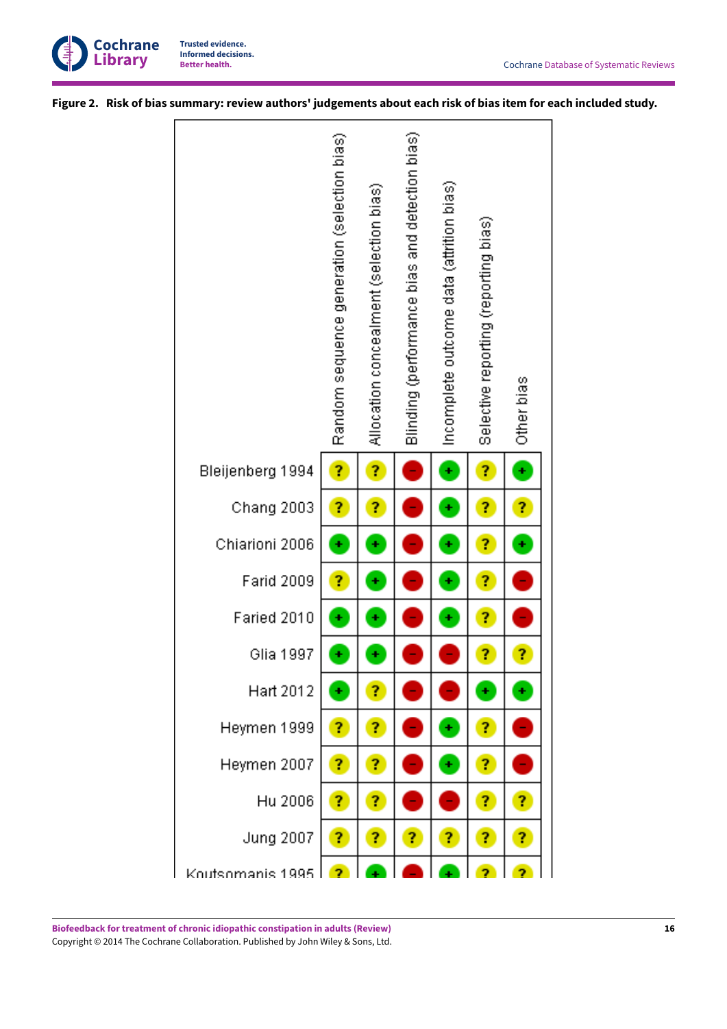**Figure 2. Risk of bias summary: review authors' judgements about each risk of bias item for each included study.**

| | Random sequence generation (selection bias) | Allocation concealment (selection bias) | Blinding (performance bias and detection bias) | Incomplete outcome data (attrition bias) | Selective reporting (reporting bias) | Other bias |
|---|---|---|---|---|---|---|
| Bleijenberg 1994 | ? | ? | − | + | ? | + |
| Chang 2003 | ? | ? | − | + | ? | ? |
| Chiarioni 2006 | + | + | − | + | ? | + |
| Farid 2009 | ? | + | − | + | ? | − |
| Faried 2010 | + | + | − | + | ? | − |
| Glia 1997 | + | + | − | − | ? | ? |
| Hart 2012 | + | ? | − | − | + | + |
| Heymen 1999 | ? | ? | − | + | ? | − |
| Heymen 2007 | ? | ? | − | + | ? | − |
| Hu 2006 | ? | ? | − | − | ? | ? |
| Jung 2007 | ? | ? | ? | ? | ? | ? |
| Koutsomanis 1995 | ? | + | − | + | ? | ? |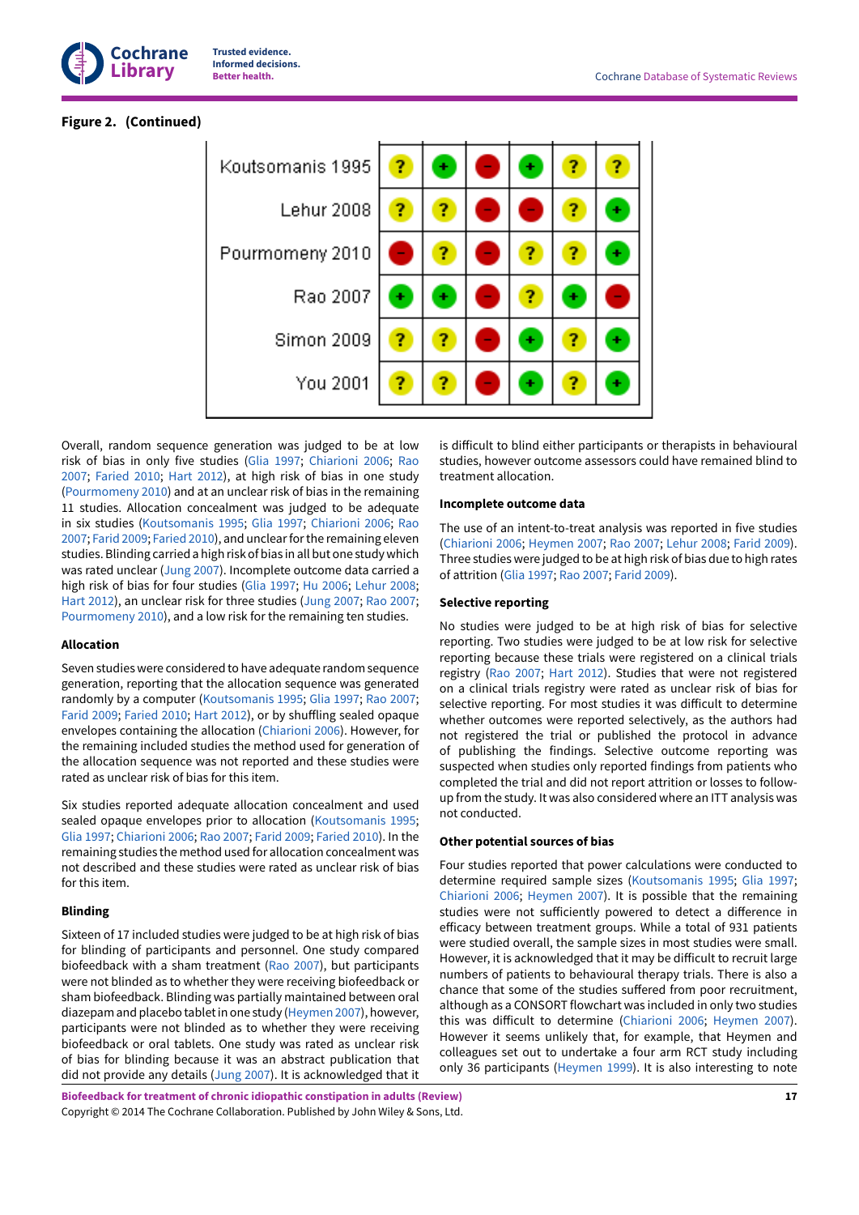**Figure 2. (Continued)**

| | | | | | | |
|---|---|---|---|---|---|---|
| Koutsomanis 1995 | ? | + | - | + | ? | ? |
| Lehur 2008 | ? | ? | - | - | ? | + |
| Pourmomeny 2010 | - | ? | - | ? | ? | + |
| Rao 2007 | + | + | - | ? | + | - |
| Simon 2009 | ? | ? | - | + | ? | + |
| You 2001 | ? | ? | - | + | ? | + |

Overall, random sequence generation was judged to be at low risk of bias in only five studies (Glia 1997; Chiarioni 2006; Rao 2007; Faried 2010; Hart 2012), at high risk of bias in one study (Pourmomeny 2010) and at an unclear risk of bias in the remaining 11 studies. Allocation concealment was judged to be adequate in six studies (Koutsomanis 1995; Glia 1997; Chiarioni 2006; Rao 2007; Farid 2009; Faried 2010), and unclear for the remaining eleven studies. Blinding carried a high risk of bias in all but one study which was rated unclear (Jung 2007). Incomplete outcome data carried a high risk of bias for four studies (Glia 1997; Hu 2006; Lehur 2008; Hart 2012), an unclear risk for three studies (Jung 2007; Rao 2007; Pourmomeny 2010), and a low risk for the remaining ten studies.

### Allocation

Seven studies were considered to have adequate random sequence generation, reporting that the allocation sequence was generated randomly by a computer (Koutsomanis 1995; Glia 1997; Rao 2007; Farid 2009; Faried 2010; Hart 2012), or by shuffling sealed opaque envelopes containing the allocation (Chiarioni 2006). However, for the remaining included studies the method used for generation of the allocation sequence was not reported and these studies were rated as unclear risk of bias for this item.

Six studies reported adequate allocation concealment and used sealed opaque envelopes prior to allocation (Koutsomanis 1995; Glia 1997; Chiarioni 2006; Rao 2007; Farid 2009; Faried 2010). In the remaining studies the method used for allocation concealment was not described and these studies were rated as unclear risk of bias for this item.

### Blinding

Sixteen of 17 included studies were judged to be at high risk of bias for blinding of participants and personnel. One study compared biofeedback with a sham treatment (Rao 2007), but participants were not blinded as to whether they were receiving biofeedback or sham biofeedback. Blinding was partially maintained between oral diazepam and placebo tablet in one study (Heymen 2007), however, participants were not blinded as to whether they were receiving biofeedback or oral tablets. One study was rated as unclear risk of bias for blinding because it was an abstract publication that did not provide any details (Jung 2007). It is acknowledged that it is difficult to blind either participants or therapists in behavioural studies, however outcome assessors could have remained blind to treatment allocation.

### Incomplete outcome data

The use of an intent-to-treat analysis was reported in five studies (Chiarioni 2006; Heymen 2007; Rao 2007; Lehur 2008; Farid 2009). Three studies were judged to be at high risk of bias due to high rates of attrition (Glia 1997; Rao 2007; Farid 2009).

### Selective reporting

No studies were judged to be at high risk of bias for selective reporting. Two studies were judged to be at low risk for selective reporting because these trials were registered on a clinical trials registry (Rao 2007; Hart 2012). Studies that were not registered on a clinical trials registry were rated as unclear risk of bias for selective reporting. For most studies it was difficult to determine whether outcomes were reported selectively, as the authors had not registered the trial or published the protocol in advance of publishing the findings. Selective outcome reporting was suspected when studies only reported findings from patients who completed the trial and did not report attrition or losses to follow-up from the study. It was also considered where an ITT analysis was not conducted.

### Other potential sources of bias

Four studies reported that power calculations were conducted to determine required sample sizes (Koutsomanis 1995; Glia 1997; Chiarioni 2006; Heymen 2007). It is possible that the remaining studies were not sufficiently powered to detect a difference in efficacy between treatment groups. While a total of 931 patients were studied overall, the sample sizes in most studies were small. However, it is acknowledged that it may be difficult to recruit large numbers of patients to behavioural therapy trials. There is also a chance that some of the studies suffered from poor recruitment, although as a CONSORT flowchart was included in only two studies this was difficult to determine (Chiarioni 2006; Heymen 2007). However it seems unlikely that, for example, that Heymen and colleagues set out to undertake a four arm RCT study including only 36 participants (Heymen 1999). It is also interesting to note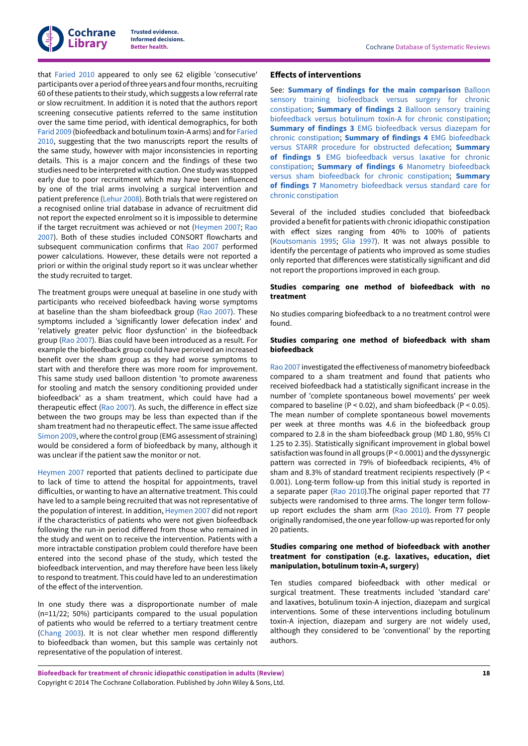that Faried 2010 appeared to only see 62 eligible 'consecutive' participants over a period of three years and four months, recruiting 60 of these patients to their study, which suggests a low referral rate or slow recruitment. In addition it is noted that the authors report screening consecutive patients referred to the same institution over the same time period, with identical demographics, for both Farid 2009 (biofeedback and botulinum toxin-A arms) and for Faried 2010, suggesting that the two manuscripts report the results of the same study, however with major inconsistencies in reporting details. This is a major concern and the findings of these two studies need to be interpreted with caution. One study was stopped early due to poor recruitment which may have been influenced by one of the trial arms involving a surgical intervention and patient preference (Lehur 2008). Both trials that were registered on a recognised online trial database in advance of recruitment did not report the expected enrolment so it is impossible to determine if the target recruitment was achieved or not (Heymen 2007; Rao 2007). Both of these studies included CONSORT flowcharts and subsequent communication confirms that Rao 2007 performed power calculations. However, these details were not reported a priori or within the original study report so it was unclear whether the study recruited to target.

The treatment groups were unequal at baseline in one study with participants who received biofeedback having worse symptoms at baseline than the sham biofeedback group (Rao 2007). These symptoms included a 'significantly lower defecation index' and 'relatively greater pelvic floor dysfunction' in the biofeedback group (Rao 2007). Bias could have been introduced as a result. For example the biofeedback group could have perceived an increased benefit over the sham group as they had worse symptoms to start with and therefore there was more room for improvement. This same study used balloon distention 'to promote awareness for stooling and match the sensory conditioning provided under biofeedback' as a sham treatment, which could have had a therapeutic effect (Rao 2007). As such, the difference in effect size between the two groups may be less than expected than if the sham treatment had no therapeutic effect. The same issue affected Simon 2009, where the control group (EMG assessment of straining) would be considered a form of biofeedback by many, although it was unclear if the patient saw the monitor or not.

Heymen 2007 reported that patients declined to participate due to lack of time to attend the hospital for appointments, travel difficulties, or wanting to have an alternative treatment. This could have led to a sample being recruited that was not representative of the population of interest. In addition, Heymen 2007 did not report if the characteristics of patients who were not given biofeedback following the run-in period differed from those who remained in the study and went on to receive the intervention. Patients with a more intractable constipation problem could therefore have been entered into the second phase of the study, which tested the biofeedback intervention, and may therefore have been less likely to respond to treatment. This could have led to an underestimation of the effect of the intervention.

In one study there was a disproportionate number of male (n=11/22; 50%) participants compared to the usual population of patients who would be referred to a tertiary treatment centre (Chang 2003). It is not clear whether men respond differently to biofeedback than women, but this sample was certainly not representative of the population of interest.

### Effects of interventions

See: **Summary of findings for the main comparison** Balloon sensory training biofeedback versus surgery for chronic constipation; **Summary of findings 2** Balloon sensory training biofeedback versus botulinum toxin-A for chronic constipation; **Summary of findings 3** EMG biofeedback versus diazepam for chronic constipation; **Summary of findings 4** EMG biofeedback versus STARR procedure for obstructed defecation; **Summary of findings 5** EMG biofeedback versus laxative for chronic constipation; **Summary of findings 6** Manometry biofeedback versus sham biofeedback for chronic constipation; **Summary of findings 7** Manometry biofeedback versus standard care for chronic constipation

Several of the included studies concluded that biofeedback provided a benefit for patients with chronic idiopathic constipation with effect sizes ranging from 40% to 100% of patients (Koutsomanis 1995; Glia 1997). It was not always possible to identify the percentage of patients who improved as some studies only reported that differences were statistically significant and did not report the proportions improved in each group.

#### Studies comparing one method of biofeedback with no treatment

No studies comparing biofeedback to a no treatment control were found.

#### Studies comparing one method of biofeedback with sham biofeedback

Rao 2007 investigated the effectiveness of manometry biofeedback compared to a sham treatment and found that patients who received biofeedback had a statistically significant increase in the number of 'complete spontaneous bowel movements' per week compared to baseline ($P < 0.02$), and sham biofeedback ($P < 0.05$). The mean number of complete spontaneous bowel movements per week at three months was 4.6 in the biofeedback group compared to 2.8 in the sham biofeedback group (MD 1.80, 95% CI 1.25 to 2.35). Statistically significant improvement in global bowel satisfaction was found in all groups ($P < 0.0001$) and the dyssynergic pattern was corrected in 79% of biofeedback recipients, 4% of sham and 8.3% of standard treatment recipients respectively ($P < 0.001$). Long-term follow-up from this initial study is reported in a separate paper (Rao 2010).The original paper reported that 77 subjects were randomised to three arms. The longer term follow-up report excludes the sham arm (Rao 2010). From 77 people originally randomised, the one year follow-up was reported for only 20 patients.

#### Studies comparing one method of biofeedback with another treatment for constipation (e.g. laxatives, education, diet manipulation, botulinum toxin-A, surgery)

Ten studies compared biofeedback with other medical or surgical treatment. These treatments included 'standard care' and laxatives, botulinum toxin-A injection, diazepam and surgical interventions. Some of these interventions including botulinum toxin-A injection, diazepam and surgery are not widely used, although they considered to be 'conventional' by the reporting authors.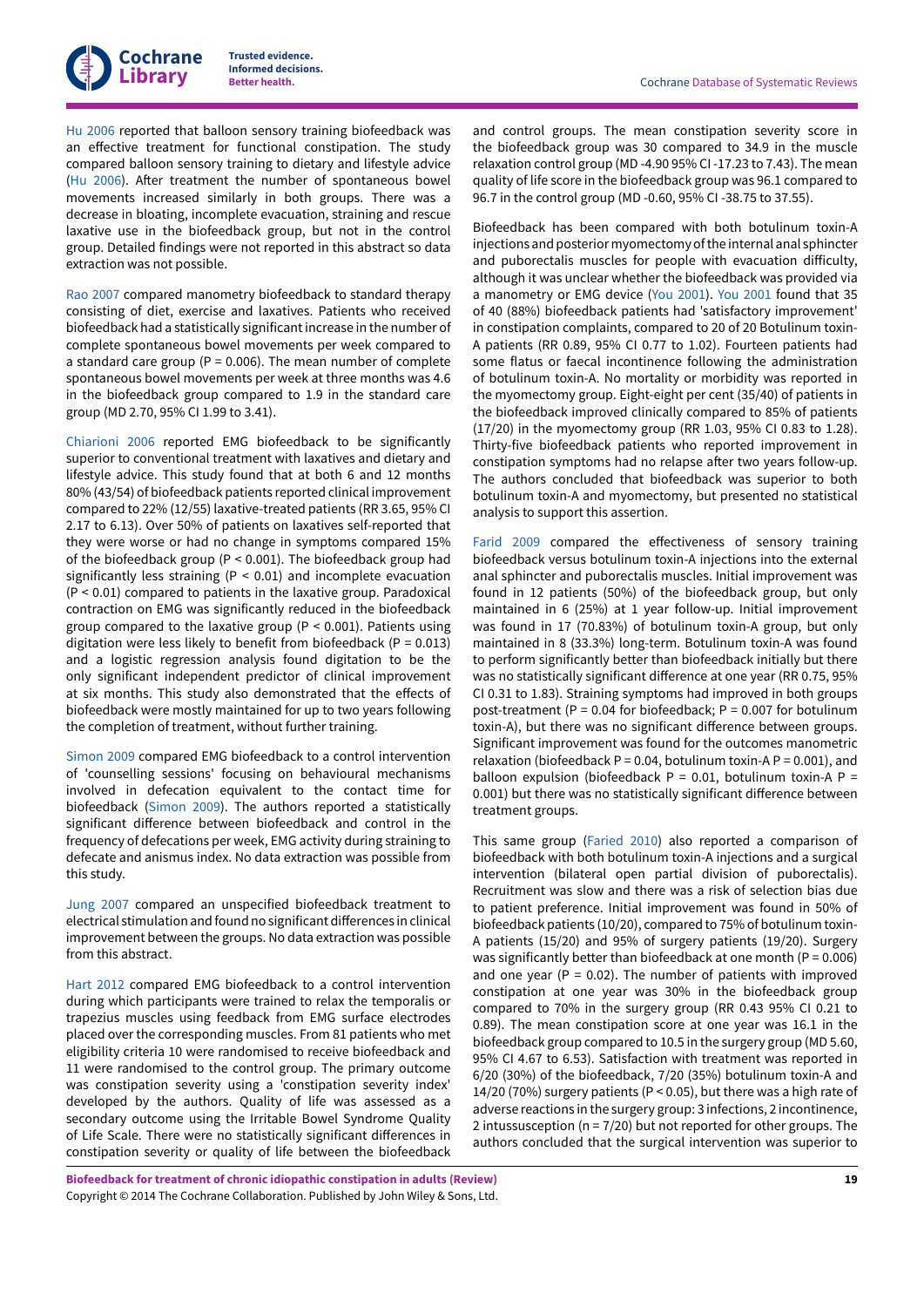Hu 2006 reported that balloon sensory training biofeedback was an effective treatment for functional constipation. The study compared balloon sensory training to dietary and lifestyle advice (Hu 2006). After treatment the number of spontaneous bowel movements increased similarly in both groups. There was a decrease in bloating, incomplete evacuation, straining and rescue laxative use in the biofeedback group, but not in the control group. Detailed findings were not reported in this abstract so data extraction was not possible.

Rao 2007 compared manometry biofeedback to standard therapy consisting of diet, exercise and laxatives. Patients who received biofeedback had a statistically significant increase in the number of complete spontaneous bowel movements per week compared to a standard care group ($P = 0.006$). The mean number of complete spontaneous bowel movements per week at three months was 4.6 in the biofeedback group compared to 1.9 in the standard care group (MD 2.70, 95% CI 1.99 to 3.41).

Chiarioni 2006 reported EMG biofeedback to be significantly superior to conventional treatment with laxatives and dietary and lifestyle advice. This study found that at both 6 and 12 months 80% (43/54) of biofeedback patients reported clinical improvement compared to 22% (12/55) laxative-treated patients (RR 3.65, 95% CI 2.17 to 6.13). Over 50% of patients on laxatives self-reported that they were worse or had no change in symptoms compared 15% of the biofeedback group ($P < 0.001$). The biofeedback group had significantly less straining ($P < 0.01$) and incomplete evacuation ($P < 0.01$) compared to patients in the laxative group. Paradoxical contraction on EMG was significantly reduced in the biofeedback group compared to the laxative group ($P < 0.001$). Patients using digitation were less likely to benefit from biofeedback ($P = 0.013$) and a logistic regression analysis found digitation to be the only significant independent predictor of clinical improvement at six months. This study also demonstrated that the effects of biofeedback were mostly maintained for up to two years following the completion of treatment, without further training.

Simon 2009 compared EMG biofeedback to a control intervention of 'counselling sessions' focusing on behavioural mechanisms involved in defecation equivalent to the contact time for biofeedback (Simon 2009). The authors reported a statistically significant difference between biofeedback and control in the frequency of defecations per week, EMG activity during straining to defecate and anismus index. No data extraction was possible from this study.

Jung 2007 compared an unspecified biofeedback treatment to electrical stimulation and found no significant differences in clinical improvement between the groups. No data extraction was possible from this abstract.

Hart 2012 compared EMG biofeedback to a control intervention during which participants were trained to relax the temporalis or trapezius muscles using feedback from EMG surface electrodes placed over the corresponding muscles. From 81 patients who met eligibility criteria 10 were randomised to receive biofeedback and 11 were randomised to the control group. The primary outcome was constipation severity using a 'constipation severity index' developed by the authors. Quality of life was assessed as a secondary outcome using the Irritable Bowel Syndrome Quality of Life Scale. There were no statistically significant differences in constipation severity or quality of life between the biofeedback and control groups. The mean constipation severity score in the biofeedback group was 30 compared to 34.9 in the muscle relaxation control group (MD -4.90 95% CI -17.23 to 7.43). The mean quality of life score in the biofeedback group was 96.1 compared to 96.7 in the control group (MD -0.60, 95% CI -38.75 to 37.55).

Biofeedback has been compared with both botulinum toxin-A injections and posterior myomectomy of the internal anal sphincter and puborectalis muscles for people with evacuation difficulty, although it was unclear whether the biofeedback was provided via a manometry or EMG device (You 2001). You 2001 found that 35 of 40 (88%) biofeedback patients had 'satisfactory improvement' in constipation complaints, compared to 20 of 20 Botulinum toxin-A patients (RR 0.89, 95% CI 0.77 to 1.02). Fourteen patients had some flatus or faecal incontinence following the administration of botulinum toxin-A. No mortality or morbidity was reported in the myomectomy group. Eight-eight per cent (35/40) of patients in the biofeedback improved clinically compared to 85% of patients (17/20) in the myomectomy group (RR 1.03, 95% CI 0.83 to 1.28). Thirty-five biofeedback patients who reported improvement in constipation symptoms had no relapse after two years follow-up. The authors concluded that biofeedback was superior to both botulinum toxin-A and myomectomy, but presented no statistical analysis to support this assertion.

Farid 2009 compared the effectiveness of sensory training biofeedback versus botulinum toxin-A injections into the external anal sphincter and puborectalis muscles. Initial improvement was found in 12 patients (50%) of the biofeedback group, but only maintained in 6 (25%) at 1 year follow-up. Initial improvement was found in 17 (70.83%) of botulinum toxin-A group, but only maintained in 8 (33.3%) long-term. Botulinum toxin-A was found to perform significantly better than biofeedback initially but there was no statistically significant difference at one year (RR 0.75, 95% CI 0.31 to 1.83). Straining symptoms had improved in both groups post-treatment ($P = 0.04$ for biofeedback; $P = 0.007$ for botulinum toxin-A), but there was no significant difference between groups. Significant improvement was found for the outcomes manometric relaxation (biofeedback $P = 0.04$, botulinum toxin-A $P = 0.001$), and balloon expulsion (biofeedback $P = 0.01$, botulinum toxin-A $P = 0.001$) but there was no statistically significant difference between treatment groups.

This same group (Faried 2010) also reported a comparison of biofeedback with both botulinum toxin-A injections and a surgical intervention (bilateral open partial division of puborectalis). Recruitment was slow and there was a risk of selection bias due to patient preference. Initial improvement was found in 50% of biofeedback patients (10/20), compared to 75% of botulinum toxin-A patients (15/20) and 95% of surgery patients (19/20). Surgery was significantly better than biofeedback at one month ($P = 0.006$) and one year ($P = 0.02$). The number of patients with improved constipation at one year was 30% in the biofeedback group compared to 70% in the surgery group (RR 0.43 95% CI 0.21 to 0.89). The mean constipation score at one year was 16.1 in the biofeedback group compared to 10.5 in the surgery group (MD 5.60, 95% CI 4.67 to 6.53). Satisfaction with treatment was reported in 6/20 (30%) of the biofeedback, 7/20 (35%) botulinum toxin-A and 14/20 (70%) surgery patients ($P < 0.05$), but there was a high rate of adverse reactions in the surgery group: 3 infections, 2 incontinence, 2 intussusception ($n = 7/20$) but not reported for other groups. The authors concluded that the surgical intervention was superior to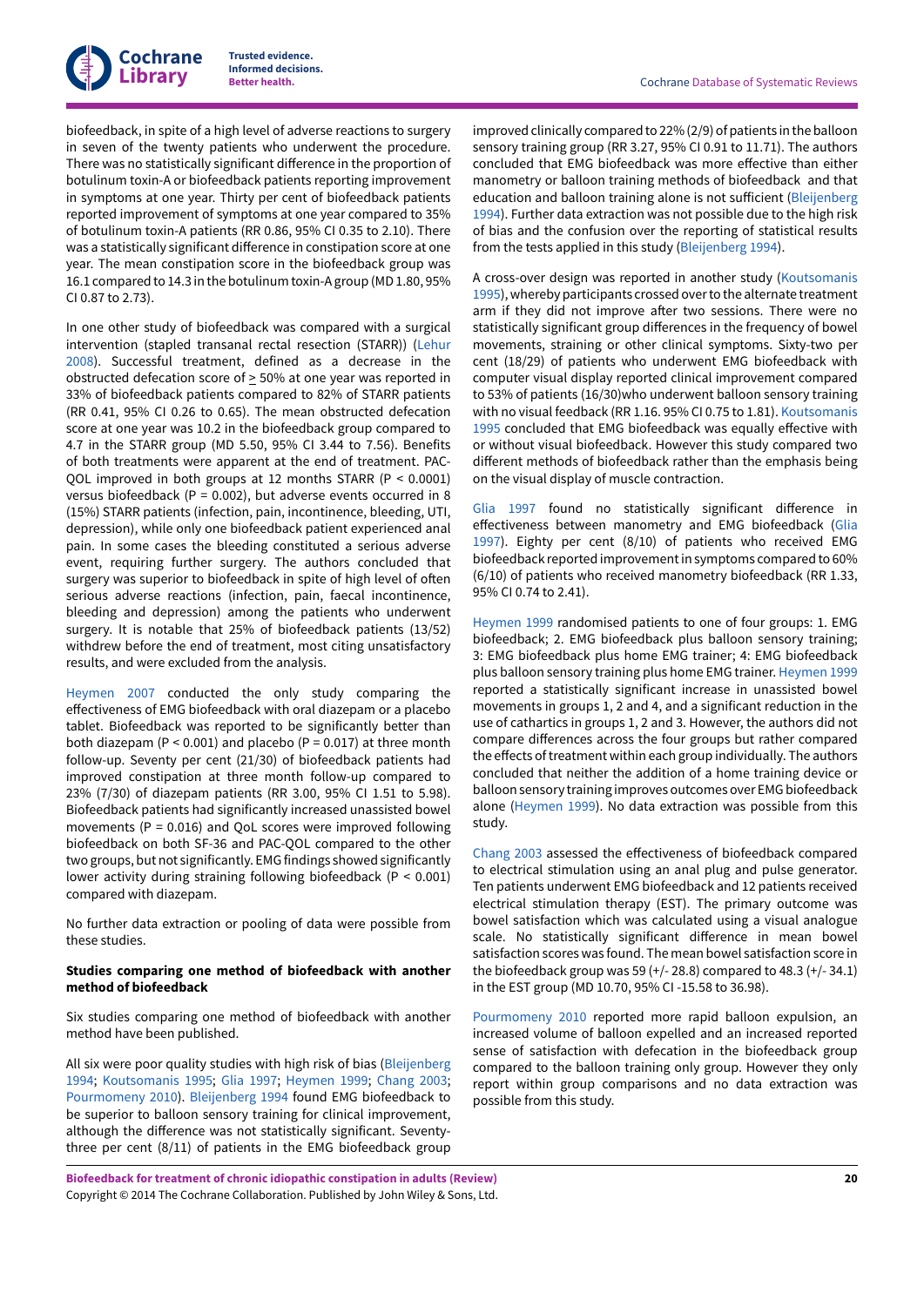biofeedback, in spite of a high level of adverse reactions to surgery in seven of the twenty patients who underwent the procedure. There was no statistically significant difference in the proportion of botulinum toxin-A or biofeedback patients reporting improvement in symptoms at one year. Thirty per cent of biofeedback patients reported improvement of symptoms at one year compared to 35% of botulinum toxin-A patients (RR 0.86, 95% CI 0.35 to 2.10). There was a statistically significant difference in constipation score at one year. The mean constipation score in the biofeedback group was 16.1 compared to 14.3 in the botulinum toxin-A group (MD 1.80, 95% CI 0.87 to 2.73).

In one other study of biofeedback was compared with a surgical intervention (stapled transanal rectal resection (STARR)) (Lehur 2008). Successful treatment, defined as a decrease in the obstructed defecation score of ≥ 50% at one year was reported in 33% of biofeedback patients compared to 82% of STARR patients (RR 0.41, 95% CI 0.26 to 0.65). The mean obstructed defecation score at one year was 10.2 in the biofeedback group compared to 4.7 in the STARR group (MD 5.50, 95% CI 3.44 to 7.56). Benefits of both treatments were apparent at the end of treatment. PAC-QOL improved in both groups at 12 months STARR ($P < 0.0001$) versus biofeedback ($P = 0.002$), but adverse events occurred in 8 (15%) STARR patients (infection, pain, incontinence, bleeding, UTI, depression), while only one biofeedback patient experienced anal pain. In some cases the bleeding constituted a serious adverse event, requiring further surgery. The authors concluded that surgery was superior to biofeedback in spite of high level of often serious adverse reactions (infection, pain, faecal incontinence, bleeding and depression) among the patients who underwent surgery. It is notable that 25% of biofeedback patients (13/52) withdrew before the end of treatment, most citing unsatisfactory results, and were excluded from the analysis.

Heymen 2007 conducted the only study comparing the effectiveness of EMG biofeedback with oral diazepam or a placebo tablet. Biofeedback was reported to be significantly better than both diazepam ($P < 0.001$) and placebo ($P = 0.017$) at three month follow-up. Seventy per cent (21/30) of biofeedback patients had improved constipation at three month follow-up compared to 23% (7/30) of diazepam patients (RR 3.00, 95% CI 1.51 to 5.98). Biofeedback patients had significantly increased unassisted bowel movements ($P = 0.016$) and QoL scores were improved following biofeedback on both SF-36 and PAC-QOL compared to the other two groups, but not significantly. EMG findings showed significantly lower activity during straining following biofeedback ($P < 0.001$) compared with diazepam.

No further data extraction or pooling of data were possible from these studies.

**Studies comparing one method of biofeedback with another method of biofeedback**

Six studies comparing one method of biofeedback with another method have been published.

All six were poor quality studies with high risk of bias (Bleijenberg 1994; Koutsomanis 1995; Glia 1997; Heymen 1999; Chang 2003; Pourmomeny 2010). Bleijenberg 1994 found EMG biofeedback to be superior to balloon sensory training for clinical improvement, although the difference was not statistically significant. Seventy-three per cent (8/11) of patients in the EMG biofeedback group improved clinically compared to 22% (2/9) of patients in the balloon sensory training group (RR 3.27, 95% CI 0.91 to 11.71). The authors concluded that EMG biofeedback was more effective than either manometry or balloon training methods of biofeedback and that education and balloon training alone is not sufficient (Bleijenberg 1994). Further data extraction was not possible due to the high risk of bias and the confusion over the reporting of statistical results from the tests applied in this study (Bleijenberg 1994).

A cross-over design was reported in another study (Koutsomanis 1995), whereby participants crossed over to the alternate treatment arm if they did not improve after two sessions. There were no statistically significant group differences in the frequency of bowel movements, straining or other clinical symptoms. Sixty-two per cent (18/29) of patients who underwent EMG biofeedback with computer visual display reported clinical improvement compared to 53% of patients (16/30)who underwent balloon sensory training with no visual feedback (RR 1.16. 95% CI 0.75 to 1.81). Koutsomanis 1995 concluded that EMG biofeedback was equally effective with or without visual biofeedback. However this study compared two different methods of biofeedback rather than the emphasis being on the visual display of muscle contraction.

Glia 1997 found no statistically significant difference in effectiveness between manometry and EMG biofeedback (Glia 1997). Eighty per cent (8/10) of patients who received EMG biofeedback reported improvement in symptoms compared to 60% (6/10) of patients who received manometry biofeedback (RR 1.33, 95% CI 0.74 to 2.41).

Heymen 1999 randomised patients to one of four groups: 1. EMG biofeedback; 2. EMG biofeedback plus balloon sensory training; 3: EMG biofeedback plus home EMG trainer; 4: EMG biofeedback plus balloon sensory training plus home EMG trainer. Heymen 1999 reported a statistically significant increase in unassisted bowel movements in groups 1, 2 and 4, and a significant reduction in the use of cathartics in groups 1, 2 and 3. However, the authors did not compare differences across the four groups but rather compared the effects of treatment within each group individually. The authors concluded that neither the addition of a home training device or balloon sensory training improves outcomes over EMG biofeedback alone (Heymen 1999). No data extraction was possible from this study.

Chang 2003 assessed the effectiveness of biofeedback compared to electrical stimulation using an anal plug and pulse generator. Ten patients underwent EMG biofeedback and 12 patients received electrical stimulation therapy (EST). The primary outcome was bowel satisfaction which was calculated using a visual analogue scale. No statistically significant difference in mean bowel satisfaction scores was found. The mean bowel satisfaction score in the biofeedback group was 59 (+/- 28.8) compared to 48.3 (+/- 34.1) in the EST group (MD 10.70, 95% CI -15.58 to 36.98).

Pourmomeny 2010 reported more rapid balloon expulsion, an increased volume of balloon expelled and an increased reported sense of satisfaction with defecation in the biofeedback group compared to the balloon training only group. However they only report within group comparisons and no data extraction was possible from this study.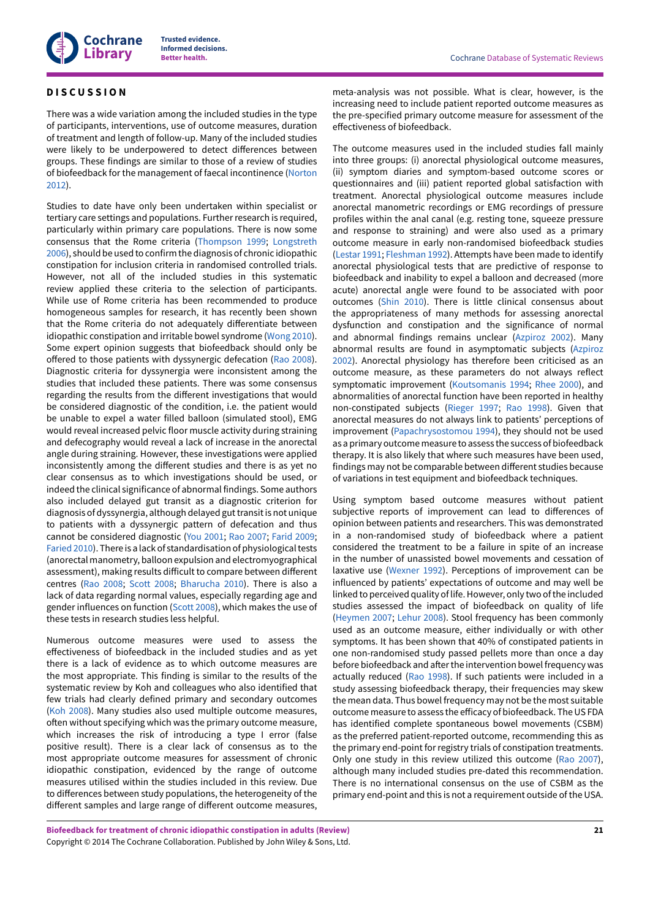# DISCUSSION

There was a wide variation among the included studies in the type of participants, interventions, use of outcome measures, duration of treatment and length of follow-up. Many of the included studies were likely to be underpowered to detect differences between groups. These findings are similar to those of a review of studies of biofeedback for the management of faecal incontinence (Norton 2012).

Studies to date have only been undertaken within specialist or tertiary care settings and populations. Further research is required, particularly within primary care populations. There is now some consensus that the Rome criteria (Thompson 1999; Longstreth 2006), should be used to confirm the diagnosis of chronic idiopathic constipation for inclusion criteria in randomised controlled trials. However, not all of the included studies in this systematic review applied these criteria to the selection of participants. While use of Rome criteria has been recommended to produce homogeneous samples for research, it has recently been shown that the Rome criteria do not adequately differentiate between idiopathic constipation and irritable bowel syndrome (Wong 2010). Some expert opinion suggests that biofeedback should only be offered to those patients with dyssynergic defecation (Rao 2008). Diagnostic criteria for dyssynergia were inconsistent among the studies that included these patients. There was some consensus regarding the results from the different investigations that would be considered diagnostic of the condition, i.e. the patient would be unable to expel a water filled balloon (simulated stool), EMG would reveal increased pelvic floor muscle activity during straining and defecography would reveal a lack of increase in the anorectal angle during straining. However, these investigations were applied inconsistently among the different studies and there is as yet no clear consensus as to which investigations should be used, or indeed the clinical significance of abnormal findings. Some authors also included delayed gut transit as a diagnostic criterion for diagnosis of dyssynergia, although delayed gut transit is not unique to patients with a dyssynergic pattern of defecation and thus cannot be considered diagnostic (You 2001; Rao 2007; Farid 2009; Faried 2010). There is a lack of standardisation of physiological tests (anorectal manometry, balloon expulsion and electromyographical assessment), making results difficult to compare between different centres (Rao 2008; Scott 2008; Bharucha 2010). There is also a lack of data regarding normal values, especially regarding age and gender influences on function (Scott 2008), which makes the use of these tests in research studies less helpful.

Numerous outcome measures were used to assess the effectiveness of biofeedback in the included studies and as yet there is a lack of evidence as to which outcome measures are the most appropriate. This finding is similar to the results of the systematic review by Koh and colleagues who also identified that few trials had clearly defined primary and secondary outcomes (Koh 2008). Many studies also used multiple outcome measures, often without specifying which was the primary outcome measure, which increases the risk of introducing a type I error (false positive result). There is a clear lack of consensus as to the most appropriate outcome measures for assessment of chronic idiopathic constipation, evidenced by the range of outcome measures utilised within the studies included in this review. Due to differences between study populations, the heterogeneity of the different samples and large range of different outcome measures, meta-analysis was not possible. What is clear, however, is the increasing need to include patient reported outcome measures as the pre-specified primary outcome measure for assessment of the effectiveness of biofeedback.

The outcome measures used in the included studies fall mainly into three groups: (i) anorectal physiological outcome measures, (ii) symptom diaries and symptom-based outcome scores or questionnaires and (iii) patient reported global satisfaction with treatment. Anorectal physiological outcome measures include anorectal manometric recordings or EMG recordings of pressure profiles within the anal canal (e.g. resting tone, squeeze pressure and response to straining) and were also used as a primary outcome measure in early non-randomised biofeedback studies (Lestar 1991; Fleshman 1992). Attempts have been made to identify anorectal physiological tests that are predictive of response to biofeedback and inability to expel a balloon and decreased (more acute) anorectal angle were found to be associated with poor outcomes (Shin 2010). There is little clinical consensus about the appropriateness of many methods for assessing anorectal dysfunction and constipation and the significance of normal and abnormal findings remains unclear (Azpiroz 2002). Many abnormal results are found in asymptomatic subjects (Azpiroz 2002). Anorectal physiology has therefore been criticised as an outcome measure, as these parameters do not always reflect symptomatic improvement (Koutsomanis 1994; Rhee 2000), and abnormalities of anorectal function have been reported in healthy non-constipated subjects (Rieger 1997; Rao 1998). Given that anorectal measures do not always link to patients' perceptions of improvement (Papachrysostomou 1994), they should not be used as a primary outcome measure to assess the success of biofeedback therapy. It is also likely that where such measures have been used, findings may not be comparable between different studies because of variations in test equipment and biofeedback techniques.

Using symptom based outcome measures without patient subjective reports of improvement can lead to differences of opinion between patients and researchers. This was demonstrated in a non-randomised study of biofeedback where a patient considered the treatment to be a failure in spite of an increase in the number of unassisted bowel movements and cessation of laxative use (Wexner 1992). Perceptions of improvement can be influenced by patients' expectations of outcome and may well be linked to perceived quality of life. However, only two of the included studies assessed the impact of biofeedback on quality of life (Heymen 2007; Lehur 2008). Stool frequency has been commonly used as an outcome measure, either individually or with other symptoms. It has been shown that 40% of constipated patients in one non-randomised study passed pellets more than once a day before biofeedback and after the intervention bowel frequency was actually reduced (Rao 1998). If such patients were included in a study assessing biofeedback therapy, their frequencies may skew the mean data. Thus bowel frequency may not be the most suitable outcome measure to assess the efficacy of biofeedback. The US FDA has identified complete spontaneous bowel movements (CSBM) as the preferred patient-reported outcome, recommending this as the primary end-point for registry trials of constipation treatments. Only one study in this review utilized this outcome (Rao 2007), although many included studies pre-dated this recommendation. There is no international consensus on the use of CSBM as the primary end-point and this is not a requirement outside of the USA.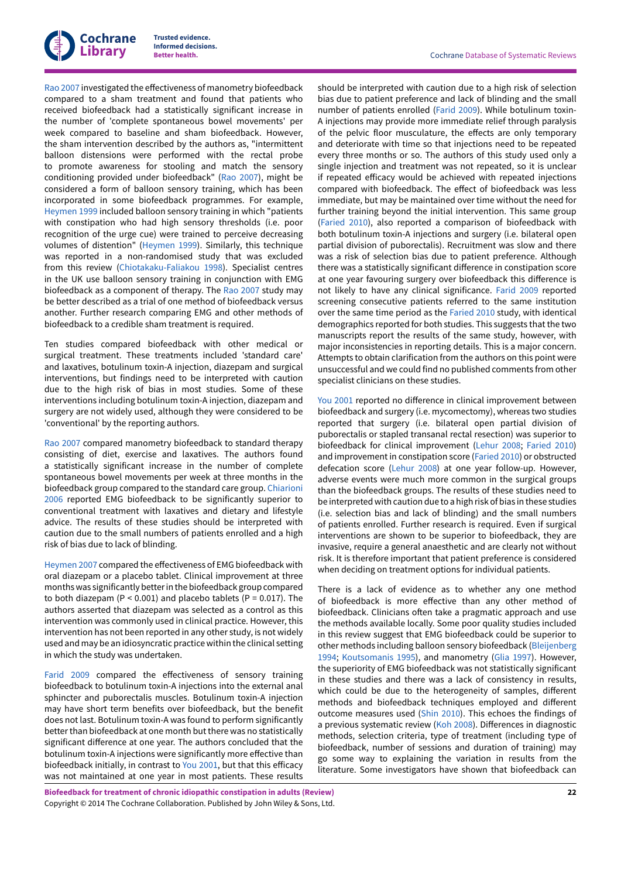Rao 2007 investigated the effectiveness of manometry biofeedback compared to a sham treatment and found that patients who received biofeedback had a statistically significant increase in the number of 'complete spontaneous bowel movements' per week compared to baseline and sham biofeedback. However, the sham intervention described by the authors as, "intermittent balloon distensions were performed with the rectal probe to promote awareness for stooling and match the sensory conditioning provided under biofeedback" (Rao 2007), might be considered a form of balloon sensory training, which has been incorporated in some biofeedback programmes. For example, Heymen 1999 included balloon sensory training in which "patients with constipation who had high sensory thresholds (i.e. poor recognition of the urge cue) were trained to perceive decreasing volumes of distention" (Heymen 1999). Similarly, this technique was reported in a non-randomised study that was excluded from this review (Chiotakaku-Faliakou 1998). Specialist centres in the UK use balloon sensory training in conjunction with EMG biofeedback as a component of therapy. The Rao 2007 study may be better described as a trial of one method of biofeedback versus another. Further research comparing EMG and other methods of biofeedback to a credible sham treatment is required.

Ten studies compared biofeedback with other medical or surgical treatment. These treatments included 'standard care' and laxatives, botulinum toxin-A injection, diazepam and surgical interventions, but findings need to be interpreted with caution due to the high risk of bias in most studies. Some of these interventions including botulinum toxin-A injection, diazepam and surgery are not widely used, although they were considered to be 'conventional' by the reporting authors.

Rao 2007 compared manometry biofeedback to standard therapy consisting of diet, exercise and laxatives. The authors found a statistically significant increase in the number of complete spontaneous bowel movements per week at three months in the biofeedback group compared to the standard care group. Chiarioni 2006 reported EMG biofeedback to be significantly superior to conventional treatment with laxatives and dietary and lifestyle advice. The results of these studies should be interpreted with caution due to the small numbers of patients enrolled and a high risk of bias due to lack of blinding.

Heymen 2007 compared the effectiveness of EMG biofeedback with oral diazepam or a placebo tablet. Clinical improvement at three months was significantly better in the biofeedback group compared to both diazepam ($P < 0.001$) and placebo tablets ($P = 0.017$). The authors asserted that diazepam was selected as a control as this intervention was commonly used in clinical practice. However, this intervention has not been reported in any other study, is not widely used and may be an idiosyncratic practice within the clinical setting in which the study was undertaken.

Farid 2009 compared the effectiveness of sensory training biofeedback to botulinum toxin-A injections into the external anal sphincter and puborectalis muscles. Botulinum toxin-A injection may have short term benefits over biofeedback, but the benefit does not last. Botulinum toxin-A was found to perform significantly better than biofeedback at one month but there was no statistically significant difference at one year. The authors concluded that the botulinum toxin-A injections were significantly more effective than biofeedback initially, in contrast to You 2001, but that this efficacy was not maintained at one year in most patients. These results should be interpreted with caution due to a high risk of selection bias due to patient preference and lack of blinding and the small number of patients enrolled (Farid 2009). While botulinum toxin-A injections may provide more immediate relief through paralysis of the pelvic floor musculature, the effects are only temporary and deteriorate with time so that injections need to be repeated every three months or so. The authors of this study used only a single injection and treatment was not repeated, so it is unclear if repeated efficacy would be achieved with repeated injections compared with biofeedback. The effect of biofeedback was less immediate, but may be maintained over time without the need for further training beyond the initial intervention. This same group (Faried 2010), also reported a comparison of biofeedback with both botulinum toxin-A injections and surgery (i.e. bilateral open partial division of puborectalis). Recruitment was slow and there was a risk of selection bias due to patient preference. Although there was a statistically significant difference in constipation score at one year favouring surgery over biofeedback this difference is not likely to have any clinical significance. Farid 2009 reported screening consecutive patients referred to the same institution over the same time period as the Faried 2010 study, with identical demographics reported for both studies. This suggests that the two manuscripts report the results of the same study, however, with major inconsistencies in reporting details. This is a major concern. Attempts to obtain clarification from the authors on this point were unsuccessful and we could find no published comments from other specialist clinicians on these studies.

You 2001 reported no difference in clinical improvement between biofeedback and surgery (i.e. mycomectomy), whereas two studies reported that surgery (i.e. bilateral open partial division of puborectalis or stapled transanal rectal resection) was superior to biofeedback for clinical improvement (Lehur 2008; Faried 2010) and improvement in constipation score (Faried 2010) or obstructed defecation score (Lehur 2008) at one year follow-up. However, adverse events were much more common in the surgical groups than the biofeedback groups. The results of these studies need to be interpreted with caution due to a high risk of bias in these studies (i.e. selection bias and lack of blinding) and the small numbers of patients enrolled. Further research is required. Even if surgical interventions are shown to be superior to biofeedback, they are invasive, require a general anaesthetic and are clearly not without risk. It is therefore important that patient preference is considered when deciding on treatment options for individual patients.

There is a lack of evidence as to whether any one method of biofeedback is more effective than any other method of biofeedback. Clinicians often take a pragmatic approach and use the methods available locally. Some poor quality studies included in this review suggest that EMG biofeedback could be superior to other methods including balloon sensory biofeedback (Bleijenberg 1994; Koutsomanis 1995), and manometry (Glia 1997). However, the superiority of EMG biofeedback was not statistically significant in these studies and there was a lack of consistency in results, which could be due to the heterogeneity of samples, different methods and biofeedback techniques employed and different outcome measures used (Shin 2010). This echoes the findings of a previous systematic review (Koh 2008). Differences in diagnostic methods, selection criteria, type of treatment (including type of biofeedback, number of sessions and duration of training) may go some way to explaining the variation in results from the literature. Some investigators have shown that biofeedback can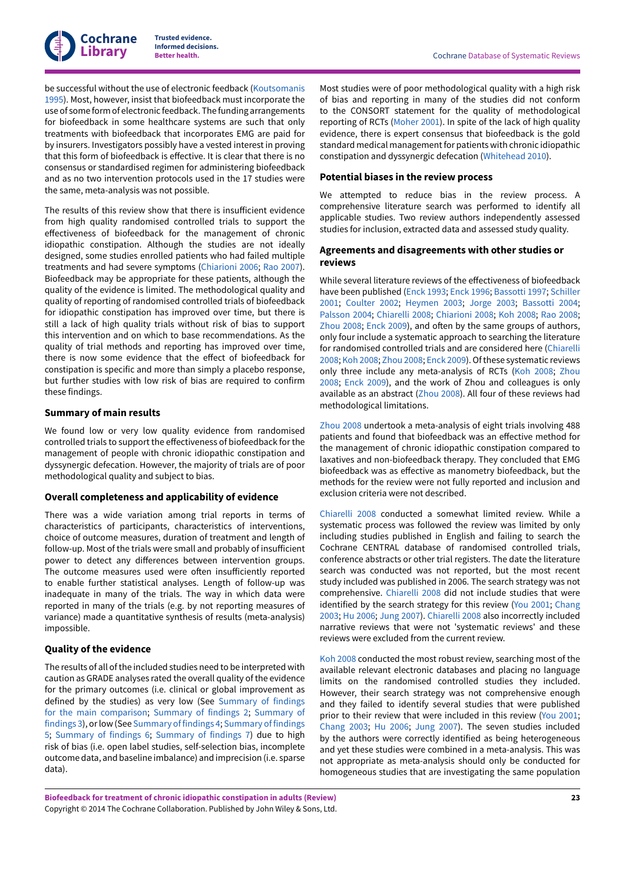be successful without the use of electronic feedback (Koutsomanis 1995). Most, however, insist that biofeedback must incorporate the use of some form of electronic feedback. The funding arrangements for biofeedback in some healthcare systems are such that only treatments with biofeedback that incorporates EMG are paid for by insurers. Investigators possibly have a vested interest in proving that this form of biofeedback is effective. It is clear that there is no consensus or standardised regimen for administering biofeedback and as no two intervention protocols used in the 17 studies were the same, meta-analysis was not possible.

The results of this review show that there is insufficient evidence from high quality randomised controlled trials to support the effectiveness of biofeedback for the management of chronic idiopathic constipation. Although the studies are not ideally designed, some studies enrolled patients who had failed multiple treatments and had severe symptoms (Chiarioni 2006; Rao 2007). Biofeedback may be appropriate for these patients, although the quality of the evidence is limited. The methodological quality and quality of reporting of randomised controlled trials of biofeedback for idiopathic constipation has improved over time, but there is still a lack of high quality trials without risk of bias to support this intervention and on which to base recommendations. As the quality of trial methods and reporting has improved over time, there is now some evidence that the effect of biofeedback for constipation is specific and more than simply a placebo response, but further studies with low risk of bias are required to confirm these findings.

### Summary of main results

We found low or very low quality evidence from randomised controlled trials to support the effectiveness of biofeedback for the management of people with chronic idiopathic constipation and dyssynergic defecation. However, the majority of trials are of poor methodological quality and subject to bias.

### Overall completeness and applicability of evidence

There was a wide variation among trial reports in terms of characteristics of participants, characteristics of interventions, choice of outcome measures, duration of treatment and length of follow-up. Most of the trials were small and probably of insufficient power to detect any differences between intervention groups. The outcome measures used were often insufficiently reported to enable further statistical analyses. Length of follow-up was inadequate in many of the trials. The way in which data were reported in many of the trials (e.g. by not reporting measures of variance) made a quantitative synthesis of results (meta-analysis) impossible.

### Quality of the evidence

The results of all of the included studies need to be interpreted with caution as GRADE analyses rated the overall quality of the evidence for the primary outcomes (i.e. clinical or global improvement as defined by the studies) as very low (See Summary of findings for the main comparison; Summary of findings 2; Summary of findings 3), or low (See Summary of findings 4; Summary of findings 5; Summary of findings 6; Summary of findings 7) due to high risk of bias (i.e. open label studies, self-selection bias, incomplete outcome data, and baseline imbalance) and imprecision (i.e. sparse data).

Most studies were of poor methodological quality with a high risk of bias and reporting in many of the studies did not conform to the CONSORT statement for the quality of methodological reporting of RCTs (Moher 2001). In spite of the lack of high quality evidence, there is expert consensus that biofeedback is the gold standard medical management for patients with chronic idiopathic constipation and dyssynergic defecation (Whitehead 2010).

### Potential biases in the review process

We attempted to reduce bias in the review process. A comprehensive literature search was performed to identify all applicable studies. Two review authors independently assessed studies for inclusion, extracted data and assessed study quality.

### Agreements and disagreements with other studies or reviews

While several literature reviews of the effectiveness of biofeedback have been published (Enck 1993; Enck 1996; Bassotti 1997; Schiller 2001; Coulter 2002; Heymen 2003; Jorge 2003; Bassotti 2004; Palsson 2004; Chiarelli 2008; Chiarioni 2008; Koh 2008; Rao 2008; Zhou 2008; Enck 2009), and often by the same groups of authors, only four include a systematic approach to searching the literature for randomised controlled trials and are considered here (Chiarelli 2008; Koh 2008; Zhou 2008; Enck 2009). Of these systematic reviews only three include any meta-analysis of RCTs (Koh 2008; Zhou 2008; Enck 2009), and the work of Zhou and colleagues is only available as an abstract (Zhou 2008). All four of these reviews had methodological limitations.

Zhou 2008 undertook a meta-analysis of eight trials involving 488 patients and found that biofeedback was an effective method for the management of chronic idiopathic constipation compared to laxatives and non-biofeedback therapy. They concluded that EMG biofeedback was as effective as manometry biofeedback, but the methods for the review were not fully reported and inclusion and exclusion criteria were not described.

Chiarelli 2008 conducted a somewhat limited review. While a systematic process was followed the review was limited by only including studies published in English and failing to search the Cochrane CENTRAL database of randomised controlled trials, conference abstracts or other trial registers. The date the literature search was conducted was not reported, but the most recent study included was published in 2006. The search strategy was not comprehensive. Chiarelli 2008 did not include studies that were identified by the search strategy for this review (You 2001; Chang 2003; Hu 2006; Jung 2007). Chiarelli 2008 also incorrectly included narrative reviews that were not 'systematic reviews' and these reviews were excluded from the current review.

Koh 2008 conducted the most robust review, searching most of the available relevant electronic databases and placing no language limits on the randomised controlled studies they included. However, their search strategy was not comprehensive enough and they failed to identify several studies that were published prior to their review that were included in this review (You 2001; Chang 2003; Hu 2006; Jung 2007). The seven studies included by the authors were correctly identified as being heterogeneous and yet these studies were combined in a meta-analysis. This was not appropriate as meta-analysis should only be conducted for homogeneous studies that are investigating the same population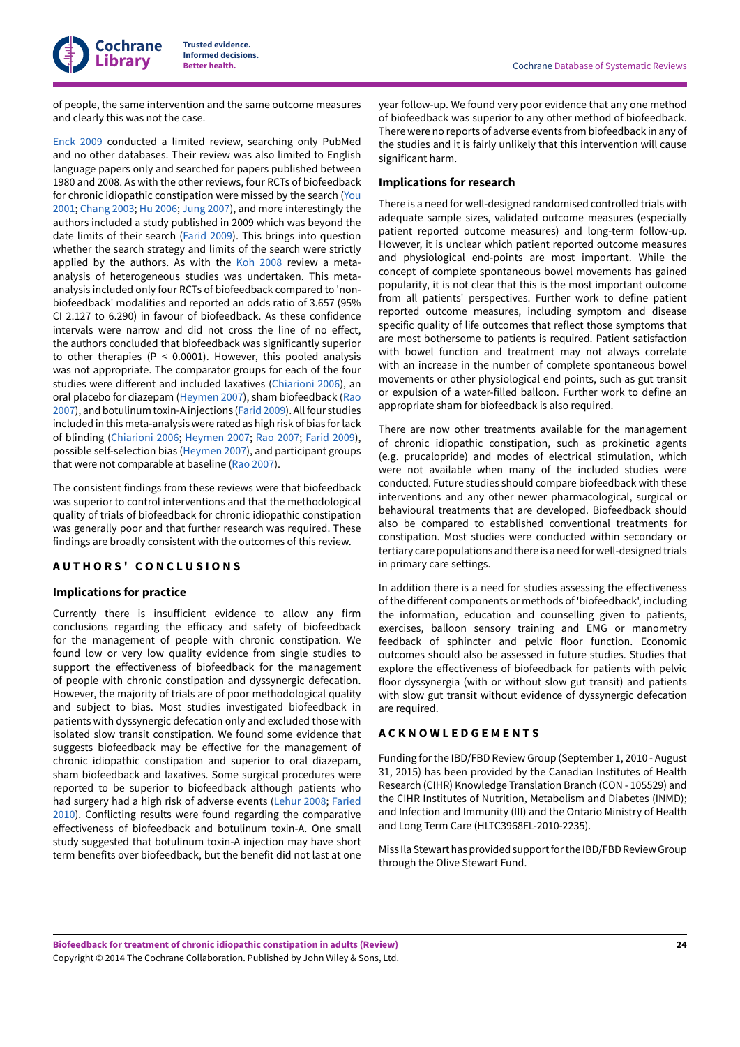of people, the same intervention and the same outcome measures and clearly this was not the case.

Enck 2009 conducted a limited review, searching only PubMed and no other databases. Their review was also limited to English language papers only and searched for papers published between 1980 and 2008. As with the other reviews, four RCTs of biofeedback for chronic idiopathic constipation were missed by the search (You 2001; Chang 2003; Hu 2006; Jung 2007), and more interestingly the authors included a study published in 2009 which was beyond the date limits of their search (Farid 2009). This brings into question whether the search strategy and limits of the search were strictly applied by the authors. As with the Koh 2008 review a meta-analysis of heterogeneous studies was undertaken. This meta-analysis included only four RCTs of biofeedback compared to 'non-biofeedback' modalities and reported an odds ratio of 3.657 (95% CI 2.127 to 6.290) in favour of biofeedback. As these confidence intervals were narrow and did not cross the line of no effect, the authors concluded that biofeedback was significantly superior to other therapies ($P < 0.0001$). However, this pooled analysis was not appropriate. The comparator groups for each of the four studies were different and included laxatives (Chiarioni 2006), an oral placebo for diazepam (Heymen 2007), sham biofeedback (Rao 2007), and botulinum toxin-A injections (Farid 2009). All four studies included in this meta-analysis were rated as high risk of bias for lack of blinding (Chiarioni 2006; Heymen 2007; Rao 2007; Farid 2009), possible self-selection bias (Heymen 2007), and participant groups that were not comparable at baseline (Rao 2007).

The consistent findings from these reviews were that biofeedback was superior to control interventions and that the methodological quality of trials of biofeedback for chronic idiopathic constipation was generally poor and that further research was required. These findings are broadly consistent with the outcomes of this review.

# AUTHORS' CONCLUSIONS

## Implications for practice

Currently there is insufficient evidence to allow any firm conclusions regarding the efficacy and safety of biofeedback for the management of people with chronic constipation. We found low or very low quality evidence from single studies to support the effectiveness of biofeedback for the management of people with chronic constipation and dyssynergic defecation. However, the majority of trials are of poor methodological quality and subject to bias. Most studies investigated biofeedback in patients with dyssynergic defecation only and excluded those with isolated slow transit constipation. We found some evidence that suggests biofeedback may be effective for the management of chronic idiopathic constipation and superior to oral diazepam, sham biofeedback and laxatives. Some surgical procedures were reported to be superior to biofeedback although patients who had surgery had a high risk of adverse events (Lehur 2008; Faried 2010). Conflicting results were found regarding the comparative effectiveness of biofeedback and botulinum toxin-A. One small study suggested that botulinum toxin-A injection may have short term benefits over biofeedback, but the benefit did not last at one year follow-up. We found very poor evidence that any one method of biofeedback was superior to any other method of biofeedback. There were no reports of adverse events from biofeedback in any of the studies and it is fairly unlikely that this intervention will cause significant harm.

## Implications for research

There is a need for well-designed randomised controlled trials with adequate sample sizes, validated outcome measures (especially patient reported outcome measures) and long-term follow-up. However, it is unclear which patient reported outcome measures and physiological end-points are most important. While the concept of complete spontaneous bowel movements has gained popularity, it is not clear that this is the most important outcome from all patients' perspectives. Further work to define patient reported outcome measures, including symptom and disease specific quality of life outcomes that reflect those symptoms that are most bothersome to patients is required. Patient satisfaction with bowel function and treatment may not always correlate with an increase in the number of complete spontaneous bowel movements or other physiological end points, such as gut transit or expulsion of a water-filled balloon. Further work to define an appropriate sham for biofeedback is also required.

There are now other treatments available for the management of chronic idiopathic constipation, such as prokinetic agents (e.g. prucalopride) and modes of electrical stimulation, which were not available when many of the included studies were conducted. Future studies should compare biofeedback with these interventions and any other newer pharmacological, surgical or behavioural treatments that are developed. Biofeedback should also be compared to established conventional treatments for constipation. Most studies were conducted within secondary or tertiary care populations and there is a need for well-designed trials in primary care settings.

In addition there is a need for studies assessing the effectiveness of the different components or methods of 'biofeedback', including the information, education and counselling given to patients, exercises, balloon sensory training and EMG or manometry feedback of sphincter and pelvic floor function. Economic outcomes should also be assessed in future studies. Studies that explore the effectiveness of biofeedback for patients with pelvic floor dyssynergia (with or without slow gut transit) and patients with slow gut transit without evidence of dyssynergic defecation are required.

# ACKNOWLEDGEMENTS

Funding for the IBD/FBD Review Group (September 1, 2010 - August 31, 2015) has been provided by the Canadian Institutes of Health Research (CIHR) Knowledge Translation Branch (CON - 105529) and the CIHR Institutes of Nutrition, Metabolism and Diabetes (INMD); and Infection and Immunity (III) and the Ontario Ministry of Health and Long Term Care (HLTC3968FL-2010-2235).

Miss Ila Stewart has provided support for the IBD/FBD Review Group through the Olive Stewart Fund.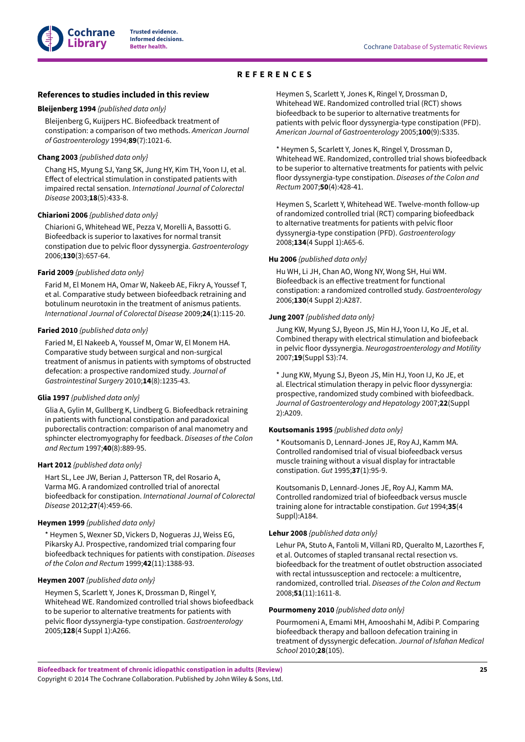# REFERENCES

## References to studies included in this review

**Bleijenberg 1994** *{published data only}*

Bleijenberg G, Kuijpers HC. Biofeedback treatment of constipation: a comparison of two methods. *American Journal of Gastroenterology* 1994;**89**(7):1021-6.

**Chang 2003** *{published data only}*

Chang HS, Myung SJ, Yang SK, Jung HY, Kim TH, Yoon IJ, et al. Effect of electrical stimulation in constipated patients with impaired rectal sensation. *International Journal of Colorectal Disease* 2003;**18**(5):433-8.

**Chiarioni 2006** *{published data only}*

Chiarioni G, Whitehead WE, Pezza V, Morelli A, Bassotti G. Biofeedback is superior to laxatives for normal transit constipation due to pelvic floor dyssynergia. *Gastroenterology* 2006;**130**(3):657-64.

**Farid 2009** *{published data only}*

Farid M, El Monem HA, Omar W, Nakeeb AE, Fikry A, Youssef T, et al. Comparative study between biofeedback retraining and botulinum neurotoxin in the treatment of anismus patients. *International Journal of Colorectal Disease* 2009;**24**(1):115-20.

**Faried 2010** *{published data only}*

Faried M, El Nakeeb A, Youssef M, Omar W, El Monem HA. Comparative study between surgical and non-surgical treatment of anismus in patients with symptoms of obstructed defecation: a prospective randomized study. *Journal of Gastrointestinal Surgery* 2010;**14**(8):1235-43.

**Glia 1997** *{published data only}*

Glia A, Gylin M, Gullberg K, Lindberg G. Biofeedback retraining in patients with functional constipation and paradoxical puborectalis contraction: comparison of anal manometry and sphincter electromyography for feedback. *Diseases of the Colon and Rectum* 1997;**40**(8):889-95.

**Hart 2012** *{published data only}*

Hart SL, Lee JW, Berian J, Patterson TR, del Rosario A, Varma MG. A randomized controlled trial of anorectal biofeedback for constipation. *International Journal of Colorectal Disease* 2012;**27**(4):459-66.

**Heymen 1999** *{published data only}*

* Heymen S, Wexner SD, Vickers D, Nogueras JJ, Weiss EG, Pikarsky AJ. Prospective, randomized trial comparing four biofeedback techniques for patients with constipation. *Diseases of the Colon and Rectum* 1999;**42**(11):1388-93.

**Heymen 2007** *{published data only}*

Heymen S, Scarlett Y, Jones K, Drossman D, Ringel Y, Whitehead WE. Randomized controlled trial shows biofeedback to be superior to alternative treatments for patients with pelvic floor dyssynergia-type constipation. *Gastroenterology* 2005;**128**(4 Suppl 1):A266.

Heymen S, Scarlett Y, Jones K, Ringel Y, Drossman D, Whitehead WE. Randomized controlled trial (RCT) shows biofeedback to be superior to alternative treatments for patients with pelvic floor dyssynergia-type constipation (PFD). *American Journal of Gastroenterology* 2005;**100**(9):S335.

* Heymen S, Scarlett Y, Jones K, Ringel Y, Drossman D, Whitehead WE. Randomized, controlled trial shows biofeedback to be superior to alternative treatments for patients with pelvic floor dyssynergia-type constipation. *Diseases of the Colon and Rectum* 2007;**50**(4):428-41.

Heymen S, Scarlett Y, Whitehead WE. Twelve-month follow-up of randomized controlled trial (RCT) comparing biofeedback to alternative treatments for patients with pelvic floor dyssynergia-type constipation (PFD). *Gastroenterology* 2008;**134**(4 Suppl 1):A65-6.

**Hu 2006** *{published data only}*

Hu WH, Li JH, Chan AO, Wong NY, Wong SH, Hui WM. Biofeedback is an effective treatment for functional constipation: a randomized controlled study. *Gastroenterology* 2006;**130**(4 Suppl 2):A287.

**Jung 2007** *{published data only}*

Jung KW, Myung SJ, Byeon JS, Min HJ, Yoon IJ, Ko JE, et al. Combined therapy with electrical stimulation and biofeeback in pelvic floor dyssynergia. *Neurogastroenterology and Motility* 2007;**19**(Suppl S3):74.

* Jung KW, Myung SJ, Byeon JS, Min HJ, Yoon IJ, Ko JE, et al. Electrical stimulation therapy in pelvic floor dyssynergia: prospective, randomized study combined with biofeedback. *Journal of Gastroenterology and Hepatology* 2007;**22**(Suppl 2):A209.

**Koutsomanis 1995** *{published data only}*

* Koutsomanis D, Lennard-Jones JE, Roy AJ, Kamm MA. Controlled randomised trial of visual biofeedback versus muscle training without a visual display for intractable constipation. *Gut* 1995;**37**(1):95-9.

Koutsomanis D, Lennard-Jones JE, Roy AJ, Kamm MA. Controlled randomized trial of biofeedback versus muscle training alone for intractable constipation. *Gut* 1994;**35**(4 Suppl):A184.

**Lehur 2008** *{published data only}*

Lehur PA, Stuto A, Fantoli M, Villani RD, Queralto M, Lazorthes F, et al. Outcomes of stapled transanal rectal resection vs. biofeedback for the treatment of outlet obstruction associated with rectal intussusception and rectocele: a multicentre, randomized, controlled trial. *Diseases of the Colon and Rectum* 2008;**51**(11):1611-8.

**Pourmomeny 2010** *{published data only}*

Pourmomeni A, Emami MH, Amooshahi M, Adibi P. Comparing biofeedback therapy and balloon defecation training in treatment of dyssynergic defecation. *Journal of Isfahan Medical School* 2010;**28**(105).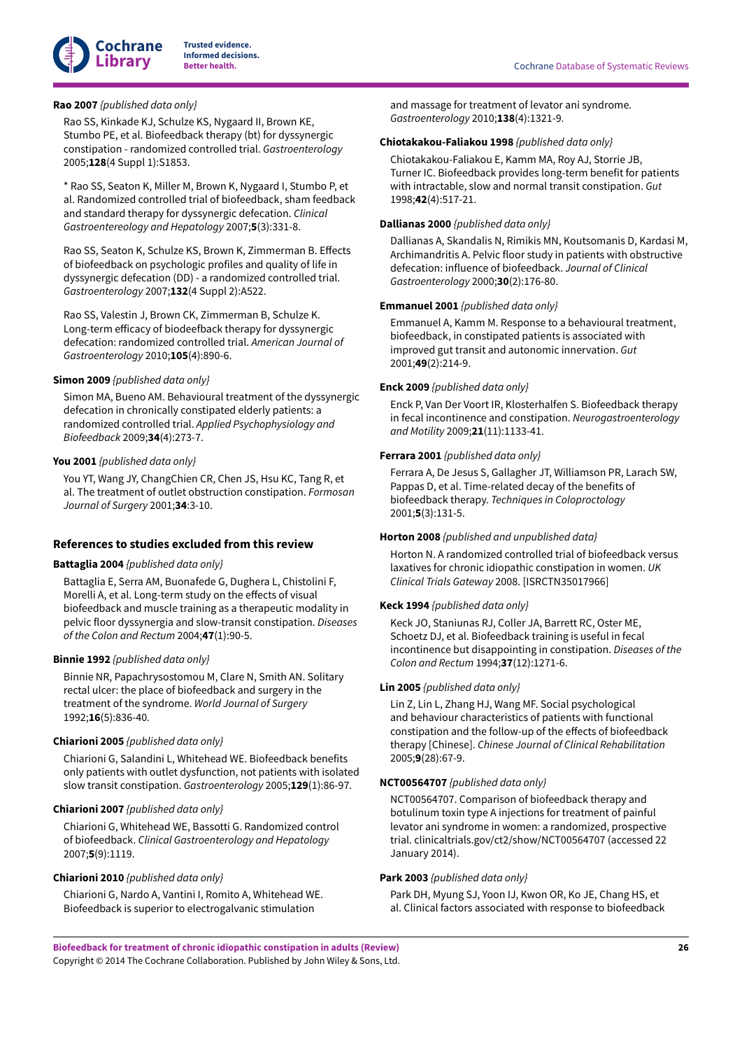**Rao 2007** *{published data only}*

Rao SS, Kinkade KJ, Schulze KS, Nygaard II, Brown KE, Stumbo PE, et al. Biofeedback therapy (bt) for dyssynergic constipation - randomized controlled trial. *Gastroenterology* 2005;**128**(4 Suppl 1):S1853.

* Rao SS, Seaton K, Miller M, Brown K, Nygaard I, Stumbo P, et al. Randomized controlled trial of biofeedback, sham feedback and standard therapy for dyssynergic defecation. *Clinical Gastroentereology and Hepatology* 2007;**5**(3):331-8.

Rao SS, Seaton K, Schulze KS, Brown K, Zimmerman B. Effects of biofeedback on psychologic profiles and quality of life in dyssynergic defecation (DD) - a randomized controlled trial. *Gastroenterology* 2007;**132**(4 Suppl 2):A522.

Rao SS, Valestin J, Brown CK, Zimmerman B, Schulze K. Long-term efficacy of biodeefback therapy for dyssynergic defecation: randomized controlled trial. *American Journal of Gastroenterology* 2010;**105**(4):890-6.

**Simon 2009** *{published data only}*

Simon MA, Bueno AM. Behavioural treatment of the dyssynergic defecation in chronically constipated elderly patients: a randomized controlled trial. *Applied Psychophysiology and Biofeedback* 2009;**34**(4):273-7.

**You 2001** *{published data only}*

You YT, Wang JY, ChangChien CR, Chen JS, Hsu KC, Tang R, et al. The treatment of outlet obstruction constipation. *Formosan Journal of Surgery* 2001;**34**:3-10.

### References to studies excluded from this review

**Battaglia 2004** *{published data only}*

Battaglia E, Serra AM, Buonafede G, Dughera L, Chistolini F, Morelli A, et al. Long-term study on the effects of visual biofeedback and muscle training as a therapeutic modality in pelvic floor dyssynergia and slow-transit constipation. *Diseases of the Colon and Rectum* 2004;**47**(1):90-5.

**Binnie 1992** *{published data only}*

Binnie NR, Papachrysostomou M, Clare N, Smith AN. Solitary rectal ulcer: the place of biofeedback and surgery in the treatment of the syndrome. *World Journal of Surgery* 1992;**16**(5):836-40.

**Chiarioni 2005** *{published data only}*

Chiarioni G, Salandini L, Whitehead WE. Biofeedback benefits only patients with outlet dysfunction, not patients with isolated slow transit constipation. *Gastroenterology* 2005;**129**(1):86-97.

**Chiarioni 2007** *{published data only}*

Chiarioni G, Whitehead WE, Bassotti G. Randomized control of biofeedback. *Clinical Gastroenterology and Hepatology* 2007;**5**(9):1119.

**Chiarioni 2010** *{published data only}*

Chiarioni G, Nardo A, Vantini I, Romito A, Whitehead WE. Biofeedback is superior to electrogalvanic stimulation and massage for treatment of levator ani syndrome. *Gastroenterology* 2010;**138**(4):1321-9.

**Chiotakakou-Faliakou 1998** *{published data only}*

Chiotakakou-Faliakou E, Kamm MA, Roy AJ, Storrie JB, Turner IC. Biofeedback provides long-term benefit for patients with intractable, slow and normal transit constipation. *Gut* 1998;**42**(4):517-21.

**Dallianas 2000** *{published data only}*

Dallianas A, Skandalis N, Rimikis MN, Koutsomanis D, Kardasi M, Archimandritis A. Pelvic floor study in patients with obstructive defecation: influence of biofeedback. *Journal of Clinical Gastroenterology* 2000;**30**(2):176-80.

**Emmanuel 2001** *{published data only}*

Emmanuel A, Kamm M. Response to a behavioural treatment, biofeedback, in constipated patients is associated with improved gut transit and autonomic innervation. *Gut* 2001;**49**(2):214-9.

**Enck 2009** *{published data only}*

Enck P, Van Der Voort IR, Klosterhalfen S. Biofeedback therapy in fecal incontinence and constipation. *Neurogastroenterology and Motility* 2009;**21**(11):1133-41.

**Ferrara 2001** *{published data only}*

Ferrara A, De Jesus S, Gallagher JT, Williamson PR, Larach SW, Pappas D, et al. Time-related decay of the benefits of biofeedback therapy. *Techniques in Coloproctology* 2001;**5**(3):131-5.

**Horton 2008** *{published and unpublished data}*

Horton N. A randomized controlled trial of biofeedback versus laxatives for chronic idiopathic constipation in women. *UK Clinical Trials Gateway* 2008. [ISRCTN35017966]

**Keck 1994** *{published data only}*

Keck JO, Staniunas RJ, Coller JA, Barrett RC, Oster ME, Schoetz DJ, et al. Biofeedback training is useful in fecal incontinence but disappointing in constipation. *Diseases of the Colon and Rectum* 1994;**37**(12):1271-6.

**Lin 2005** *{published data only}*

Lin Z, Lin L, Zhang HJ, Wang MF. Social psychological and behaviour characteristics of patients with functional constipation and the follow-up of the effects of biofeedback therapy [Chinese]. *Chinese Journal of Clinical Rehabilitation* 2005;**9**(28):67-9.

**NCT00564707** *{published data only}*

NCT00564707. Comparison of biofeedback therapy and botulinum toxin type A injections for treatment of painful levator ani syndrome in women: a randomized, prospective trial. clinicaltrials.gov/ct2/show/NCT00564707 (accessed 22 January 2014).

**Park 2003** *{published data only}*

Park DH, Myung SJ, Yoon IJ, Kwon OR, Ko JE, Chang HS, et al. Clinical factors associated with response to biofeedback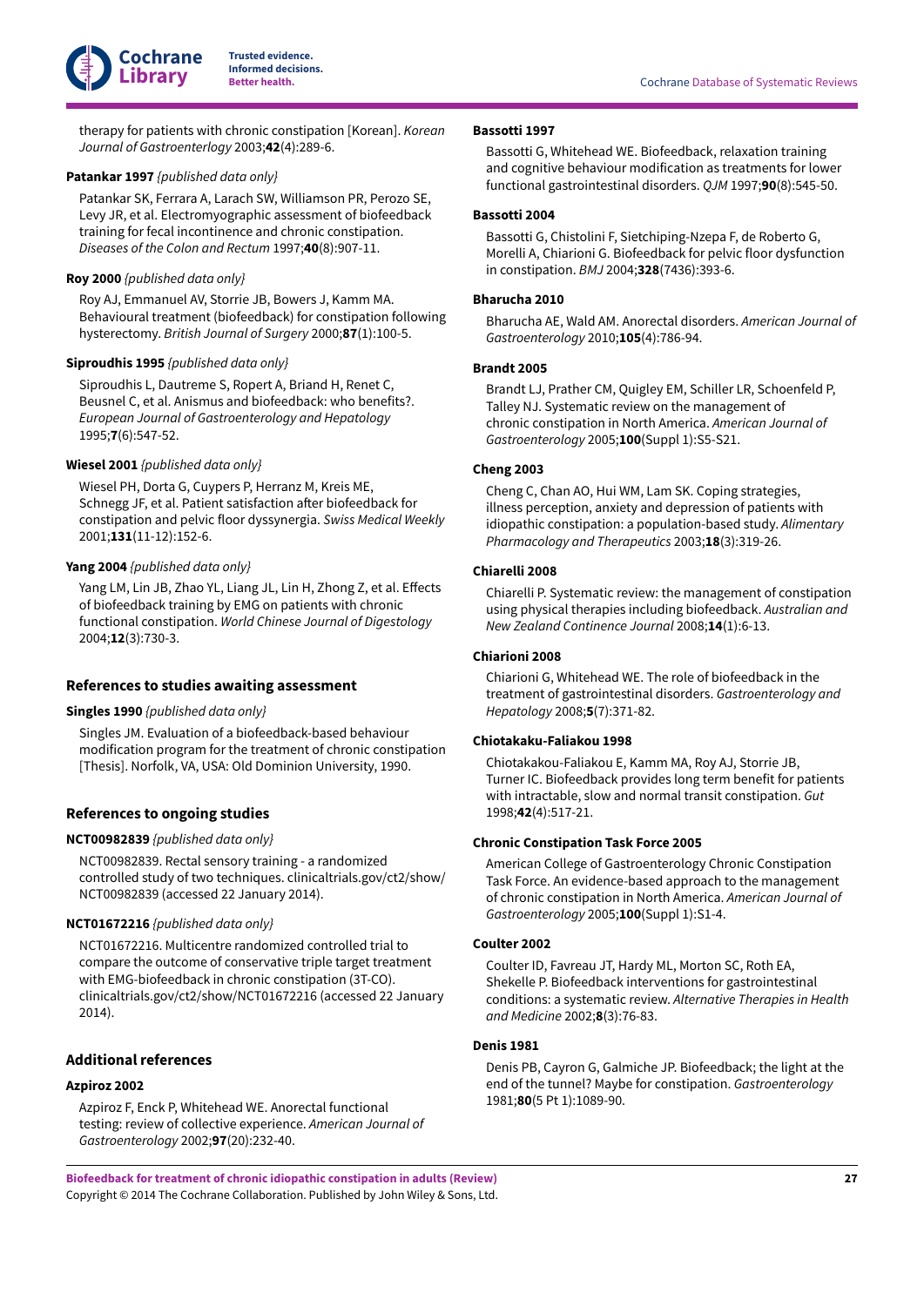therapy for patients with chronic constipation [Korean]. *Korean Journal of Gastroenterology* 2003;**42**(4):289-6.

**Patankar 1997** *{published data only}*

Patankar SK, Ferrara A, Larach SW, Williamson PR, Perozo SE, Levy JR, et al. Electromyographic assessment of biofeedback training for fecal incontinence and chronic constipation. *Diseases of the Colon and Rectum* 1997;**40**(8):907-11.

**Roy 2000** *{published data only}*

Roy AJ, Emmanuel AV, Storrie JB, Bowers J, Kamm MA. Behavioural treatment (biofeedback) for constipation following hysterectomy. *British Journal of Surgery* 2000;**87**(1):100-5.

**Siproudhis 1995** *{published data only}*

Siproudhis L, Dautreme S, Ropert A, Briand H, Renet C, Beusnel C, et al. Anismus and biofeedback: who benefits?. *European Journal of Gastroenterology and Hepatology* 1995;**7**(6):547-52.

**Wiesel 2001** *{published data only}*

Wiesel PH, Dorta G, Cuypers P, Herranz M, Kreis ME, Schnegg JF, et al. Patient satisfaction after biofeedback for constipation and pelvic floor dyssynergia. *Swiss Medical Weekly* 2001;**131**(11-12):152-6.

**Yang 2004** *{published data only}*

Yang LM, Lin JB, Zhao YL, Liang JL, Lin H, Zhong Z, et al. Effects of biofeedback training by EMG on patients with chronic functional constipation. *World Chinese Journal of Digestology* 2004;**12**(3):730-3.

### References to studies awaiting assessment

**Singles 1990** *{published data only}*

Singles JM. Evaluation of a biofeedback-based behaviour modification program for the treatment of chronic constipation [Thesis]. Norfolk, VA, USA: Old Dominion University, 1990.

### References to ongoing studies

**NCT00982839** *{published data only}*

NCT00982839. Rectal sensory training - a randomized controlled study of two techniques. clinicaltrials.gov/ct2/show/NCT00982839 (accessed 22 January 2014).

**NCT01672216** *{published data only}*

NCT01672216. Multicentre randomized controlled trial to compare the outcome of conservative triple target treatment with EMG-biofeedback in chronic constipation (3T-CO). clinicaltrials.gov/ct2/show/NCT01672216 (accessed 22 January 2014).

### Additional references

**Azpiroz 2002**

Azpiroz F, Enck P, Whitehead WE. Anorectal functional testing: review of collective experience. *American Journal of Gastroenterology* 2002;**97**(20):232-40.

**Bassotti 1997**

Bassotti G, Whitehead WE. Biofeedback, relaxation training and cognitive behaviour modification as treatments for lower functional gastrointestinal disorders. *QJM* 1997;**90**(8):545-50.

**Bassotti 2004**

Bassotti G, Chistolini F, Sietchiping-Nzepa F, de Roberto G, Morelli A, Chiarioni G. Biofeedback for pelvic floor dysfunction in constipation. *BMJ* 2004;**328**(7436):393-6.

**Bharucha 2010**

Bharucha AE, Wald AM. Anorectal disorders. *American Journal of Gastroenterology* 2010;**105**(4):786-94.

**Brandt 2005**

Brandt LJ, Prather CM, Quigley EM, Schiller LR, Schoenfeld P, Talley NJ. Systematic review on the management of chronic constipation in North America. *American Journal of Gastroenterology* 2005;**100**(Suppl 1):S5-S21.

**Cheng 2003**

Cheng C, Chan AO, Hui WM, Lam SK. Coping strategies, illness perception, anxiety and depression of patients with idiopathic constipation: a population-based study. *Alimentary Pharmacology and Therapeutics* 2003;**18**(3):319-26.

**Chiarelli 2008**

Chiarelli P. Systematic review: the management of constipation using physical therapies including biofeedback. *Australian and New Zealand Continence Journal* 2008;**14**(1):6-13.

**Chiarioni 2008**

Chiarioni G, Whitehead WE. The role of biofeedback in the treatment of gastrointestinal disorders. *Gastroenterology and Hepatology* 2008;**5**(7):371-82.

**Chiotakaku-Faliakou 1998**

Chiotakakou-Faliakou E, Kamm MA, Roy AJ, Storrie JB, Turner IC. Biofeedback provides long term benefit for patients with intractable, slow and normal transit constipation. *Gut* 1998;**42**(4):517-21.

**Chronic Constipation Task Force 2005**

American College of Gastroenterology Chronic Constipation Task Force. An evidence-based approach to the management of chronic constipation in North America. *American Journal of Gastroenterology* 2005;**100**(Suppl 1):S1-4.

**Coulter 2002**

Coulter ID, Favreau JT, Hardy ML, Morton SC, Roth EA, Shekelle P. Biofeedback interventions for gastrointestinal conditions: a systematic review. *Alternative Therapies in Health and Medicine* 2002;**8**(3):76-83.

**Denis 1981**

Denis PB, Cayron G, Galmiche JP. Biofeedback; the light at the end of the tunnel? Maybe for constipation. *Gastroenterology* 1981;**80**(5 Pt 1):1089-90.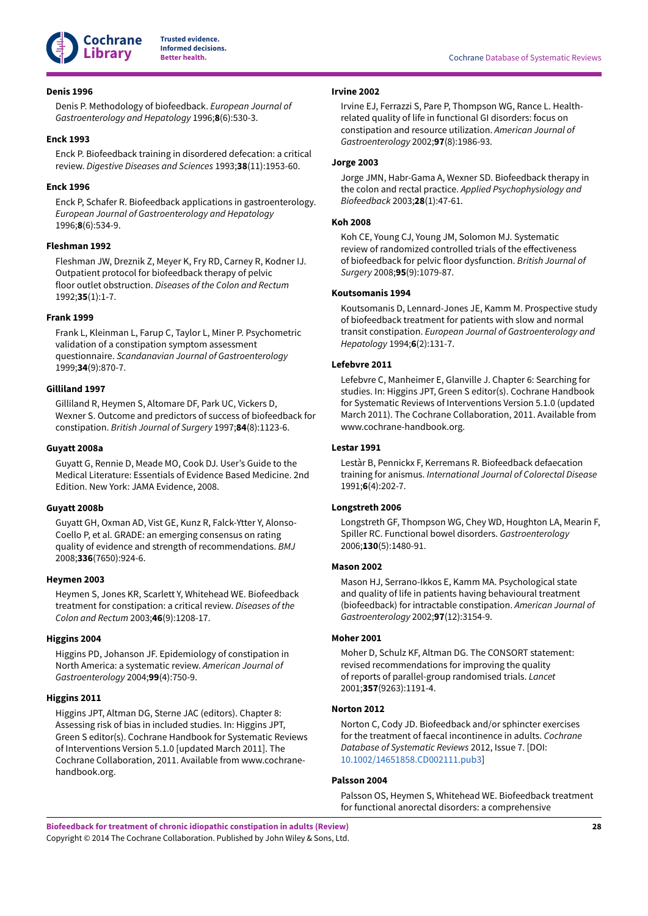**Denis 1996**

Denis P. Methodology of biofeedback. *European Journal of Gastroenterology and Hepatology* 1996;**8**(6):530-3.

**Enck 1993**

Enck P. Biofeedback training in disordered defecation: a critical review. *Digestive Diseases and Sciences* 1993;**38**(11):1953-60.

**Enck 1996**

Enck P, Schafer R. Biofeedback applications in gastroenterology. *European Journal of Gastroenterology and Hepatology* 1996;**8**(6):534-9.

**Fleshman 1992**

Fleshman JW, Dreznik Z, Meyer K, Fry RD, Carney R, Kodner IJ. Outpatient protocol for biofeedback therapy of pelvic floor outlet obstruction. *Diseases of the Colon and Rectum* 1992;**35**(1):1-7.

**Frank 1999**

Frank L, Kleinman L, Farup C, Taylor L, Miner P. Psychometric validation of a constipation symptom assessment questionnaire. *Scandanavian Journal of Gastroenterology* 1999;**34**(9):870-7.

**Gilliland 1997**

Gilliland R, Heymen S, Altomare DF, Park UC, Vickers D, Wexner S. Outcome and predictors of success of biofeedback for constipation. *British Journal of Surgery* 1997;**84**(8):1123-6.

**Guyatt 2008a**

Guyatt G, Rennie D, Meade MO, Cook DJ. User's Guide to the Medical Literature: Essentials of Evidence Based Medicine. 2nd Edition. New York: JAMA Evidence, 2008.

**Guyatt 2008b**

Guyatt GH, Oxman AD, Vist GE, Kunz R, Falck-Ytter Y, Alonso-Coello P, et al. GRADE: an emerging consensus on rating quality of evidence and strength of recommendations. *BMJ* 2008;**336**(7650):924-6.

**Heymen 2003**

Heymen S, Jones KR, Scarlett Y, Whitehead WE. Biofeedback treatment for constipation: a critical review. *Diseases of the Colon and Rectum* 2003;**46**(9):1208-17.

**Higgins 2004**

Higgins PD, Johanson JF. Epidemiology of constipation in North America: a systematic review. *American Journal of Gastroenterology* 2004;**99**(4):750-9.

**Higgins 2011**

Higgins JPT, Altman DG, Sterne JAC (editors). Chapter 8: Assessing risk of bias in included studies. In: Higgins JPT, Green S editor(s). Cochrane Handbook for Systematic Reviews of Interventions Version 5.1.0 [updated March 2011]. The Cochrane Collaboration, 2011. Available from www.cochrane-handbook.org.

**Irvine 2002**

Irvine EJ, Ferrazzi S, Pare P, Thompson WG, Rance L. Health-related quality of life in functional GI disorders: focus on constipation and resource utilization. *American Journal of Gastroenterology* 2002;**97**(8):1986-93.

**Jorge 2003**

Jorge JMN, Habr-Gama A, Wexner SD. Biofeedback therapy in the colon and rectal practice. *Applied Psychophysiology and Biofeedback* 2003;**28**(1):47-61.

**Koh 2008**

Koh CE, Young CJ, Young JM, Solomon MJ. Systematic review of randomized controlled trials of the effectiveness of biofeedback for pelvic floor dysfunction. *British Journal of Surgery* 2008;**95**(9):1079-87.

**Koutsomanis 1994**

Koutsomanis D, Lennard-Jones JE, Kamm M. Prospective study of biofeedback treatment for patients with slow and normal transit constipation. *European Journal of Gastroenterology and Hepatology* 1994;**6**(2):131-7.

**Lefebvre 2011**

Lefebvre C, Manheimer E, Glanville J. Chapter 6: Searching for studies. In: Higgins JPT, Green S editor(s). Cochrane Handbook for Systematic Reviews of Interventions Version 5.1.0 (updated March 2011). The Cochrane Collaboration, 2011. Available from www.cochrane-handbook.org.

**Lestar 1991**

Lestàr B, Pennickx F, Kerremans R. Biofeedback defaecation training for anismus. *International Journal of Colorectal Disease* 1991;**6**(4):202-7.

**Longstreth 2006**

Longstreth GF, Thompson WG, Chey WD, Houghton LA, Mearin F, Spiller RC. Functional bowel disorders. *Gastroenterology* 2006;**130**(5):1480-91.

**Mason 2002**

Mason HJ, Serrano-Ikkos E, Kamm MA. Psychological state and quality of life in patients having behavioural treatment (biofeedback) for intractable constipation. *American Journal of Gastroenterology* 2002;**97**(12):3154-9.

**Moher 2001**

Moher D, Schulz KF, Altman DG. The CONSORT statement: revised recommendations for improving the quality of reports of parallel-group randomised trials. *Lancet* 2001;**357**(9263):1191-4.

**Norton 2012**

Norton C, Cody JD. Biofeedback and/or sphincter exercises for the treatment of faecal incontinence in adults. *Cochrane Database of Systematic Reviews* 2012, Issue 7. [DOI: 10.1002/14651858.CD002111.pub3]

**Palsson 2004**

Palsson OS, Heymen S, Whitehead WE. Biofeedback treatment for functional anorectal disorders: a comprehensive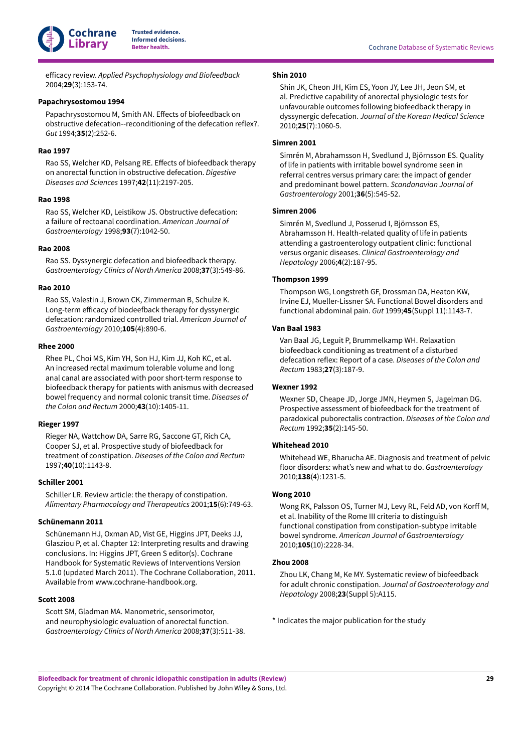efficacy review. *Applied Psychophysiology and Biofeedback* 2004;**29**(3):153-74.

**Papachrysostomou 1994**

Papachrysostomou M, Smith AN. Effects of biofeedback on obstructive defecation--reconditioning of the defecation reflex?. *Gut* 1994;**35**(2):252-6.

**Rao 1997**

Rao SS, Welcher KD, Pelsang RE. Effects of biofeedback therapy on anorectal function in obstructive defecation. *Digestive Diseases and Sciences* 1997;**42**(11):2197-205.

**Rao 1998**

Rao SS, Welcher KD, Leistikow JS. Obstructive defecation: a failure of rectoanal coordination. *American Journal of Gastroenterology* 1998;**93**(7):1042-50.

**Rao 2008**

Rao SS. Dyssynergic defecation and biofeedback therapy. *Gastroenterology Clinics of North America* 2008;**37**(3):549-86.

**Rao 2010**

Rao SS, Valestin J, Brown CK, Zimmerman B, Schulze K. Long-term efficacy of biodeefback therapy for dyssynergic defecation: randomized controlled trial. *American Journal of Gastroenterology* 2010;**105**(4):890-6.

**Rhee 2000**

Rhee PL, Choi MS, Kim YH, Son HJ, Kim JJ, Koh KC, et al. An increased rectal maximum tolerable volume and long anal canal are associated with poor short-term response to biofeedback therapy for patients with anismus with decreased bowel frequency and normal colonic transit time. *Diseases of the Colon and Rectum* 2000;**43**(10):1405-11.

**Rieger 1997**

Rieger NA, Wattchow DA, Sarre RG, Saccone GT, Rich CA, Cooper SJ, et al. Prospective study of biofeedback for treatment of constipation. *Diseases of the Colon and Rectum* 1997;**40**(10):1143-8.

**Schiller 2001**

Schiller LR. Review article: the therapy of constipation. *Alimentary Pharmacology and Therapeutics* 2001;**15**(6):749-63.

**Schünemann 2011**

Schünemann HJ, Oxman AD, Vist GE, Higgins JPT, Deeks JJ, Glasziou P, et al. Chapter 12: Interpreting results and drawing conclusions. In: Higgins JPT, Green S editor(s). Cochrane Handbook for Systematic Reviews of Interventions Version 5.1.0 (updated March 2011). The Cochrane Collaboration, 2011. Available from www.cochrane-handbook.org.

**Scott 2008**

Scott SM, Gladman MA. Manometric, sensorimotor, and neurophysiologic evaluation of anorectal function. *Gastroenterology Clinics of North America* 2008;**37**(3):511-38.

**Shin 2010**

Shin JK, Cheon JH, Kim ES, Yoon JY, Lee JH, Jeon SM, et al. Predictive capability of anorectal physiologic tests for unfavourable outcomes following biofeedback therapy in dyssynergic defecation. *Journal of the Korean Medical Science* 2010;**25**(7):1060-5.

**Simren 2001**

Simrén M, Abrahamsson H, Svedlund J, Björnsson ES. Quality of life in patients with irritable bowel syndrome seen in referral centres versus primary care: the impact of gender and predominant bowel pattern. *Scandanavian Journal of Gastroenterology* 2001;**36**(5):545-52.

**Simren 2006**

Simrén M, Svedlund J, Posserud I, Björnsson ES, Abrahamsson H. Health-related quality of life in patients attending a gastroenterology outpatient clinic: functional versus organic diseases. *Clinical Gastroenterology and Hepatology* 2006;**4**(2):187-95.

**Thompson 1999**

Thompson WG, Longstreth GF, Drossman DA, Heaton KW, Irvine EJ, Mueller-Lissner SA. Functional Bowel disorders and functional abdominal pain. *Gut* 1999;**45**(Suppl 11):1143-7.

**Van Baal 1983**

Van Baal JG, Leguit P, Brummelkamp WH. Relaxation biofeedback conditioning as treatment of a disturbed defecation reflex: Report of a case. *Diseases of the Colon and Rectum* 1983;**27**(3):187-9.

**Wexner 1992**

Wexner SD, Cheape JD, Jorge JMN, Heymen S, Jagelman DG. Prospective assessment of biofeedback for the treatment of paradoxical puborectalis contraction. *Diseases of the Colon and Rectum* 1992;**35**(2):145-50.

**Whitehead 2010**

Whitehead WE, Bharucha AE. Diagnosis and treatment of pelvic floor disorders: what's new and what to do. *Gastroenterology* 2010;**138**(4):1231-5.

**Wong 2010**

Wong RK, Palsson OS, Turner MJ, Levy RL, Feld AD, von Korff M, et al. Inability of the Rome III criteria to distinguish functional constipation from constipation-subtype irritable bowel syndrome. *American Journal of Gastroenterology* 2010;**105**(10):2228-34.

**Zhou 2008**

Zhou LK, Chang M, Ke MY. Systematic review of biofeedback for adult chronic constipation. *Journal of Gastroenterology and Hepatology* 2008;**23**(Suppl 5):A115.

* Indicates the major publication for the study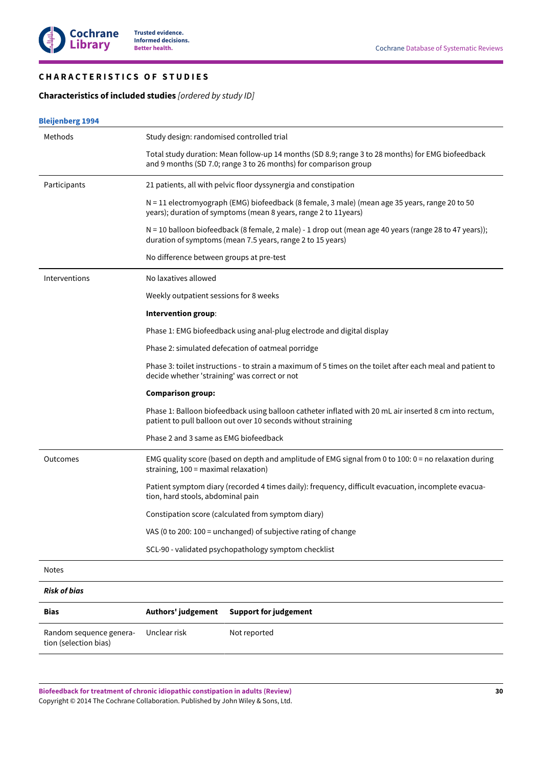## CHARACTERISTICS OF STUDIES

### Characteristics of included studies *[ordered by study ID]*

**Bleijenberg 1994**

| | |
|---|---|
| Methods | Study design: randomised controlled trial<br><br>Total study duration: Mean follow-up 14 months (SD 8.9; range 3 to 28 months) for EMG biofeedback and 9 months (SD 7.0; range 3 to 26 months) for comparison group |
| Participants | 21 patients, all with pelvic floor dyssynergia and constipation<br><br>N = 11 electromyograph (EMG) biofeedback (8 female, 3 male) (mean age 35 years, range 20 to 50 years); duration of symptoms (mean 8 years, range 2 to 11years)<br><br>N = 10 balloon biofeedback (8 female, 2 male) - 1 drop out (mean age 40 years (range 28 to 47 years)); duration of symptoms (mean 7.5 years, range 2 to 15 years)<br><br>No difference between groups at pre-test |
| Interventions | No laxatives allowed<br><br>Weekly outpatient sessions for 8 weeks<br><br>**Intervention group**:<br><br>Phase 1: EMG biofeedback using anal-plug electrode and digital display<br><br>Phase 2: simulated defecation of oatmeal porridge<br><br>Phase 3: toilet instructions - to strain a maximum of 5 times on the toilet after each meal and patient to decide whether 'straining' was correct or not<br><br>**Comparison group:**<br><br>Phase 1: Balloon biofeedback using balloon catheter inflated with 20 mL air inserted 8 cm into rectum, patient to pull balloon out over 10 seconds without straining<br><br>Phase 2 and 3 same as EMG biofeedback |
| Outcomes | EMG quality score (based on depth and amplitude of EMG signal from 0 to 100: 0 = no relaxation during straining, 100 = maximal relaxation)<br><br>Patient symptom diary (recorded 4 times daily): frequency, difficult evacuation, incomplete evacuation, hard stools, abdominal pain<br><br>Constipation score (calculated from symptom diary)<br><br>VAS (0 to 200: 100 = unchanged) of subjective rating of change<br><br>SCL-90 - validated psychopathology symptom checklist |
| Notes | |

***Risk of bias***

| Bias | Authors' judgement | Support for judgement |
|---|---|---|
| Random sequence generation (selection bias) | Unclear risk | Not reported |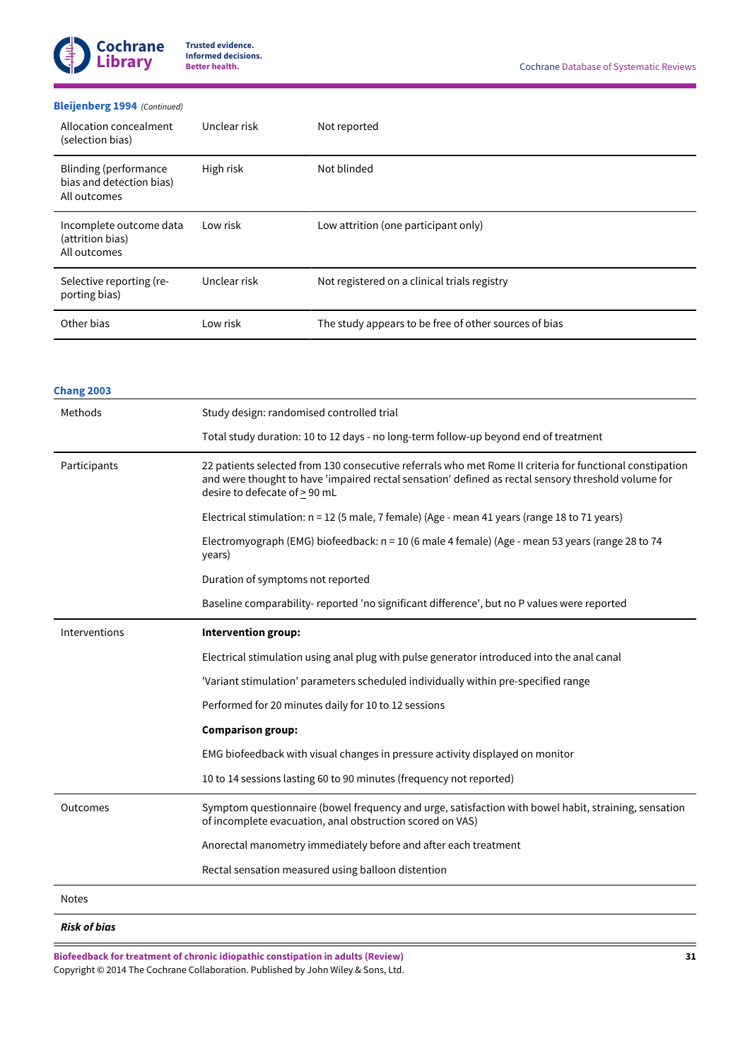**Bleijenberg 1994** *(Continued)*

| | | |
|---|---|---|
| Allocation concealment (selection bias) | Unclear risk | Not reported |
| Blinding (performance bias and detection bias) All outcomes | High risk | Not blinded |
| Incomplete outcome data (attrition bias) All outcomes | Low risk | Low attrition (one participant only) |
| Selective reporting (reporting bias) | Unclear risk | Not registered on a clinical trials registry |
| Other bias | Low risk | The study appears to be free of other sources of bias |

**Chang 2003**

| | |
|---|---|
| Methods | Study design: randomised controlled trial |
| | Total study duration: 10 to 12 days - no long-term follow-up beyond end of treatment |
| Participants | 22 patients selected from 130 consecutive referrals who met Rome II criteria for functional constipation and were thought to have 'impaired rectal sensation' defined as rectal sensory threshold volume for desire to defecate of ≥ 90 mL |
| | Electrical stimulation: n = 12 (5 male, 7 female) (Age - mean 41 years (range 18 to 71 years) |
| | Electromyograph (EMG) biofeedback: n = 10 (6 male 4 female) (Age - mean 53 years (range 28 to 74 years) |
| | Duration of symptoms not reported |
| | Baseline comparability- reported 'no significant difference', but no P values were reported |
| Interventions | **Intervention group:** |
| | Electrical stimulation using anal plug with pulse generator introduced into the anal canal |
| | 'Variant stimulation' parameters scheduled individually within pre-specified range |
| | Performed for 20 minutes daily for 10 to 12 sessions |
| | **Comparison group:** |
| | EMG biofeedback with visual changes in pressure activity displayed on monitor |
| | 10 to 14 sessions lasting 60 to 90 minutes (frequency not reported) |
| Outcomes | Symptom questionnaire (bowel frequency and urge, satisfaction with bowel habit, straining, sensation of incomplete evacuation, anal obstruction scored on VAS) |
| | Anorectal manometry immediately before and after each treatment |
| | Rectal sensation measured using balloon distention |
| Notes | |

***Risk of bias***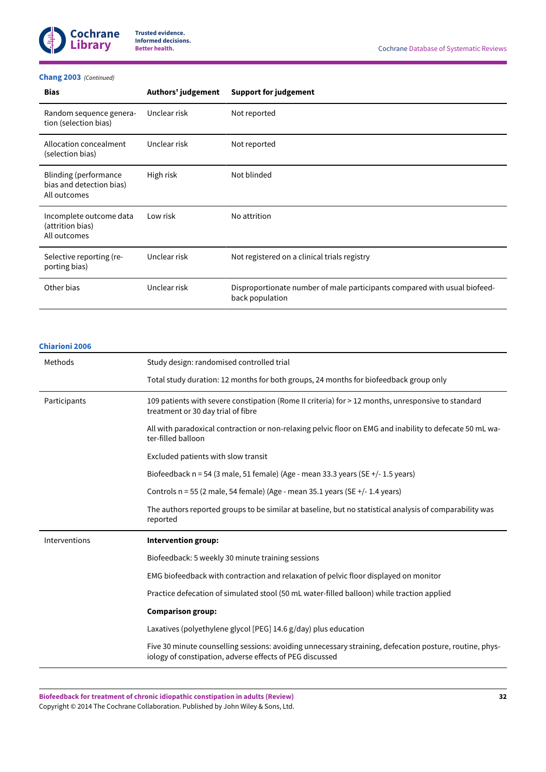**Chang 2003** *(Continued)*

| Bias | Authors' judgement | Support for judgement |
|---|---|---|
| Random sequence generation (selection bias) | Unclear risk | Not reported |
| Allocation concealment (selection bias) | Unclear risk | Not reported |
| Blinding (performance bias and detection bias) All outcomes | High risk | Not blinded |
| Incomplete outcome data (attrition bias) All outcomes | Low risk | No attrition |
| Selective reporting (reporting bias) | Unclear risk | Not registered on a clinical trials registry |
| Other bias | Unclear risk | Disproportionate number of male participants compared with usual biofeedback population |

**Chiarioni 2006**

| | |
|---|---|
| Methods | Study design: randomised controlled trial |
| | Total study duration: 12 months for both groups, 24 months for biofeedback group only |
| Participants | 109 patients with severe constipation (Rome II criteria) for > 12 months, unresponsive to standard treatment or 30 day trial of fibre |
| | All with paradoxical contraction or non-relaxing pelvic floor on EMG and inability to defecate 50 mL water-filled balloon |
| | Excluded patients with slow transit |
| | Biofeedback n = 54 (3 male, 51 female) (Age - mean 33.3 years (SE +/- 1.5 years) |
| | Controls n = 55 (2 male, 54 female) (Age - mean 35.1 years (SE +/- 1.4 years) |
| | The authors reported groups to be similar at baseline, but no statistical analysis of comparability was reported |
| Interventions | **Intervention group:** |
| | Biofeedback: 5 weekly 30 minute training sessions |
| | EMG biofeedback with contraction and relaxation of pelvic floor displayed on monitor |
| | Practice defecation of simulated stool (50 mL water-filled balloon) while traction applied |
| | **Comparison group:** |
| | Laxatives (polyethylene glycol [PEG] 14.6 g/day) plus education |
| | Five 30 minute counselling sessions: avoiding unnecessary straining, defecation posture, routine, physiology of constipation, adverse effects of PEG discussed |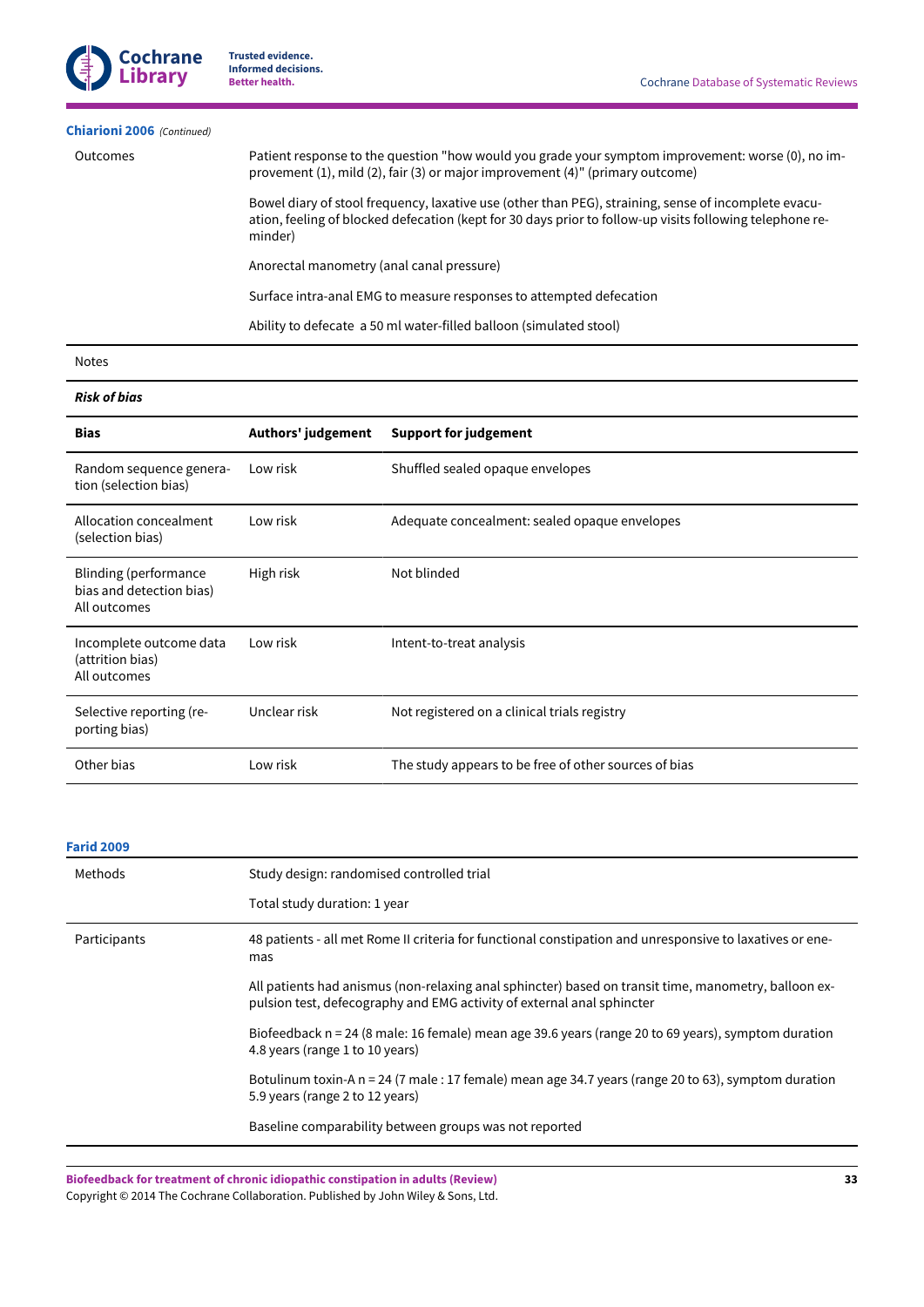**Chiarioni 2006** *(Continued)*

| | |
|---|---|
| Outcomes | Patient response to the question "how would you grade your symptom improvement: worse (0), no improvement (1), mild (2), fair (3) or major improvement (4)" (primary outcome)<br><br>Bowel diary of stool frequency, laxative use (other than PEG), straining, sense of incomplete evacuation, feeling of blocked defecation (kept for 30 days prior to follow-up visits following telephone reminder)<br><br>Anorectal manometry (anal canal pressure)<br><br>Surface intra-anal EMG to measure responses to attempted defecation<br><br>Ability to defecate a 50 ml water-filled balloon (simulated stool) |
| Notes | |

***Risk of bias***

| Bias | Authors' judgement | Support for judgement |
|---|---|---|
| Random sequence generation (selection bias) | Low risk | Shuffled sealed opaque envelopes |
| Allocation concealment (selection bias) | Low risk | Adequate concealment: sealed opaque envelopes |
| Blinding (performance bias and detection bias)<br>All outcomes | High risk | Not blinded |
| Incomplete outcome data (attrition bias)<br>All outcomes | Low risk | Intent-to-treat analysis |
| Selective reporting (reporting bias) | Unclear risk | Not registered on a clinical trials registry |
| Other bias | Low risk | The study appears to be free of other sources of bias |

**Farid 2009**

| | |
|---|---|
| Methods | Study design: randomised controlled trial<br><br>Total study duration: 1 year |
| Participants | 48 patients - all met Rome II criteria for functional constipation and unresponsive to laxatives or enemas<br><br>All patients had anismus (non-relaxing anal sphincter) based on transit time, manometry, balloon expulsion test, defecography and EMG activity of external anal sphincter<br><br>Biofeedback n = 24 (8 male: 16 female) mean age 39.6 years (range 20 to 69 years), symptom duration 4.8 years (range 1 to 10 years)<br><br>Botulinum toxin-A n = 24 (7 male : 17 female) mean age 34.7 years (range 20 to 63), symptom duration 5.9 years (range 2 to 12 years)<br><br>Baseline comparability between groups was not reported |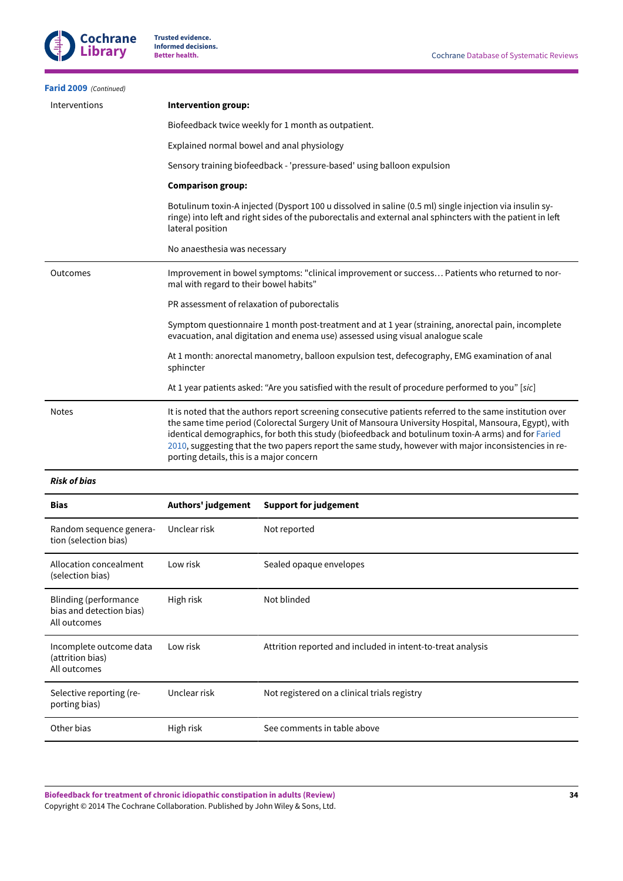**Farid 2009** *(Continued)*

| | |
|---|---|
| Interventions | **Intervention group:**<br><br>Biofeedback twice weekly for 1 month as outpatient.<br><br>Explained normal bowel and anal physiology<br><br>Sensory training biofeedback - 'pressure-based' using balloon expulsion<br><br>**Comparison group:**<br><br>Botulinum toxin-A injected (Dysport 100 u dissolved in saline (0.5 ml) single injection via insulin syringe) into left and right sides of the puborectalis and external anal sphincters with the patient in left lateral position<br><br>No anaesthesia was necessary |
| Outcomes | Improvement in bowel symptoms: "clinical improvement or success… Patients who returned to normal with regard to their bowel habits"<br><br>PR assessment of relaxation of puborectalis<br><br>Symptom questionnaire 1 month post-treatment and at 1 year (straining, anorectal pain, incomplete evacuation, anal digitation and enema use) assessed using visual analogue scale<br><br>At 1 month: anorectal manometry, balloon expulsion test, defecography, EMG examination of anal sphincter<br><br>At 1 year patients asked: "Are you satisfied with the result of procedure performed to you" [*sic*] |
| Notes | It is noted that the authors report screening consecutive patients referred to the same institution over the same time period (Colorectal Surgery Unit of Mansoura University Hospital, Mansoura, Egypt), with identical demographics, for both this study (biofeedback and botulinum toxin-A arms) and for Faried 2010, suggesting that the two papers report the same study, however with major inconsistencies in reporting details, this is a major concern |

***Risk of bias***

| **Bias** | **Authors' judgement** | **Support for judgement** |
|---|---|---|
| Random sequence generation (selection bias) | Unclear risk | Not reported |
| Allocation concealment (selection bias) | Low risk | Sealed opaque envelopes |
| Blinding (performance bias and detection bias)<br>All outcomes | High risk | Not blinded |
| Incomplete outcome data (attrition bias)<br>All outcomes | Low risk | Attrition reported and included in intent-to-treat analysis |
| Selective reporting (reporting bias) | Unclear risk | Not registered on a clinical trials registry |
| Other bias | High risk | See comments in table above |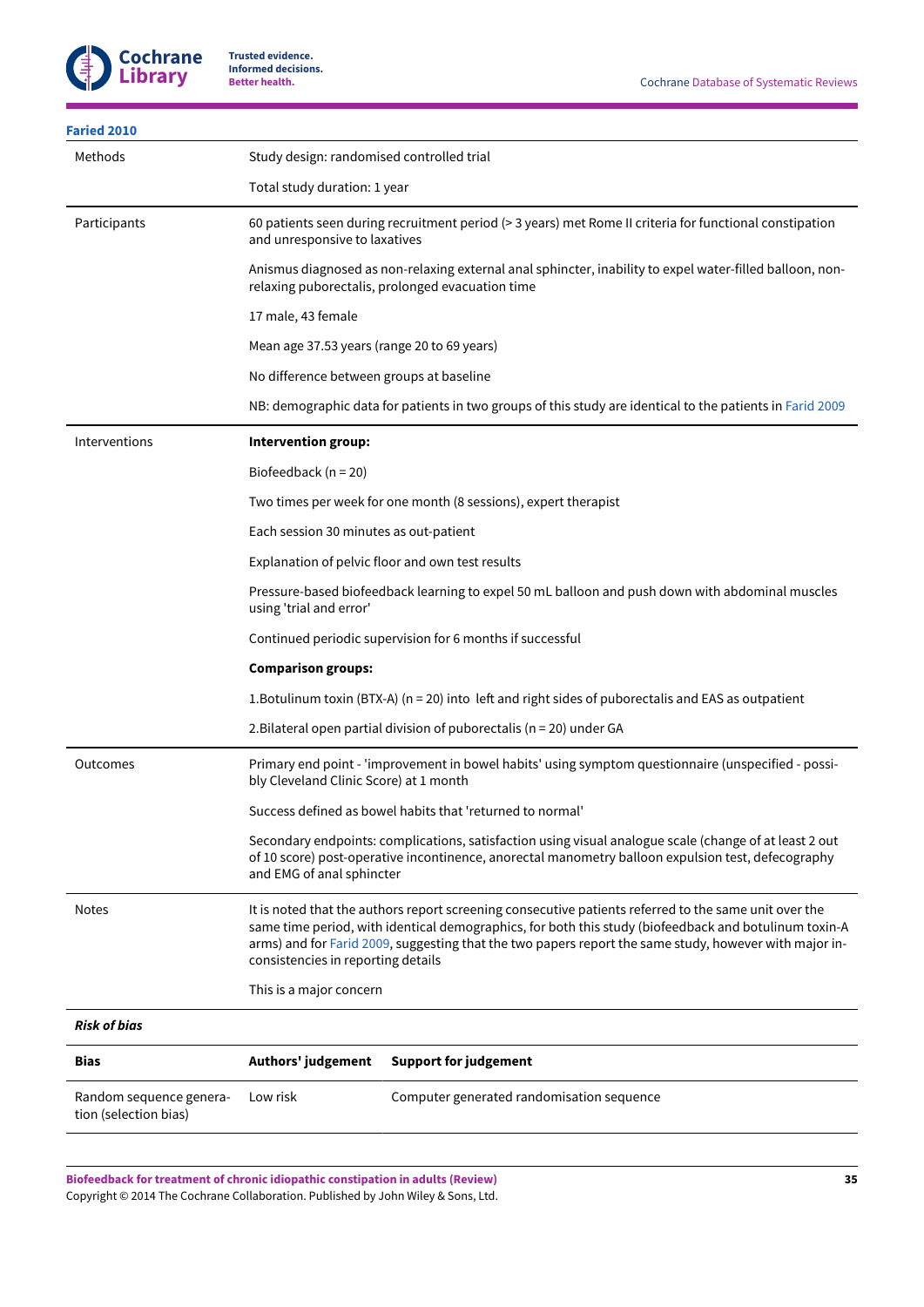**Faried 2010**

| | |
|---|---|
| Methods | Study design: randomised controlled trial |
| | Total study duration: 1 year |
| Participants | 60 patients seen during recruitment period (> 3 years) met Rome II criteria for functional constipation and unresponsive to laxatives |
| | Anismus diagnosed as non-relaxing external anal sphincter, inability to expel water-filled balloon, non-relaxing puborectalis, prolonged evacuation time |
| | 17 male, 43 female |
| | Mean age 37.53 years (range 20 to 69 years) |
| | No difference between groups at baseline |
| | NB: demographic data for patients in two groups of this study are identical to the patients in Farid 2009 |
| Interventions | **Intervention group:** |
| | Biofeedback (n = 20) |
| | Two times per week for one month (8 sessions), expert therapist |
| | Each session 30 minutes as out-patient |
| | Explanation of pelvic floor and own test results |
| | Pressure-based biofeedback learning to expel 50 mL balloon and push down with abdominal muscles using 'trial and error' |
| | Continued periodic supervision for 6 months if successful |
| | **Comparison groups:** |
| | 1.Botulinum toxin (BTX-A) (n = 20) into left and right sides of puborectalis and EAS as outpatient |
| | 2.Bilateral open partial division of puborectalis (n = 20) under GA |
| Outcomes | Primary end point - 'improvement in bowel habits' using symptom questionnaire (unspecified - possibly Cleveland Clinic Score) at 1 month |
| | Success defined as bowel habits that 'returned to normal' |
| | Secondary endpoints: complications, satisfaction using visual analogue scale (change of at least 2 out of 10 score) post-operative incontinence, anorectal manometry balloon expulsion test, defecography and EMG of anal sphincter |
| Notes | It is noted that the authors report screening consecutive patients referred to the same unit over the same time period, with identical demographics, for both this study (biofeedback and botulinum toxin-A arms) and for Farid 2009, suggesting that the two papers report the same study, however with major inconsistencies in reporting details |
| | This is a major concern |

***Risk of bias***

| Bias | Authors' judgement | Support for judgement |
|---|---|---|
| Random sequence generation (selection bias) | Low risk | Computer generated randomisation sequence |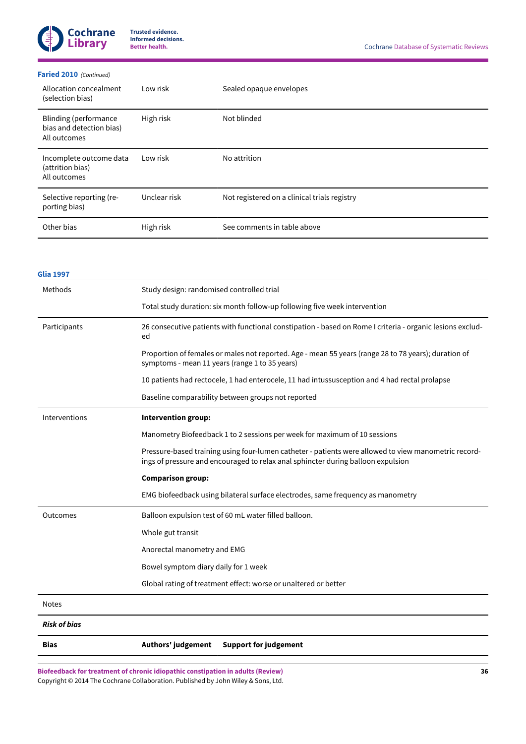**Faried 2010** *(Continued)*

| | | |
|---|---|---|
| Allocation concealment (selection bias) | Low risk | Sealed opaque envelopes |
| Blinding (performance bias and detection bias) All outcomes | High risk | Not blinded |
| Incomplete outcome data (attrition bias) All outcomes | Low risk | No attrition |
| Selective reporting (reporting bias) | Unclear risk | Not registered on a clinical trials registry |
| Other bias | High risk | See comments in table above |

**Glia 1997**

| | |
|---|---|
| Methods | Study design: randomised controlled trial<br><br>Total study duration: six month follow-up following five week intervention |
| Participants | 26 consecutive patients with functional constipation - based on Rome I criteria - organic lesions excluded<br><br>Proportion of females or males not reported. Age - mean 55 years (range 28 to 78 years); duration of symptoms - mean 11 years (range 1 to 35 years)<br><br>10 patients had rectocele, 1 had enterocele, 11 had intussusception and 4 had rectal prolapse<br><br>Baseline comparability between groups not reported |
| Interventions | **Intervention group:**<br><br>Manometry Biofeedback 1 to 2 sessions per week for maximum of 10 sessions<br><br>Pressure-based training using four-lumen catheter - patients were allowed to view manometric recordings of pressure and encouraged to relax anal sphincter during balloon expulsion<br><br>**Comparison group:**<br><br>EMG biofeedback using bilateral surface electrodes, same frequency as manometry |
| Outcomes | Balloon expulsion test of 60 mL water filled balloon.<br><br>Whole gut transit<br><br>Anorectal manometry and EMG<br><br>Bowel symptom diary daily for 1 week<br><br>Global rating of treatment effect: worse or unaltered or better |
| Notes | |

***Risk of bias***

| **Bias** | **Authors' judgement** | **Support for judgement** |
|---|---|---|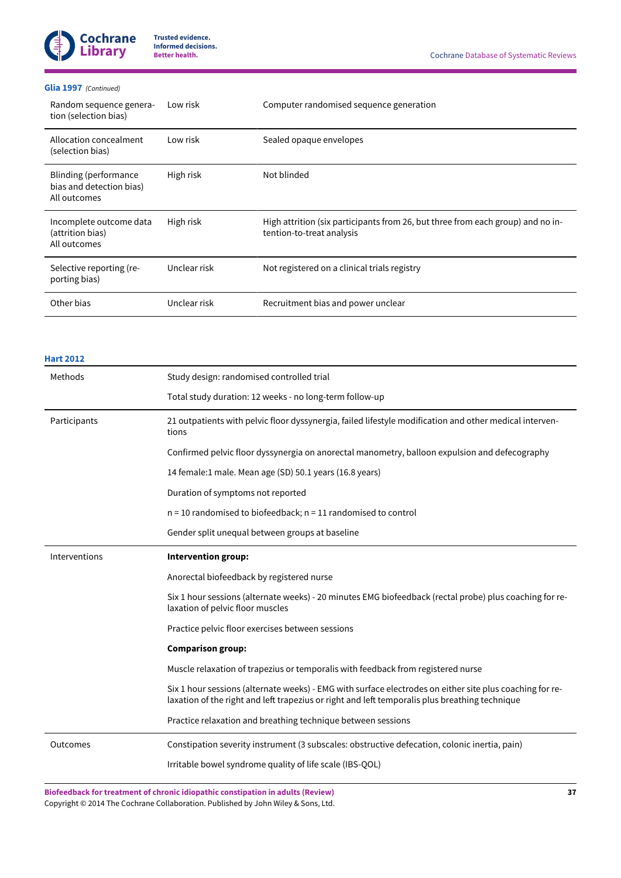**Glia 1997** *(Continued)*

| | | |
|---|---|---|
| Random sequence generation (selection bias) | Low risk | Computer randomised sequence generation |
| Allocation concealment (selection bias) | Low risk | Sealed opaque envelopes |
| Blinding (performance bias and detection bias) All outcomes | High risk | Not blinded |
| Incomplete outcome data (attrition bias) All outcomes | High risk | High attrition (six participants from 26, but three from each group) and no intention-to-treat analysis |
| Selective reporting (reporting bias) | Unclear risk | Not registered on a clinical trials registry |
| Other bias | Unclear risk | Recruitment bias and power unclear |

**Hart 2012**

| | |
|---|---|
| Methods | Study design: randomised controlled trial |
| | Total study duration: 12 weeks - no long-term follow-up |
| Participants | 21 outpatients with pelvic floor dyssynergia, failed lifestyle modification and other medical interventions |
| | Confirmed pelvic floor dyssynergia on anorectal manometry, balloon expulsion and defecography |
| | 14 female:1 male. Mean age (SD) 50.1 years (16.8 years) |
| | Duration of symptoms not reported |
| | n = 10 randomised to biofeedback; n = 11 randomised to control |
| | Gender split unequal between groups at baseline |
| Interventions | **Intervention group:** |
| | Anorectal biofeedback by registered nurse |
| | Six 1 hour sessions (alternate weeks) - 20 minutes EMG biofeedback (rectal probe) plus coaching for relaxation of pelvic floor muscles |
| | Practice pelvic floor exercises between sessions |
| | **Comparison group:** |
| | Muscle relaxation of trapezius or temporalis with feedback from registered nurse |
| | Six 1 hour sessions (alternate weeks) - EMG with surface electrodes on either site plus coaching for relaxation of the right and left trapezius or right and left temporalis plus breathing technique |
| | Practice relaxation and breathing technique between sessions |
| Outcomes | Constipation severity instrument (3 subscales: obstructive defecation, colonic inertia, pain) |
| | Irritable bowel syndrome quality of life scale (IBS-QOL) |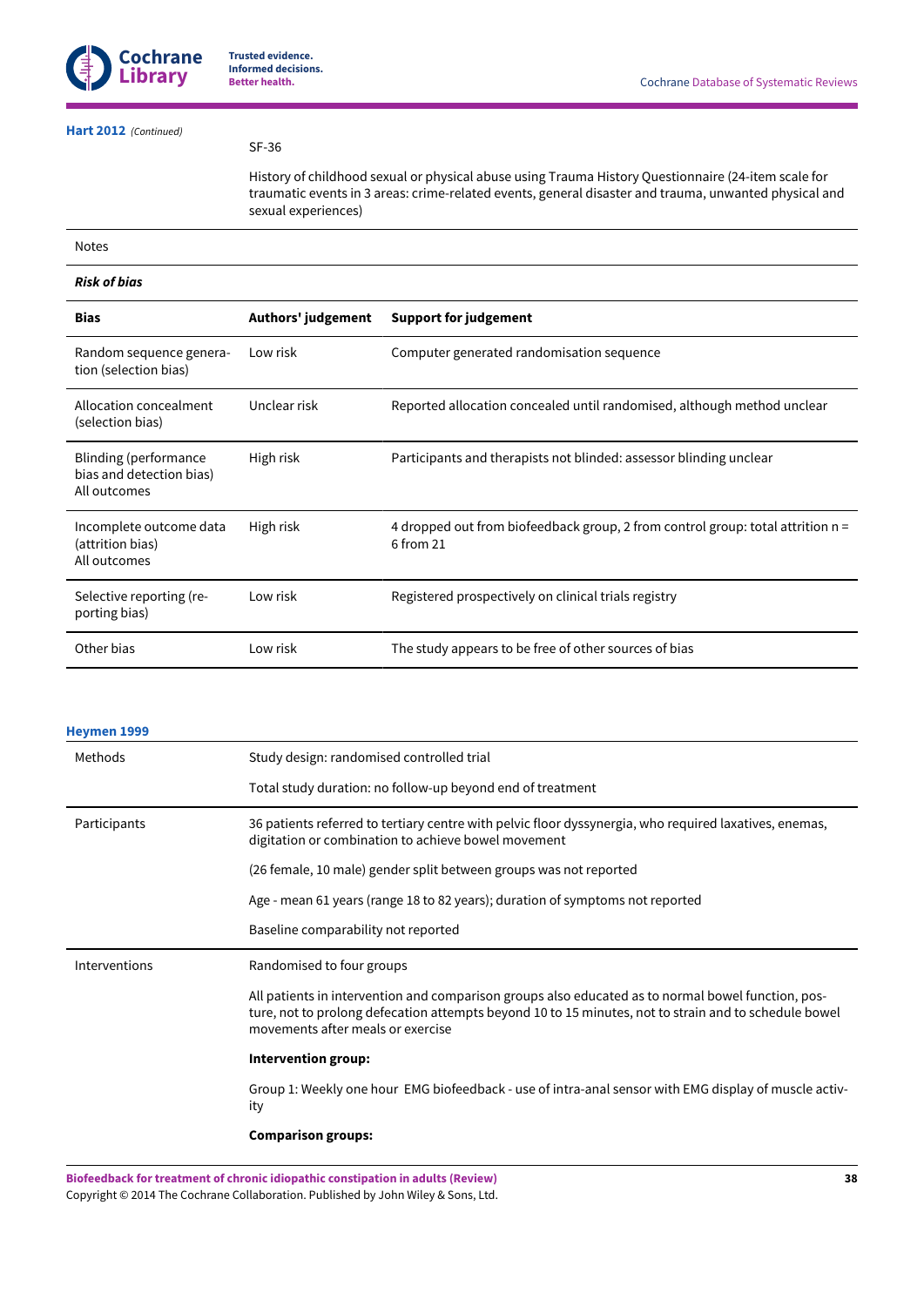**Hart 2012** *(Continued)*

| | |
|---|---|
| | SF-36 |
| | History of childhood sexual or physical abuse using Trauma History Questionnaire (24-item scale for traumatic events in 3 areas: crime-related events, general disaster and trauma, unwanted physical and sexual experiences) |
| Notes | |

***Risk of bias***

| Bias | Authors' judgement | Support for judgement |
|---|---|---|
| Random sequence generation (selection bias) | Low risk | Computer generated randomisation sequence |
| Allocation concealment (selection bias) | Unclear risk | Reported allocation concealed until randomised, although method unclear |
| Blinding (performance bias and detection bias) All outcomes | High risk | Participants and therapists not blinded: assessor blinding unclear |
| Incomplete outcome data (attrition bias) All outcomes | High risk | 4 dropped out from biofeedback group, 2 from control group: total attrition n = 6 from 21 |
| Selective reporting (reporting bias) | Low risk | Registered prospectively on clinical trials registry |
| Other bias | Low risk | The study appears to be free of other sources of bias |

**Heymen 1999**

| | |
|---|---|
| Methods | Study design: randomised controlled trial |
| | Total study duration: no follow-up beyond end of treatment |
| Participants | 36 patients referred to tertiary centre with pelvic floor dyssynergia, who required laxatives, enemas, digitation or combination to achieve bowel movement |
| | (26 female, 10 male) gender split between groups was not reported |
| | Age - mean 61 years (range 18 to 82 years); duration of symptoms not reported |
| | Baseline comparability not reported |
| Interventions | Randomised to four groups |
| | All patients in intervention and comparison groups also educated as to normal bowel function, posture, not to prolong defecation attempts beyond 10 to 15 minutes, not to strain and to schedule bowel movements after meals or exercise |
| | **Intervention group:** |
| | Group 1: Weekly one hour EMG biofeedback - use of intra-anal sensor with EMG display of muscle activity |
| | **Comparison groups:** |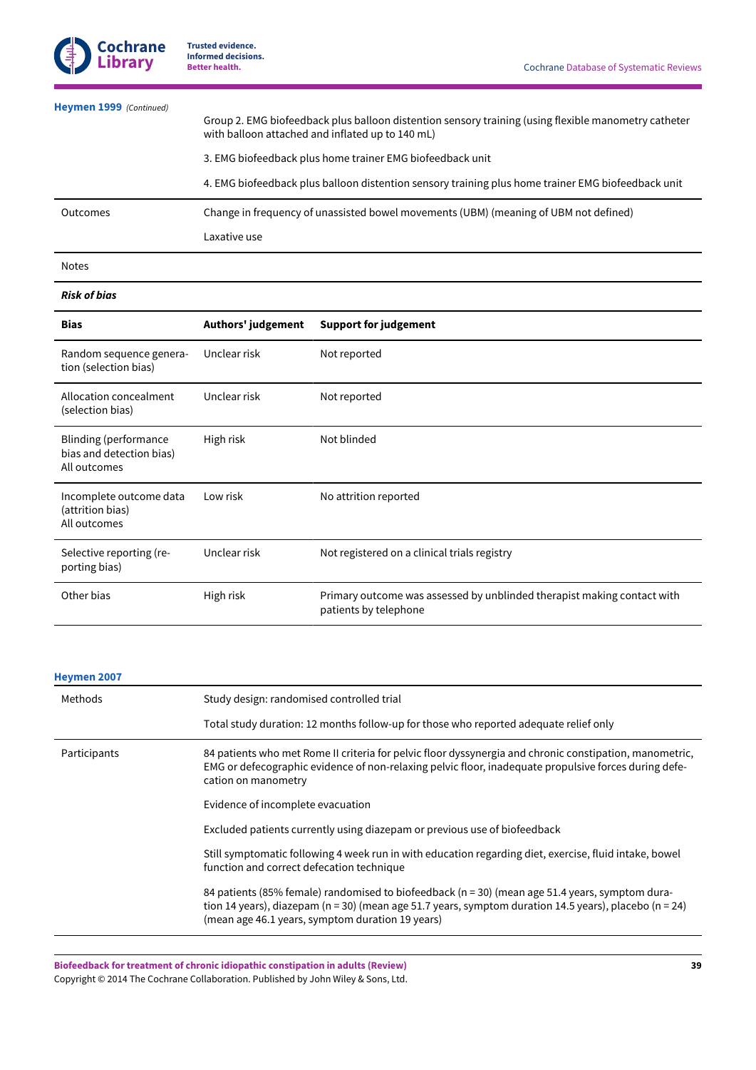**Heymen 1999** *(Continued)*

| | |
|---|---|
| | Group 2. EMG biofeedback plus balloon distention sensory training (using flexible manometry catheter with balloon attached and inflated up to 140 mL) |
| | 3. EMG biofeedback plus home trainer EMG biofeedback unit |
| | 4. EMG biofeedback plus balloon distention sensory training plus home trainer EMG biofeedback unit |
| Outcomes | Change in frequency of unassisted bowel movements (UBM) (meaning of UBM not defined) |
| | Laxative use |
| Notes | |

***Risk of bias***

| Bias | Authors' judgement | Support for judgement |
|---|---|---|
| Random sequence generation (selection bias) | Unclear risk | Not reported |
| Allocation concealment (selection bias) | Unclear risk | Not reported |
| Blinding (performance bias and detection bias) All outcomes | High risk | Not blinded |
| Incomplete outcome data (attrition bias) All outcomes | Low risk | No attrition reported |
| Selective reporting (reporting bias) | Unclear risk | Not registered on a clinical trials registry |
| Other bias | High risk | Primary outcome was assessed by unblinded therapist making contact with patients by telephone |

**Heymen 2007**

| | |
|---|---|
| Methods | Study design: randomised controlled trial |
| | Total study duration: 12 months follow-up for those who reported adequate relief only |
| Participants | 84 patients who met Rome II criteria for pelvic floor dyssynergia and chronic constipation, manometric, EMG or defecographic evidence of non-relaxing pelvic floor, inadequate propulsive forces during defecation on manometry |
| | Evidence of incomplete evacuation |
| | Excluded patients currently using diazepam or previous use of biofeedback |
| | Still symptomatic following 4 week run in with education regarding diet, exercise, fluid intake, bowel function and correct defecation technique |
| | 84 patients (85% female) randomised to biofeedback (n = 30) (mean age 51.4 years, symptom duration 14 years), diazepam (n = 30) (mean age 51.7 years, symptom duration 14.5 years), placebo (n = 24) (mean age 46.1 years, symptom duration 19 years) |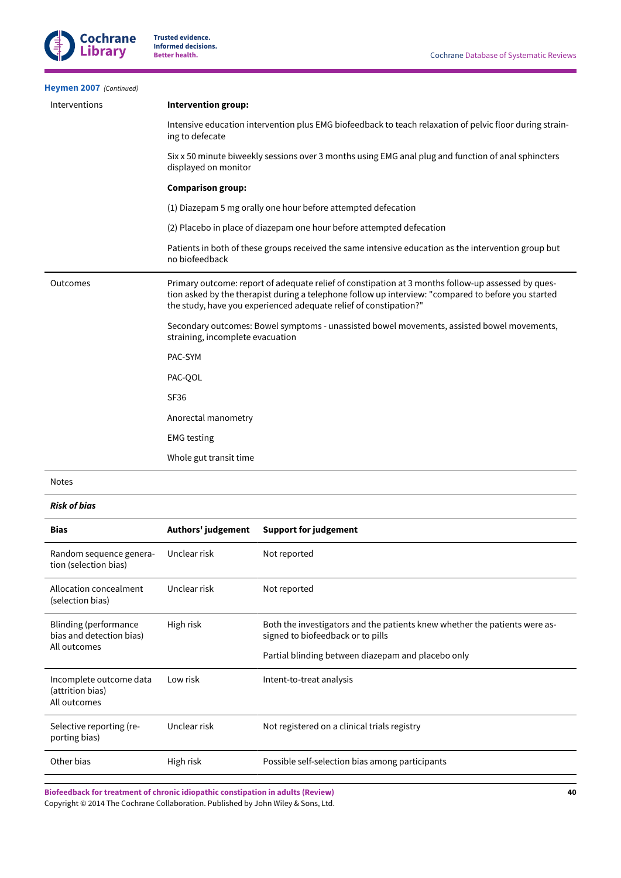**Heymen 2007** *(Continued)*

| | |
|---|---|
| Interventions | **Intervention group:**<br><br>Intensive education intervention plus EMG biofeedback to teach relaxation of pelvic floor during straining to defecate<br><br>Six x 50 minute biweekly sessions over 3 months using EMG anal plug and function of anal sphincters displayed on monitor<br><br>**Comparison group:**<br><br>(1) Diazepam 5 mg orally one hour before attempted defecation<br><br>(2) Placebo in place of diazepam one hour before attempted defecation<br><br>Patients in both of these groups received the same intensive education as the intervention group but no biofeedback |
| Outcomes | Primary outcome: report of adequate relief of constipation at 3 months follow-up assessed by question asked by the therapist during a telephone follow up interview: "compared to before you started the study, have you experienced adequate relief of constipation?"<br><br>Secondary outcomes: Bowel symptoms - unassisted bowel movements, assisted bowel movements, straining, incomplete evacuation<br><br>PAC-SYM<br><br>PAC-QOL<br><br>SF36<br><br>Anorectal manometry<br><br>EMG testing<br><br>Whole gut transit time |
| Notes | |

***Risk of bias***

| Bias | Authors' judgement | Support for judgement |
|---|---|---|
| Random sequence generation (selection bias) | Unclear risk | Not reported |
| Allocation concealment (selection bias) | Unclear risk | Not reported |
| Blinding (performance bias and detection bias)<br>All outcomes | High risk | Both the investigators and the patients knew whether the patients were assigned to biofeedback or to pills<br><br>Partial blinding between diazepam and placebo only |
| Incomplete outcome data (attrition bias)<br>All outcomes | Low risk | Intent-to-treat analysis |
| Selective reporting (reporting bias) | Unclear risk | Not registered on a clinical trials registry |
| Other bias | High risk | Possible self-selection bias among participants |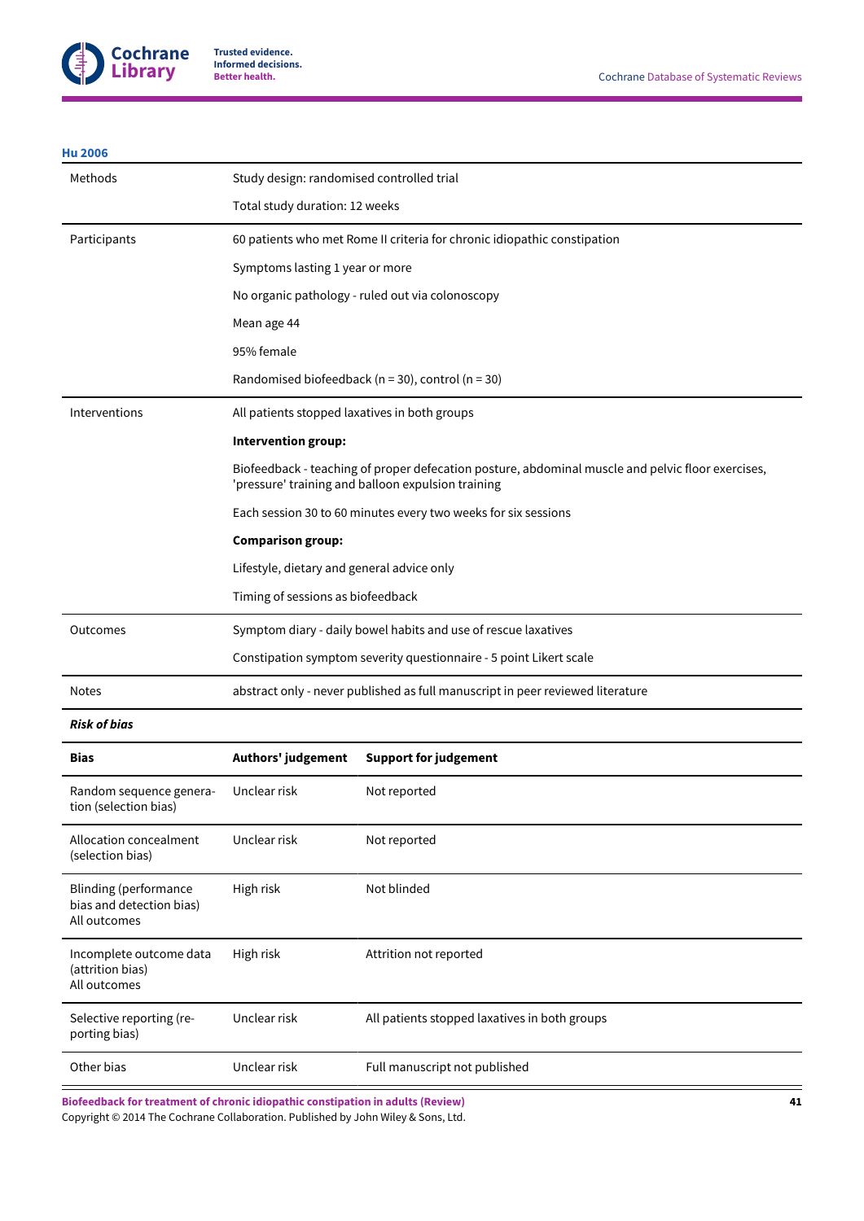**Hu 2006**

| | |
|---|---|
| Methods | Study design: randomised controlled trial<br><br>Total study duration: 12 weeks |
| Participants | 60 patients who met Rome II criteria for chronic idiopathic constipation<br><br>Symptoms lasting 1 year or more<br><br>No organic pathology - ruled out via colonoscopy<br><br>Mean age 44<br><br>95% female<br><br>Randomised biofeedback (n = 30), control (n = 30) |
| Interventions | All patients stopped laxatives in both groups<br><br>**Intervention group:**<br><br>Biofeedback - teaching of proper defecation posture, abdominal muscle and pelvic floor exercises, 'pressure' training and balloon expulsion training<br><br>Each session 30 to 60 minutes every two weeks for six sessions<br><br>**Comparison group:**<br><br>Lifestyle, dietary and general advice only<br><br>Timing of sessions as biofeedback |
| Outcomes | Symptom diary - daily bowel habits and use of rescue laxatives<br><br>Constipation symptom severity questionnaire - 5 point Likert scale |
| Notes | abstract only - never published as full manuscript in peer reviewed literature |

***Risk of bias***

| Bias | Authors' judgement | Support for judgement |
|---|---|---|
| Random sequence generation (selection bias) | Unclear risk | Not reported |
| Allocation concealment (selection bias) | Unclear risk | Not reported |
| Blinding (performance bias and detection bias)<br>All outcomes | High risk | Not blinded |
| Incomplete outcome data (attrition bias)<br>All outcomes | High risk | Attrition not reported |
| Selective reporting (reporting bias) | Unclear risk | All patients stopped laxatives in both groups |
| Other bias | Unclear risk | Full manuscript not published |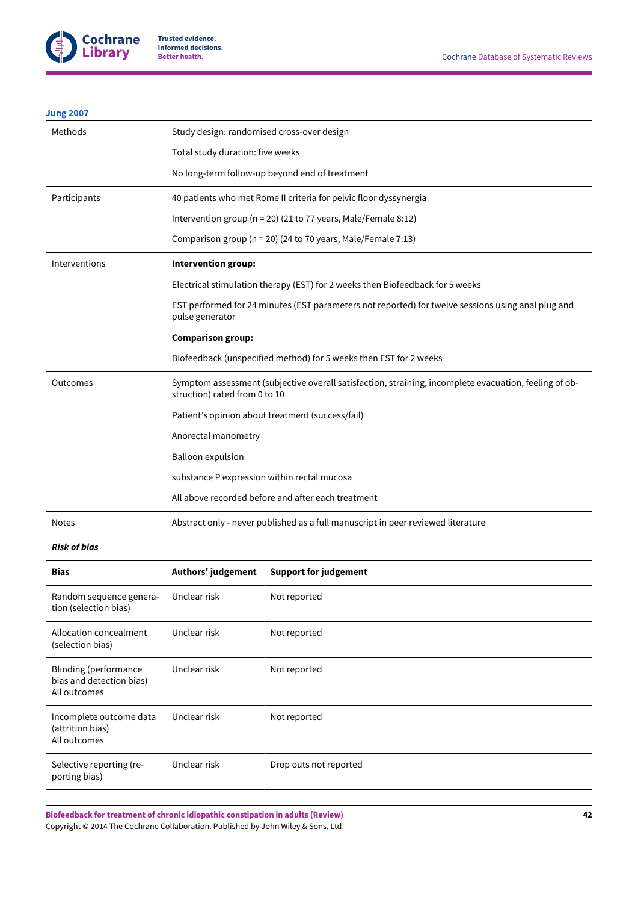**Jung 2007**

| | |
|---|---|
| Methods | Study design: randomised cross-over design<br>Total study duration: five weeks<br>No long-term follow-up beyond end of treatment |
| Participants | 40 patients who met Rome II criteria for pelvic floor dyssynergia<br>Intervention group (n = 20) (21 to 77 years, Male/Female 8:12)<br>Comparison group (n = 20) (24 to 70 years, Male/Female 7:13) |
| Interventions | **Intervention group:**<br>Electrical stimulation therapy (EST) for 2 weeks then Biofeedback for 5 weeks<br>EST performed for 24 minutes (EST parameters not reported) for twelve sessions using anal plug and pulse generator<br>**Comparison group:**<br>Biofeedback (unspecified method) for 5 weeks then EST for 2 weeks |
| Outcomes | Symptom assessment (subjective overall satisfaction, straining, incomplete evacuation, feeling of obstruction) rated from 0 to 10<br>Patient's opinion about treatment (success/fail)<br>Anorectal manometry<br>Balloon expulsion<br>substance P expression within rectal mucosa<br>All above recorded before and after each treatment |
| Notes | Abstract only - never published as a full manuscript in peer reviewed literature |

***Risk of bias***

| Bias | Authors' judgement | Support for judgement |
|---|---|---|
| Random sequence generation (selection bias) | Unclear risk | Not reported |
| Allocation concealment (selection bias) | Unclear risk | Not reported |
| Blinding (performance bias and detection bias)<br>All outcomes | Unclear risk | Not reported |
| Incomplete outcome data (attrition bias)<br>All outcomes | Unclear risk | Not reported |
| Selective reporting (reporting bias) | Unclear risk | Drop outs not reported |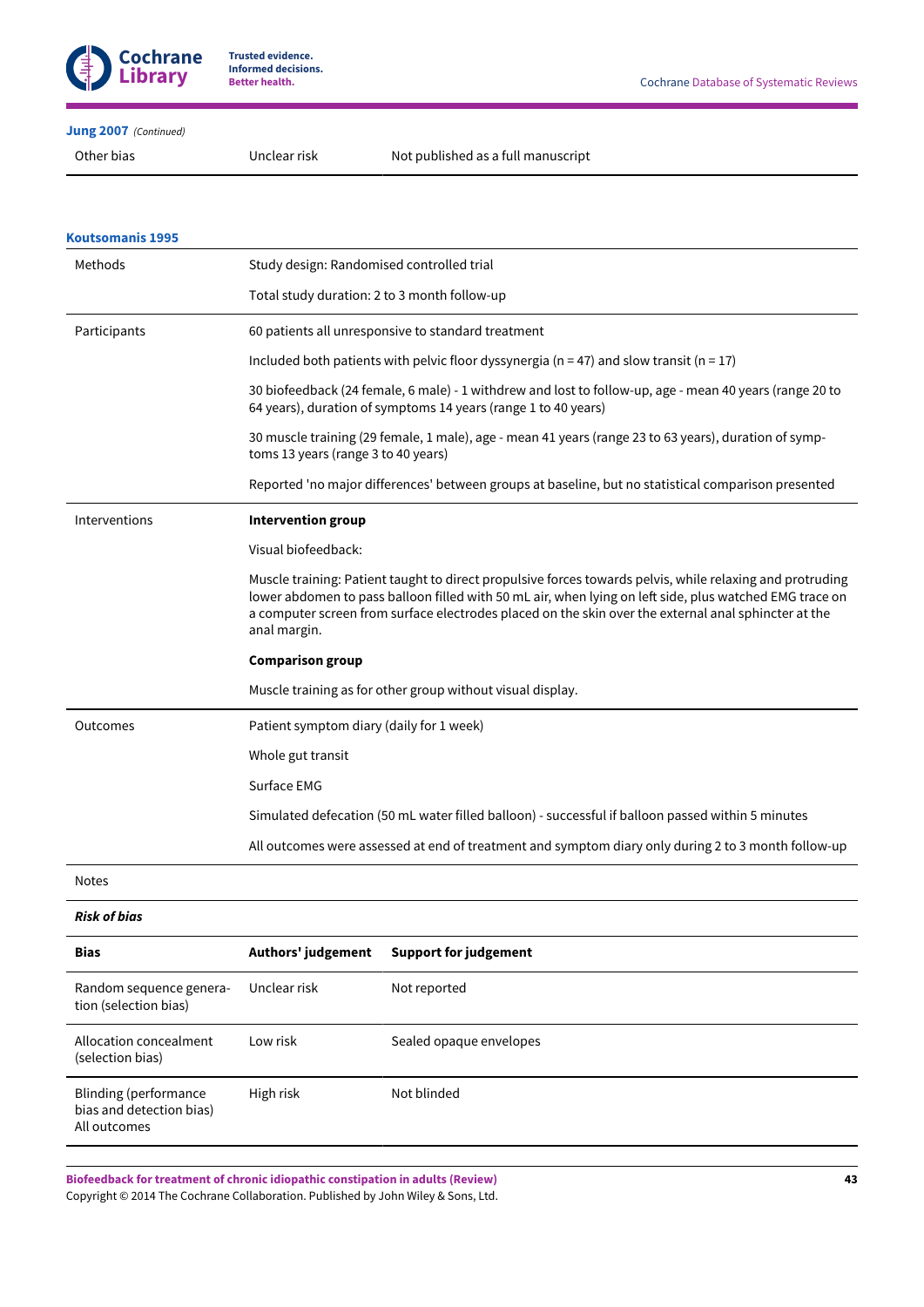**Jung 2007** *(Continued)*

| | | |
|---|---|---|
| Other bias | Unclear risk | Not published as a full manuscript |

**Koutsomanis 1995**

| | |
|---|---|
| Methods | Study design: Randomised controlled trial<br><br>Total study duration: 2 to 3 month follow-up |
| Participants | 60 patients all unresponsive to standard treatment<br><br>Included both patients with pelvic floor dyssynergia (n = 47) and slow transit (n = 17)<br><br>30 biofeedback (24 female, 6 male) - 1 withdrew and lost to follow-up, age - mean 40 years (range 20 to 64 years), duration of symptoms 14 years (range 1 to 40 years)<br><br>30 muscle training (29 female, 1 male), age - mean 41 years (range 23 to 63 years), duration of symptoms 13 years (range 3 to 40 years)<br><br>Reported 'no major differences' between groups at baseline, but no statistical comparison presented |
| Interventions | **Intervention group**<br><br>Visual biofeedback:<br><br>Muscle training: Patient taught to direct propulsive forces towards pelvis, while relaxing and protruding lower abdomen to pass balloon filled with 50 mL air, when lying on left side, plus watched EMG trace on a computer screen from surface electrodes placed on the skin over the external anal sphincter at the anal margin.<br><br>**Comparison group**<br><br>Muscle training as for other group without visual display. |
| Outcomes | Patient symptom diary (daily for 1 week)<br><br>Whole gut transit<br><br>Surface EMG<br><br>Simulated defecation (50 mL water filled balloon) - successful if balloon passed within 5 minutes<br><br>All outcomes were assessed at end of treatment and symptom diary only during 2 to 3 month follow-up |
| Notes | |

***Risk of bias***

| Bias | Authors' judgement | Support for judgement |
|---|---|---|
| Random sequence generation (selection bias) | Unclear risk | Not reported |
| Allocation concealment (selection bias) | Low risk | Sealed opaque envelopes |
| Blinding (performance bias and detection bias)<br>All outcomes | High risk | Not blinded |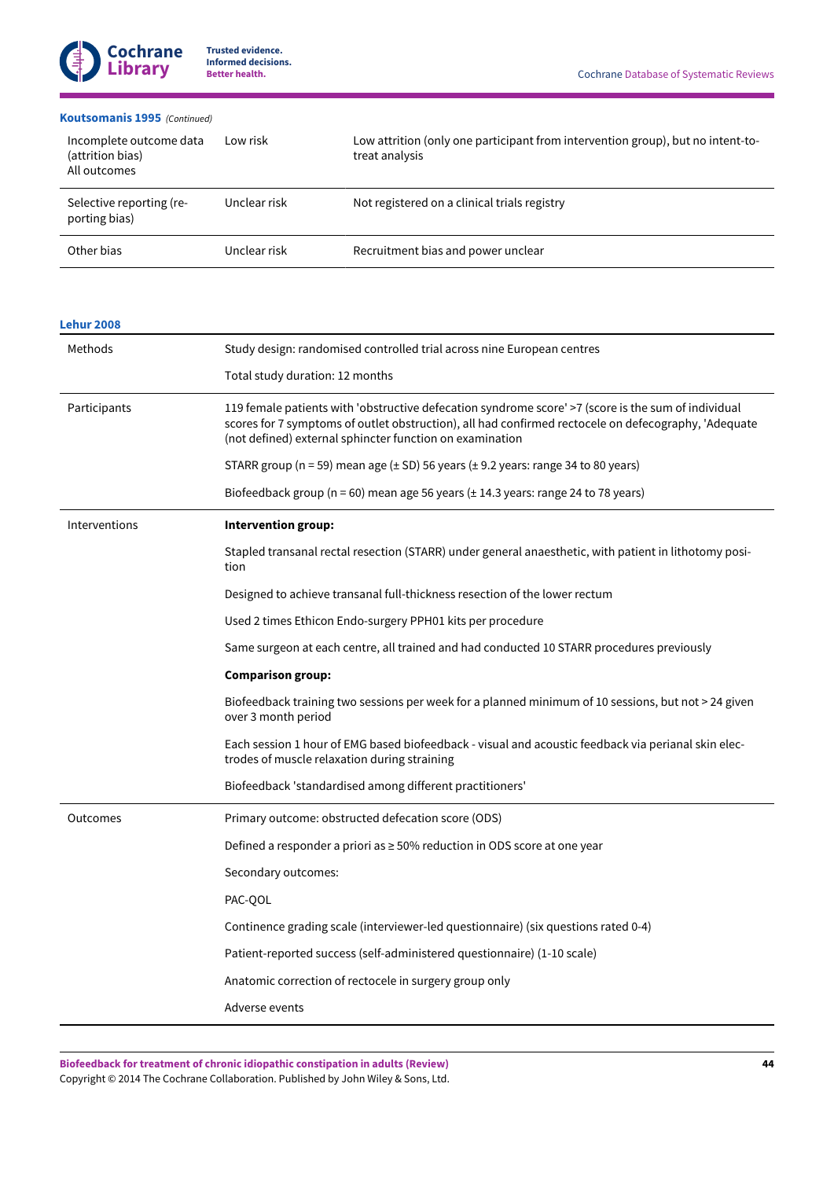**Koutsomanis 1995** *(Continued)*

| | | |
|---|---|---|
| Incomplete outcome data (attrition bias)<br>All outcomes | Low risk | Low attrition (only one participant from intervention group), but no intent-to-treat analysis |
| Selective reporting (reporting bias) | Unclear risk | Not registered on a clinical trials registry |
| Other bias | Unclear risk | Recruitment bias and power unclear |

**Lehur 2008**

| | |
|---|---|
| Methods | Study design: randomised controlled trial across nine European centres<br><br>Total study duration: 12 months |
| Participants | 119 female patients with 'obstructive defecation syndrome score' >7 (score is the sum of individual scores for 7 symptoms of outlet obstruction), all had confirmed rectocele on defecography, 'Adequate (not defined) external sphincter function on examination<br><br>STARR group (n = 59) mean age (± SD) 56 years (± 9.2 years: range 34 to 80 years)<br><br>Biofeedback group (n = 60) mean age 56 years (± 14.3 years: range 24 to 78 years) |
| Interventions | **Intervention group:**<br><br>Stapled transanal rectal resection (STARR) under general anaesthetic, with patient in lithotomy position<br><br>Designed to achieve transanal full-thickness resection of the lower rectum<br><br>Used 2 times Ethicon Endo-surgery PPH01 kits per procedure<br><br>Same surgeon at each centre, all trained and had conducted 10 STARR procedures previously<br><br>**Comparison group:**<br><br>Biofeedback training two sessions per week for a planned minimum of 10 sessions, but not > 24 given over 3 month period<br><br>Each session 1 hour of EMG based biofeedback - visual and acoustic feedback via perianal skin electrodes of muscle relaxation during straining<br><br>Biofeedback 'standardised among different practitioners' |
| Outcomes | Primary outcome: obstructed defecation score (ODS)<br><br>Defined a responder a priori as ≥ 50% reduction in ODS score at one year<br><br>Secondary outcomes:<br><br>PAC-QOL<br><br>Continence grading scale (interviewer-led questionnaire) (six questions rated 0-4)<br><br>Patient-reported success (self-administered questionnaire) (1-10 scale)<br><br>Anatomic correction of rectocele in surgery group only<br><br>Adverse events |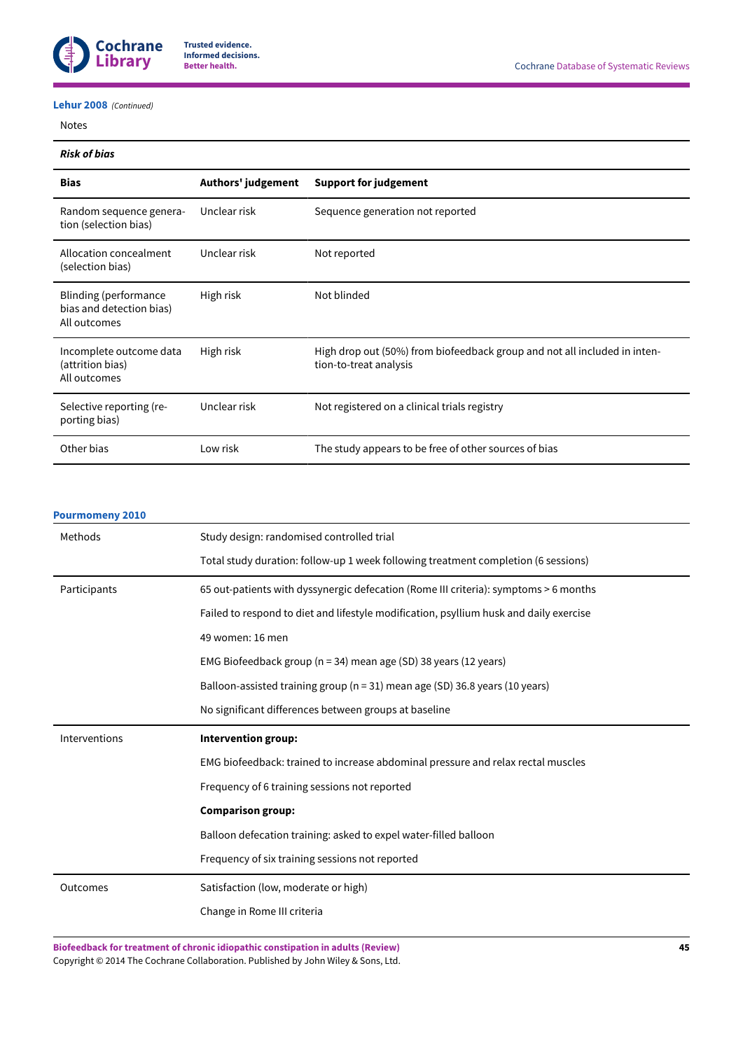**Lehur 2008** *(Continued)*

Notes

***Risk of bias***

| Bias | Authors' judgement | Support for judgement |
|---|---|---|
| Random sequence generation (selection bias) | Unclear risk | Sequence generation not reported |
| Allocation concealment (selection bias) | Unclear risk | Not reported |
| Blinding (performance bias and detection bias) All outcomes | High risk | Not blinded |
| Incomplete outcome data (attrition bias) All outcomes | High risk | High drop out (50%) from biofeedback group and not all included in intention-to-treat analysis |
| Selective reporting (reporting bias) | Unclear risk | Not registered on a clinical trials registry |
| Other bias | Low risk | The study appears to be free of other sources of bias |

**Pourmomeny 2010**

| | |
|---|---|
| Methods | Study design: randomised controlled trial |
| | Total study duration: follow-up 1 week following treatment completion (6 sessions) |
| Participants | 65 out-patients with dyssynergic defecation (Rome III criteria): symptoms > 6 months |
| | Failed to respond to diet and lifestyle modification, psyllium husk and daily exercise |
| | 49 women: 16 men |
| | EMG Biofeedback group (n = 34) mean age (SD) 38 years (12 years) |
| | Balloon-assisted training group (n = 31) mean age (SD) 36.8 years (10 years) |
| | No significant differences between groups at baseline |
| Interventions | **Intervention group:** |
| | EMG biofeedback: trained to increase abdominal pressure and relax rectal muscles |
| | Frequency of 6 training sessions not reported |
| | **Comparison group:** |
| | Balloon defecation training: asked to expel water-filled balloon |
| | Frequency of six training sessions not reported |
| Outcomes | Satisfaction (low, moderate or high) |
| | Change in Rome III criteria |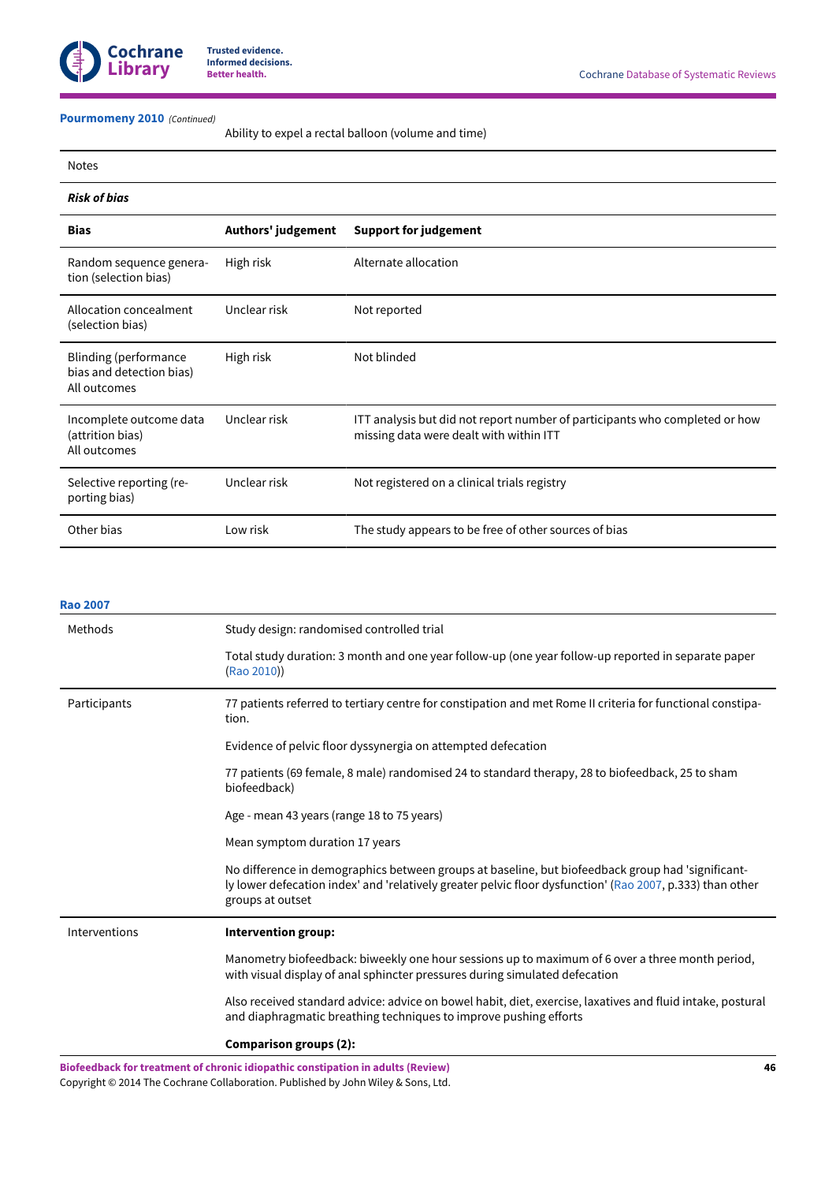**Pourmomeny 2010** *(Continued)*

| | |
|---|---|
| | Ability to expel a rectal balloon (volume and time) |
| Notes | |

***Risk of bias***

| Bias | Authors' judgement | Support for judgement |
|---|---|---|
| Random sequence generation (selection bias) | High risk | Alternate allocation |
| Allocation concealment (selection bias) | Unclear risk | Not reported |
| Blinding (performance bias and detection bias) All outcomes | High risk | Not blinded |
| Incomplete outcome data (attrition bias) All outcomes | Unclear risk | ITT analysis but did not report number of participants who completed or how missing data were dealt with within ITT |
| Selective reporting (reporting bias) | Unclear risk | Not registered on a clinical trials registry |
| Other bias | Low risk | The study appears to be free of other sources of bias |

**Rao 2007**

| | |
|---|---|
| Methods | Study design: randomised controlled trial<br><br>Total study duration: 3 month and one year follow-up (one year follow-up reported in separate paper (Rao 2010)) |
| Participants | 77 patients referred to tertiary centre for constipation and met Rome II criteria for functional constipation.<br><br>Evidence of pelvic floor dyssynergia on attempted defecation<br><br>77 patients (69 female, 8 male) randomised 24 to standard therapy, 28 to biofeedback, 25 to sham biofeedback)<br><br>Age - mean 43 years (range 18 to 75 years)<br><br>Mean symptom duration 17 years<br><br>No difference in demographics between groups at baseline, but biofeedback group had 'significantly lower defecation index' and 'relatively greater pelvic floor dysfunction' (Rao 2007, p.333) than other groups at outset |
| Interventions | **Intervention group:**<br><br>Manometry biofeedback: biweekly one hour sessions up to maximum of 6 over a three month period, with visual display of anal sphincter pressures during simulated defecation<br><br>Also received standard advice: advice on bowel habit, diet, exercise, laxatives and fluid intake, postural and diaphragmatic breathing techniques to improve pushing efforts<br><br>**Comparison groups (2):** |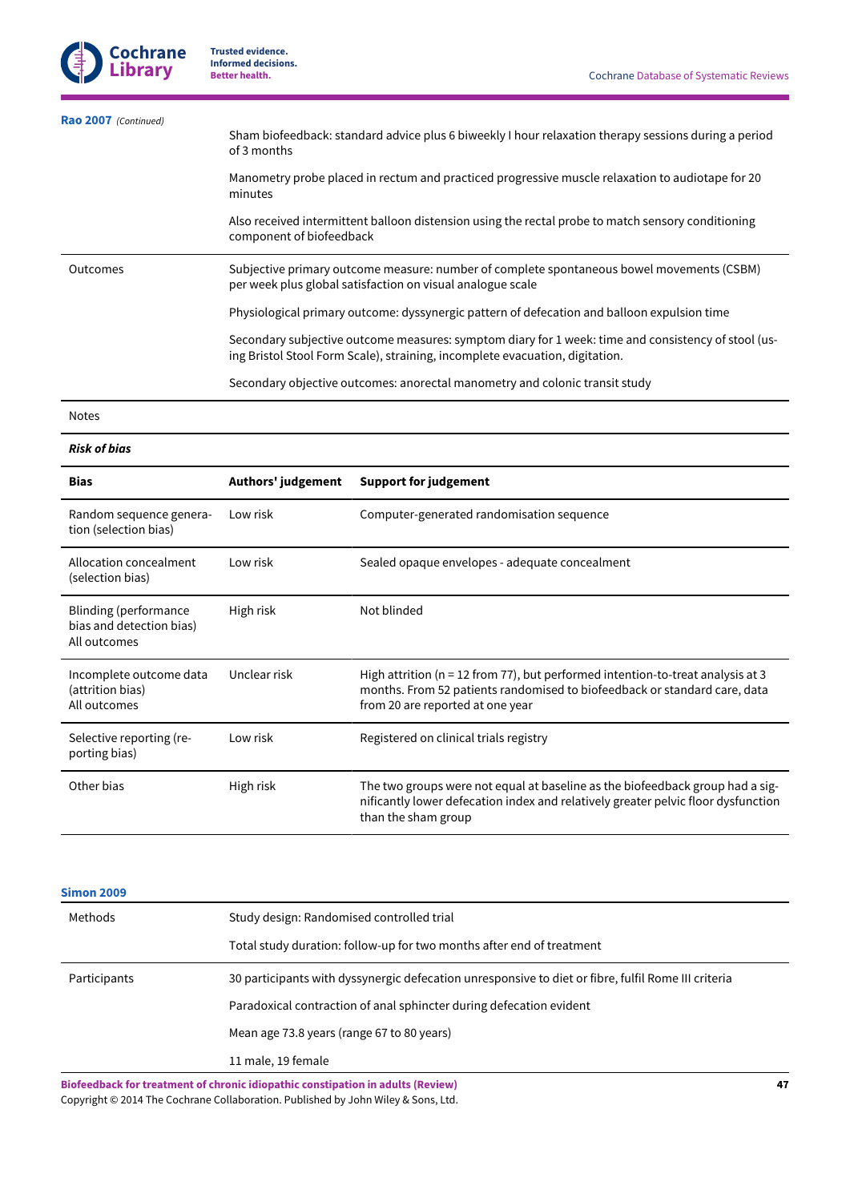**Rao 2007** *(Continued)*

| | |
|---|---|
| | Sham biofeedback: standard advice plus 6 biweekly l hour relaxation therapy sessions during a period of 3 months<br><br>Manometry probe placed in rectum and practiced progressive muscle relaxation to audiotape for 20 minutes<br><br>Also received intermittent balloon distension using the rectal probe to match sensory conditioning component of biofeedback |
| Outcomes | Subjective primary outcome measure: number of complete spontaneous bowel movements (CSBM) per week plus global satisfaction on visual analogue scale<br><br>Physiological primary outcome: dyssynergic pattern of defecation and balloon expulsion time<br><br>Secondary subjective outcome measures: symptom diary for 1 week: time and consistency of stool (using Bristol Stool Form Scale), straining, incomplete evacuation, digitation.<br><br>Secondary objective outcomes: anorectal manometry and colonic transit study |
| Notes | |

***Risk of bias***

| Bias | Authors' judgement | Support for judgement |
|---|---|---|
| Random sequence generation (selection bias) | Low risk | Computer-generated randomisation sequence |
| Allocation concealment (selection bias) | Low risk | Sealed opaque envelopes - adequate concealment |
| Blinding (performance bias and detection bias)<br>All outcomes | High risk | Not blinded |
| Incomplete outcome data (attrition bias)<br>All outcomes | Unclear risk | High attrition (n = 12 from 77), but performed intention-to-treat analysis at 3 months. From 52 patients randomised to biofeedback or standard care, data from 20 are reported at one year |
| Selective reporting (reporting bias) | Low risk | Registered on clinical trials registry |
| Other bias | High risk | The two groups were not equal at baseline as the biofeedback group had a significantly lower defecation index and relatively greater pelvic floor dysfunction than the sham group |

**Simon 2009**

| | |
|---|---|
| Methods | Study design: Randomised controlled trial<br><br>Total study duration: follow-up for two months after end of treatment |
| Participants | 30 participants with dyssynergic defecation unresponsive to diet or fibre, fulfil Rome III criteria<br><br>Paradoxical contraction of anal sphincter during defecation evident<br><br>Mean age 73.8 years (range 67 to 80 years)<br><br>11 male, 19 female |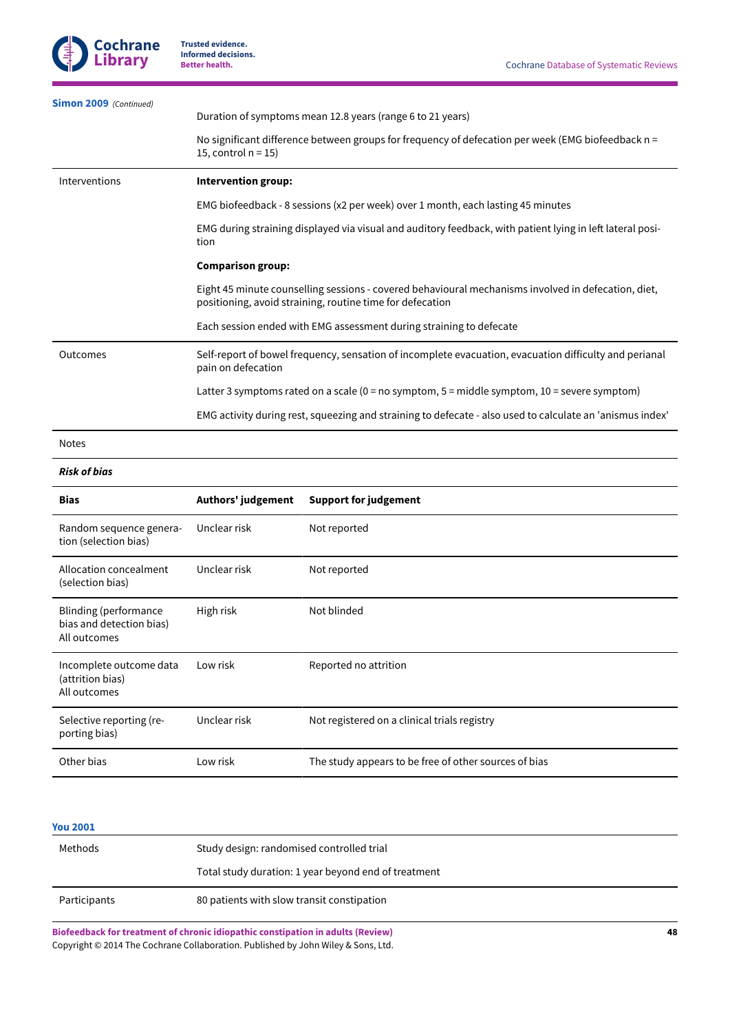**Simon 2009** *(Continued)*

| | |
|---|---|
| | Duration of symptoms mean 12.8 years (range 6 to 21 years) |
| | No significant difference between groups for frequency of defecation per week (EMG biofeedback n = 15, control n = 15) |
| Interventions | **Intervention group:** |
| | EMG biofeedback - 8 sessions (x2 per week) over 1 month, each lasting 45 minutes |
| | EMG during straining displayed via visual and auditory feedback, with patient lying in left lateral position |
| | **Comparison group:** |
| | Eight 45 minute counselling sessions - covered behavioural mechanisms involved in defecation, diet, positioning, avoid straining, routine time for defecation |
| | Each session ended with EMG assessment during straining to defecate |
| Outcomes | Self-report of bowel frequency, sensation of incomplete evacuation, evacuation difficulty and perianal pain on defecation |
| | Latter 3 symptoms rated on a scale (0 = no symptom, 5 = middle symptom, 10 = severe symptom) |
| | EMG activity during rest, squeezing and straining to defecate - also used to calculate an 'anismus index' |
| Notes | |

***Risk of bias***

| Bias | Authors' judgement | Support for judgement |
|---|---|---|
| Random sequence generation (selection bias) | Unclear risk | Not reported |
| Allocation concealment (selection bias) | Unclear risk | Not reported |
| Blinding (performance bias and detection bias) All outcomes | High risk | Not blinded |
| Incomplete outcome data (attrition bias) All outcomes | Low risk | Reported no attrition |
| Selective reporting (reporting bias) | Unclear risk | Not registered on a clinical trials registry |
| Other bias | Low risk | The study appears to be free of other sources of bias |

**You 2001**

| | |
|---|---|
| Methods | Study design: randomised controlled trial |
| | Total study duration: 1 year beyond end of treatment |
| Participants | 80 patients with slow transit constipation |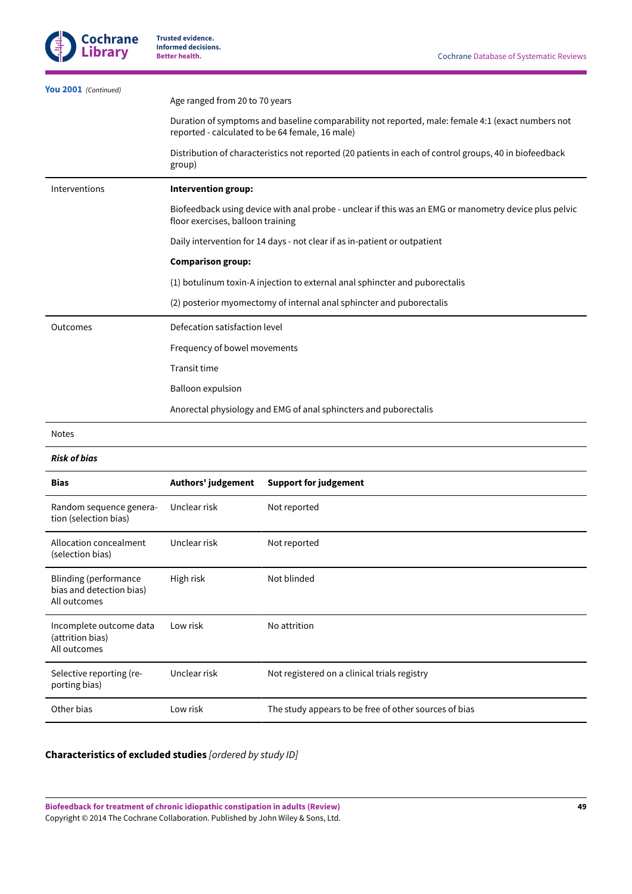**You 2001** *(Continued)*

| | |
|---|---|
| | Age ranged from 20 to 70 years<br><br>Duration of symptoms and baseline comparability not reported, male: female 4:1 (exact numbers not reported - calculated to be 64 female, 16 male)<br><br>Distribution of characteristics not reported (20 patients in each of control groups, 40 in biofeedback group) |
| Interventions | **Intervention group:**<br><br>Biofeedback using device with anal probe - unclear if this was an EMG or manometry device plus pelvic floor exercises, balloon training<br><br>Daily intervention for 14 days - not clear if as in-patient or outpatient<br><br>**Comparison group:**<br><br>(1) botulinum toxin-A injection to external anal sphincter and puborectalis<br><br>(2) posterior myomectomy of internal anal sphincter and puborectalis |
| Outcomes | Defecation satisfaction level<br><br>Frequency of bowel movements<br><br>Transit time<br><br>Balloon expulsion<br><br>Anorectal physiology and EMG of anal sphincters and puborectalis |
| Notes | |

***Risk of bias***

| Bias | Authors' judgement | Support for judgement |
|---|---|---|
| Random sequence generation (selection bias) | Unclear risk | Not reported |
| Allocation concealment (selection bias) | Unclear risk | Not reported |
| Blinding (performance bias and detection bias)<br>All outcomes | High risk | Not blinded |
| Incomplete outcome data (attrition bias)<br>All outcomes | Low risk | No attrition |
| Selective reporting (reporting bias) | Unclear risk | Not registered on a clinical trials registry |
| Other bias | Low risk | The study appears to be free of other sources of bias |

### Characteristics of excluded studies *[ordered by study ID]*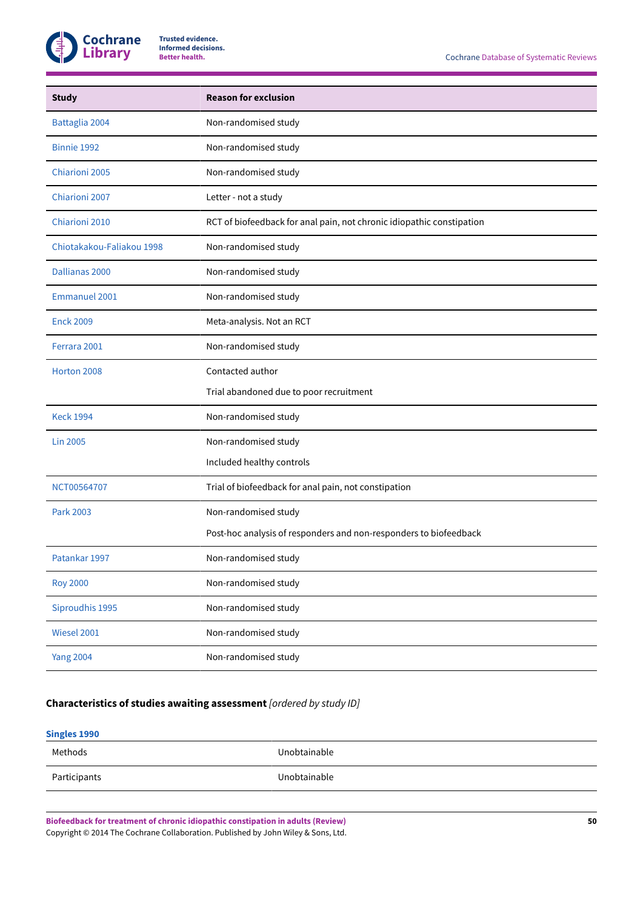| Study | Reason for exclusion |
| --- | --- |
| Battaglia 2004 | Non-randomised study |
| Binnie 1992 | Non-randomised study |
| Chiarioni 2005 | Non-randomised study |
| Chiarioni 2007 | Letter - not a study |
| Chiarioni 2010 | RCT of biofeedback for anal pain, not chronic idiopathic constipation |
| Chiotakakou-Faliakou 1998 | Non-randomised study |
| Dallianas 2000 | Non-randomised study |
| Emmanuel 2001 | Non-randomised study |
| Enck 2009 | Meta-analysis. Not an RCT |
| Ferrara 2001 | Non-randomised study |
| Horton 2008 | Contacted author<br>Trial abandoned due to poor recruitment |
| Keck 1994 | Non-randomised study |
| Lin 2005 | Non-randomised study<br>Included healthy controls |
| NCT00564707 | Trial of biofeedback for anal pain, not constipation |
| Park 2003 | Non-randomised study<br>Post-hoc analysis of responders and non-responders to biofeedback |
| Patankar 1997 | Non-randomised study |
| Roy 2000 | Non-randomised study |
| Siproudhis 1995 | Non-randomised study |
| Wiesel 2001 | Non-randomised study |
| Yang 2004 | Non-randomised study |

**Characteristics of studies awaiting assessment** *[ordered by study ID]*

**Singles 1990**

| | |
| --- | --- |
| Methods | Unobtainable |
| Participants | Unobtainable |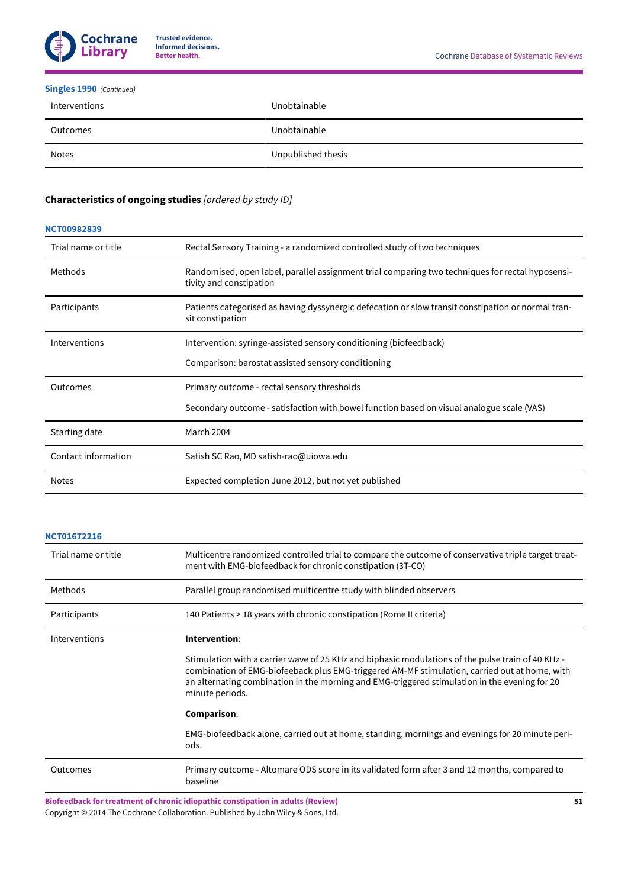**Singles 1990** *(Continued)*

| | |
|---|---|
| Interventions | Unobtainable |
| Outcomes | Unobtainable |
| Notes | Unpublished thesis |

## Characteristics of ongoing studies *[ordered by study ID]*

**NCT00982839**

| | |
|---|---|
| Trial name or title | Rectal Sensory Training - a randomized controlled study of two techniques |
| Methods | Randomised, open label, parallel assignment trial comparing two techniques for rectal hyposensitivity and constipation |
| Participants | Patients categorised as having dyssynergic defecation or slow transit constipation or normal transit constipation |
| Interventions | Intervention: syringe-assisted sensory conditioning (biofeedback)<br><br>Comparison: barostat assisted sensory conditioning |
| Outcomes | Primary outcome - rectal sensory thresholds<br><br>Secondary outcome - satisfaction with bowel function based on visual analogue scale (VAS) |
| Starting date | March 2004 |
| Contact information | Satish SC Rao, MD satish-rao@uiowa.edu |
| Notes | Expected completion June 2012, but not yet published |

**NCT01672216**

| | |
|---|---|
| Trial name or title | Multicentre randomized controlled trial to compare the outcome of conservative triple target treatment with EMG-biofeedback for chronic constipation (3T-CO) |
| Methods | Parallel group randomised multicentre study with blinded observers |
| Participants | 140 Patients > 18 years with chronic constipation (Rome II criteria) |
| Interventions | **Intervention**:<br><br>Stimulation with a carrier wave of 25 KHz and biphasic modulations of the pulse train of 40 KHz - combination of EMG-biofeeback plus EMG-triggered AM-MF stimulation, carried out at home, with an alternating combination in the morning and EMG-triggered stimulation in the evening for 20 minute periods.<br><br>**Comparison**:<br><br>EMG-biofeedback alone, carried out at home, standing, mornings and evenings for 20 minute periods. |
| Outcomes | Primary outcome - Altomare ODS score in its validated form after 3 and 12 months, compared to baseline |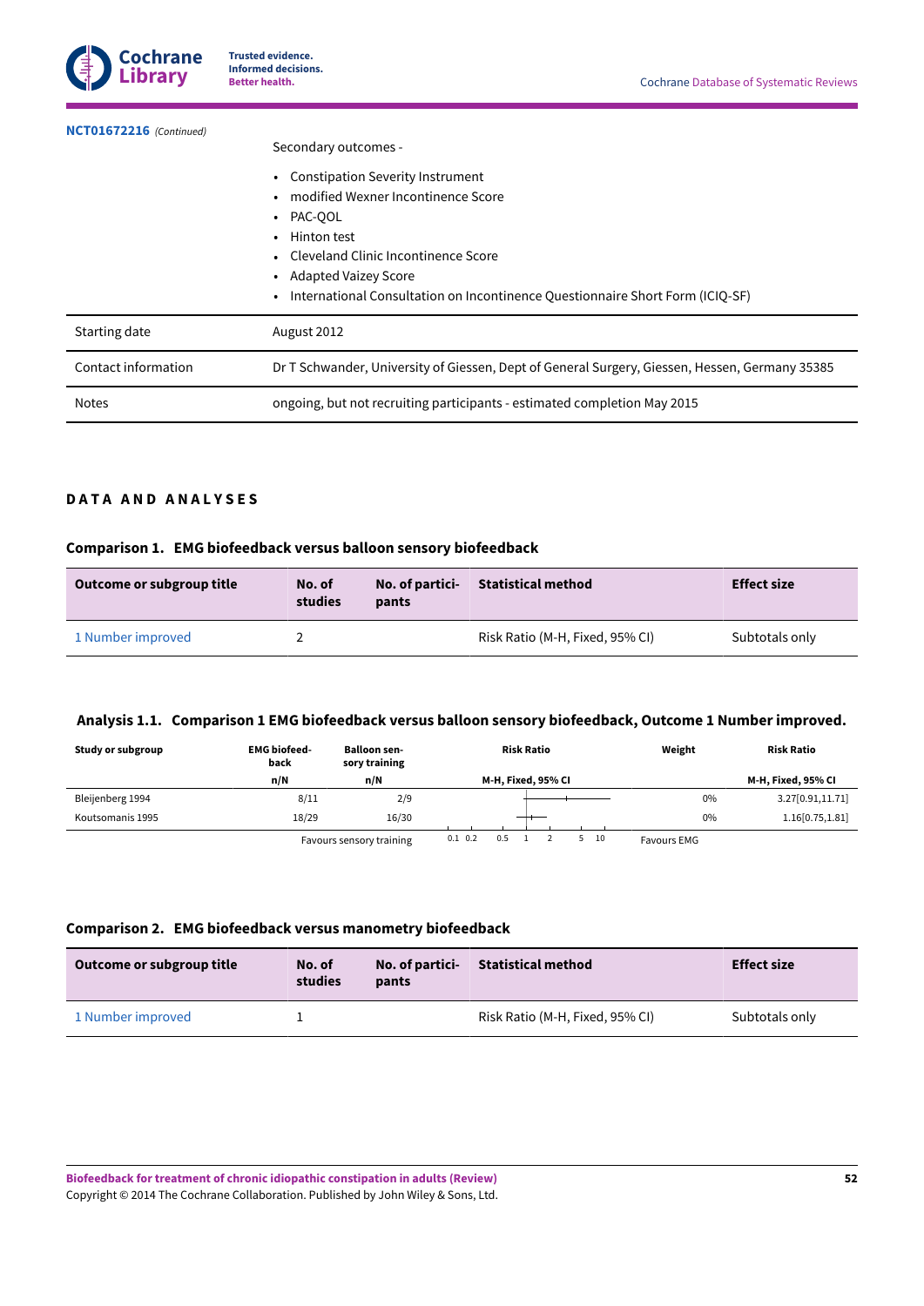| **NCT01672216** *(Continued)* | |
|---|---|
| | Secondary outcomes -<br><br>• Constipation Severity Instrument<br>• modified Wexner Incontinence Score<br>• PAC-QOL<br>• Hinton test<br>• Cleveland Clinic Incontinence Score<br>• Adapted Vaizey Score<br>• International Consultation on Incontinence Questionnaire Short Form (ICIQ-SF) |
| Starting date | August 2012 |
| Contact information | Dr T Schwander, University of Giessen, Dept of General Surgery, Giessen, Hessen, Germany 35385 |
| Notes | ongoing, but not recruiting participants - estimated completion May 2015 |

## DATA AND ANALYSES

### Comparison 1. EMG biofeedback versus balloon sensory biofeedback

| Outcome or subgroup title | No. of studies | No. of participants | Statistical method | Effect size |
|---|---|---|---|---|
| 1 Number improved | 2 | | Risk Ratio (M-H, Fixed, 95% CI) | Subtotals only |

### Analysis 1.1. Comparison 1 EMG biofeedback versus balloon sensory biofeedback, Outcome 1 Number improved.

| Study or subgroup | EMG biofeedback n/N | Balloon sensory training n/N | Risk Ratio M-H, Fixed, 95% CI | Weight | Risk Ratio M-H, Fixed, 95% CI |
|---|---|---|---|---|---|
| Bleijenberg 1994 | 8/11 | 2/9 | | 0% | 3.27[0.91,11.71] |
| Koutsomanis 1995 | 18/29 | 16/30 | | 0% | 1.16[0.75,1.81] |
| | | Favours sensory training | 0.1 0.2 0.5 1 2 5 10 | Favours EMG | |

### Comparison 2. EMG biofeedback versus manometry biofeedback

| Outcome or subgroup title | No. of studies | No. of participants | Statistical method | Effect size |
|---|---|---|---|---|
| 1 Number improved | 1 | | Risk Ratio (M-H, Fixed, 95% CI) | Subtotals only |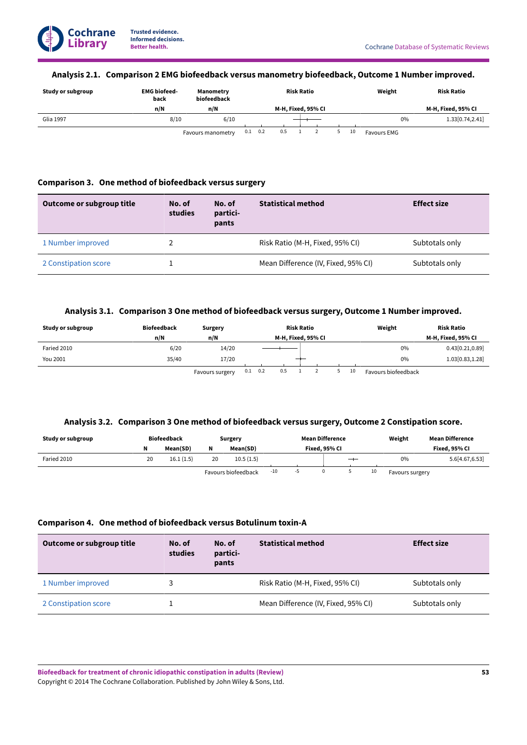### Analysis 2.1. Comparison 2 EMG biofeedback versus manometry biofeedback, Outcome 1 Number improved.

| Study or subgroup | EMG biofeed-back | Manometry biofeedback | Risk Ratio | Weight | Risk Ratio |
|---|---|---|---|---|---|
| | n/N | n/N | M-H, Fixed, 95% CI | | M-H, Fixed, 95% CI |
| Glia 1997 | 8/10 | 6/10 | | 0% | 1.33[0.74,2.41] |
| | | Favours manometry | 0.1 0.2 0.5 1 2 5 10 | Favours EMG | |

### Comparison 3. One method of biofeedback versus surgery

| Outcome or subgroup title | No. of studies | No. of participants | Statistical method | Effect size |
|---|---|---|---|---|
| 1 Number improved | 2 | | Risk Ratio (M-H, Fixed, 95% CI) | Subtotals only |
| 2 Constipation score | 1 | | Mean Difference (IV, Fixed, 95% CI) | Subtotals only |

### Analysis 3.1. Comparison 3 One method of biofeedback versus surgery, Outcome 1 Number improved.

| Study or subgroup | Biofeedback | Surgery | Risk Ratio | Weight | Risk Ratio |
|---|---|---|---|---|---|
| | n/N | n/N | M-H, Fixed, 95% CI | | M-H, Fixed, 95% CI |
| Faried 2010 | 6/20 | 14/20 | | 0% | 0.43[0.21,0.89] |
| You 2001 | 35/40 | 17/20 | | 0% | 1.03[0.83,1.28] |
| | | Favours surgery | 0.1 0.2 0.5 1 2 5 10 | Favours biofeedback | |

### Analysis 3.2. Comparison 3 One method of biofeedback versus surgery, Outcome 2 Constipation score.

| Study or subgroup | Biofeedback | | Surgery | | Mean Difference | Weight | Mean Difference |
|---|---|---|---|---|---|---|---|
| | N | Mean(SD) | N | Mean(SD) | Fixed, 95% CI | | Fixed, 95% CI |
| Faried 2010 | 20 | 16.1 (1.5) | 20 | 10.5 (1.5) | | 0% | 5.6[4.67,6.53] |
| | | | | Favours biofeedback | -10 -5 0 5 10 | Favours surgery | |

### Comparison 4. One method of biofeedback versus Botulinum toxin-A

| Outcome or subgroup title | No. of studies | No. of participants | Statistical method | Effect size |
|---|---|---|---|---|
| 1 Number improved | 3 | | Risk Ratio (M-H, Fixed, 95% CI) | Subtotals only |
| 2 Constipation score | 1 | | Mean Difference (IV, Fixed, 95% CI) | Subtotals only |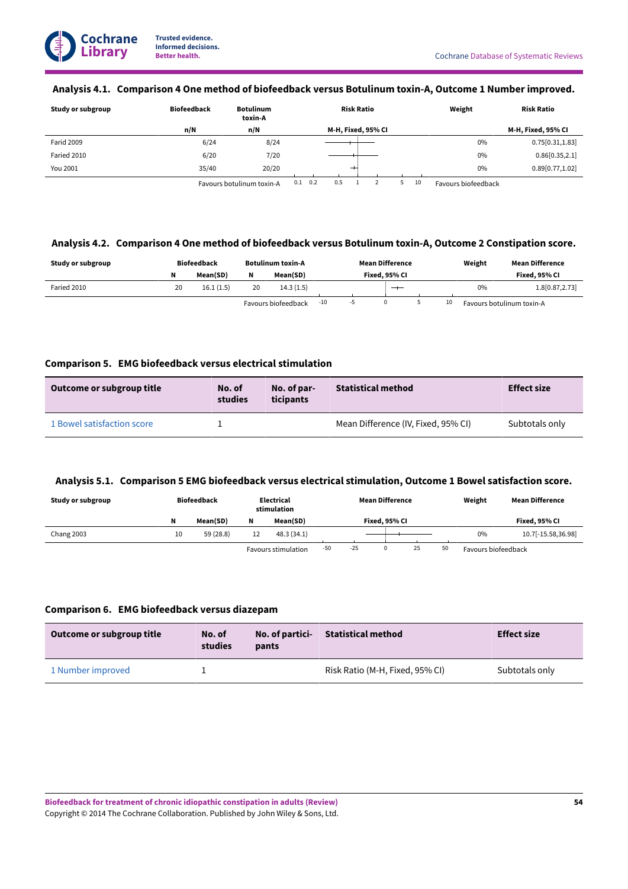### Analysis 4.1. Comparison 4 One method of biofeedback versus Botulinum toxin-A, Outcome 1 Number improved.

| Study or subgroup | Biofeedback | Botulinum toxin-A | Risk Ratio | Weight | Risk Ratio |
|---|---|---|---|---|---|
| | n/N | n/N | M-H, Fixed, 95% CI | | M-H, Fixed, 95% CI |
| Farid 2009 | 6/24 | 8/24 | | 0% | 0.75[0.31,1.83] |
| Faried 2010 | 6/20 | 7/20 | | 0% | 0.86[0.35,2.1] |
| You 2001 | 35/40 | 20/20 | | 0% | 0.89[0.77,1.02] |
| | | Favours botulinum toxin-A | 0.1 0.2 0.5 1 2 5 10 | Favours biofeedback | |

### Analysis 4.2. Comparison 4 One method of biofeedback versus Botulinum toxin-A, Outcome 2 Constipation score.

| Study or subgroup | Biofeedback | | Botulinum toxin-A | | Mean Difference | Weight | Mean Difference |
|---|---|---|---|---|---|---|---|
| | N | Mean(SD) | N | Mean(SD) | Fixed, 95% CI | | Fixed, 95% CI |
| Faried 2010 | 20 | 16.1 (1.5) | 20 | 14.3 (1.5) | | 0% | 1.8[0.87,2.73] |
| | | | | Favours biofeedback | -10 -5 0 5 10 | Favours botulinum toxin-A | |

### Comparison 5. EMG biofeedback versus electrical stimulation

| Outcome or subgroup title | No. of studies | No. of participants | Statistical method | Effect size |
|---|---|---|---|---|
| 1 Bowel satisfaction score | 1 | | Mean Difference (IV, Fixed, 95% CI) | Subtotals only |

### Analysis 5.1. Comparison 5 EMG biofeedback versus electrical stimulation, Outcome 1 Bowel satisfaction score.

| Study or subgroup | Biofeedback | | Electrical stimulation | | Mean Difference | Weight | Mean Difference |
|---|---|---|---|---|---|---|---|
| | N | Mean(SD) | N | Mean(SD) | Fixed, 95% CI | | Fixed, 95% CI |
| Chang 2003 | 10 | 59 (28.8) | 12 | 48.3 (34.1) | | 0% | 10.7[-15.58,36.98] |
| | | | | Favours stimulation | -50 -25 0 25 50 | Favours biofeedback | |

### Comparison 6. EMG biofeedback versus diazepam

| Outcome or subgroup title | No. of studies | No. of participants | Statistical method | Effect size |
|---|---|---|---|---|
| 1 Number improved | 1 | | Risk Ratio (M-H, Fixed, 95% CI) | Subtotals only |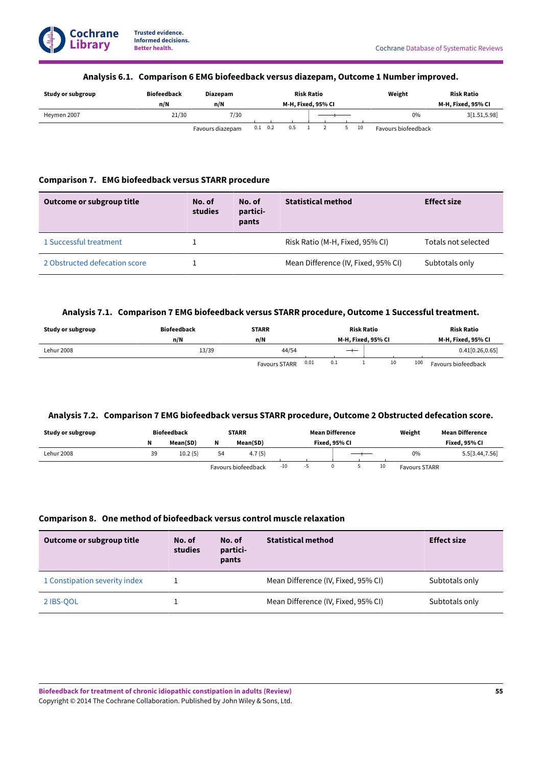### Analysis 6.1. Comparison 6 EMG biofeedback versus diazepam, Outcome 1 Number improved.

| Study or subgroup | Biofeedback | Diazepam | Risk Ratio | Weight | Risk Ratio |
|---|---|---|---|---|---|
| | n/N | n/N | M-H, Fixed, 95% CI | | M-H, Fixed, 95% CI |
| Heymen 2007 | 21/30 | 7/30 | | 0% | 3[1.51,5.98] |
| | | Favours diazepam | 0.1 0.2 0.5 1 2 5 10 | Favours biofeedback | |

### Comparison 7. EMG biofeedback versus STARR procedure

| Outcome or subgroup title | No. of studies | No. of participants | Statistical method | Effect size |
|---|---|---|---|---|
| 1 Successful treatment | 1 | | Risk Ratio (M-H, Fixed, 95% CI) | Totals not selected |
| 2 Obstructed defecation score | 1 | | Mean Difference (IV, Fixed, 95% CI) | Subtotals only |

### Analysis 7.1. Comparison 7 EMG biofeedback versus STARR procedure, Outcome 1 Successful treatment.

| Study or subgroup | Biofeedback | STARR | Risk Ratio | Risk Ratio |
|---|---|---|---|---|
| | n/N | n/N | M-H, Fixed, 95% CI | M-H, Fixed, 95% CI |
| Lehur 2008 | 13/39 | 44/54 | | 0.41[0.26,0.65] |
| | | Favours STARR | 0.01 0.1 1 10 100 | Favours biofeedback |

### Analysis 7.2. Comparison 7 EMG biofeedback versus STARR procedure, Outcome 2 Obstructed defecation score.

| Study or subgroup | Biofeedback | | STARR | | Mean Difference | Weight | Mean Difference |
|---|---|---|---|---|---|---|---|
| | N | Mean(SD) | N | Mean(SD) | Fixed, 95% CI | | Fixed, 95% CI |
| Lehur 2008 | 39 | 10.2 (5) | 54 | 4.7 (5) | | 0% | 5.5[3.44,7.56] |
| | | | | Favours biofeedback | -10 -5 0 5 10 | Favours STARR | |

### Comparison 8. One method of biofeedback versus control muscle relaxation

| Outcome or subgroup title | No. of studies | No. of participants | Statistical method | Effect size |
|---|---|---|---|---|
| 1 Constipation severity index | 1 | | Mean Difference (IV, Fixed, 95% CI) | Subtotals only |
| 2 IBS-QOL | 1 | | Mean Difference (IV, Fixed, 95% CI) | Subtotals only |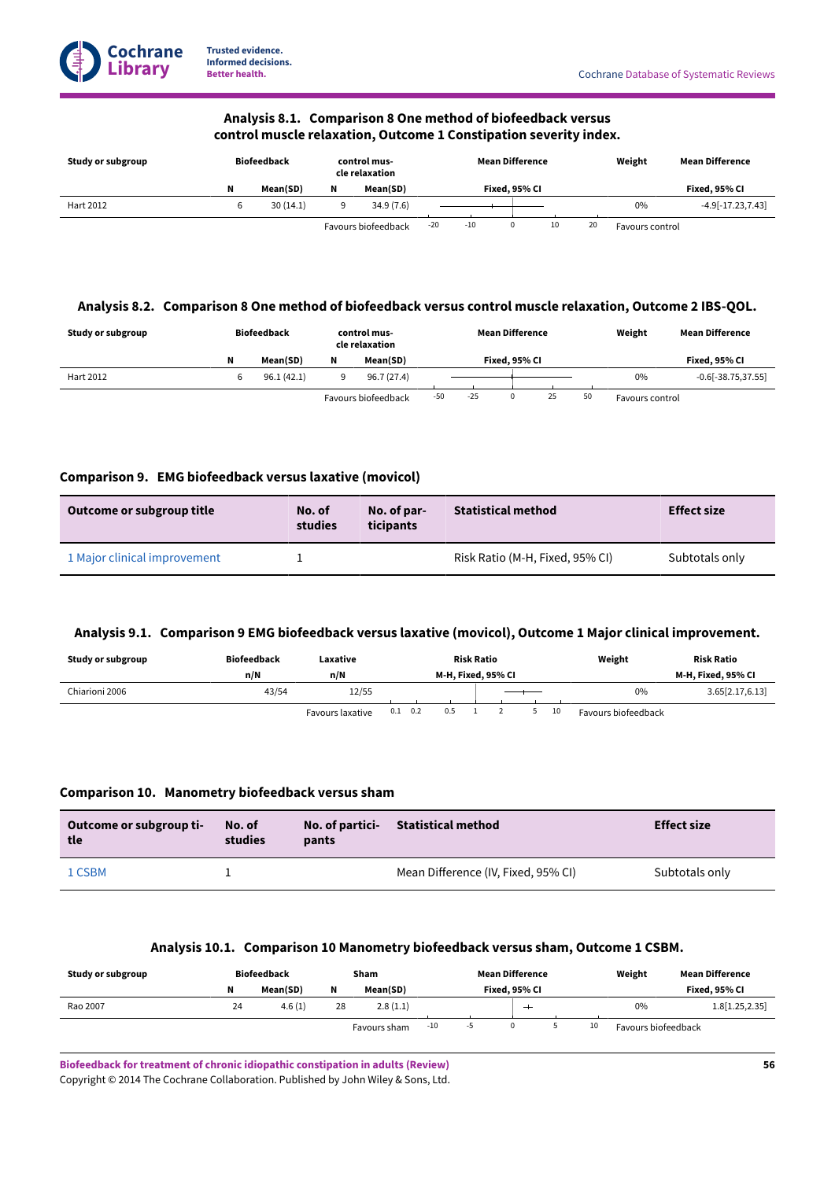### Analysis 8.1. Comparison 8 One method of biofeedback versus control muscle relaxation, Outcome 1 Constipation severity index.

| Study or subgroup | Biofeedback | | control muscle relaxation | | Mean Difference | Weight | Mean Difference |
|---|---|---|---|---|---|---|---|
| | N | Mean(SD) | N | Mean(SD) | Fixed, 95% CI | | Fixed, 95% CI |
| Hart 2012 | 6 | 30 (14.1) | 9 | 34.9 (7.6) | | 0% | -4.9[-17.23,7.43] |
| | | | | Favours biofeedback | -20 -10 0 10 20 | Favours control | |

### Analysis 8.2. Comparison 8 One method of biofeedback versus control muscle relaxation, Outcome 2 IBS-QOL.

| Study or subgroup | Biofeedback | | control muscle relaxation | | Mean Difference | Weight | Mean Difference |
|---|---|---|---|---|---|---|---|
| | N | Mean(SD) | N | Mean(SD) | Fixed, 95% CI | | Fixed, 95% CI |
| Hart 2012 | 6 | 96.1 (42.1) | 9 | 96.7 (27.4) | | 0% | -0.6[-38.75,37.55] |
| | | | | Favours biofeedback | -50 -25 0 25 50 | Favours control | |

### Comparison 9. EMG biofeedback versus laxative (movicol)

| Outcome or subgroup title | No. of studies | No. of participants | Statistical method | Effect size |
|---|---|---|---|---|
| 1 Major clinical improvement | 1 | | Risk Ratio (M-H, Fixed, 95% CI) | Subtotals only |

### Analysis 9.1. Comparison 9 EMG biofeedback versus laxative (movicol), Outcome 1 Major clinical improvement.

| Study or subgroup | Biofeedback | Laxative | Risk Ratio | Weight | Risk Ratio |
|---|---|---|---|---|---|
| | n/N | n/N | M-H, Fixed, 95% CI | | M-H, Fixed, 95% CI |
| Chiarioni 2006 | 43/54 | 12/55 | | 0% | 3.65[2.17,6.13] |
| | | Favours laxative | 0.1 0.2 0.5 1 2 5 10 | Favours biofeedback | |

### Comparison 10. Manometry biofeedback versus sham

| Outcome or subgroup title | No. of studies | No. of participants | Statistical method | Effect size |
|---|---|---|---|---|
| 1 CSBM | 1 | | Mean Difference (IV, Fixed, 95% CI) | Subtotals only |

### Analysis 10.1. Comparison 10 Manometry biofeedback versus sham, Outcome 1 CSBM.

| Study or subgroup | Biofeedback | | Sham | | Mean Difference | Weight | Mean Difference |
|---|---|---|---|---|---|---|---|
| | N | Mean(SD) | N | Mean(SD) | Fixed, 95% CI | | Fixed, 95% CI |
| Rao 2007 | 24 | 4.6 (1) | 28 | 2.8 (1.1) | | 0% | 1.8[1.25,2.35] |
| | | | | Favours sham | -10 -5 0 5 10 | Favours biofeedback | |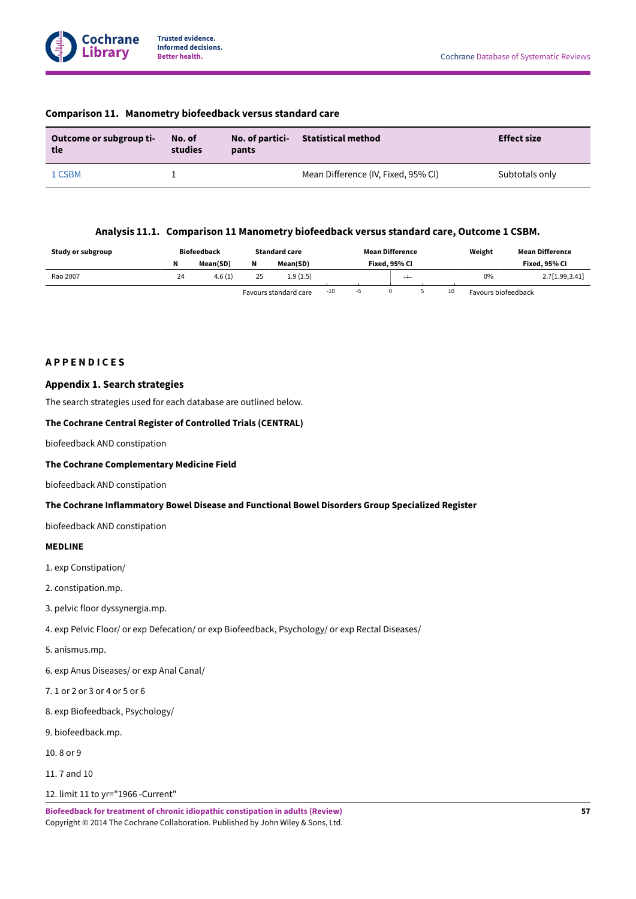### Comparison 11. Manometry biofeedback versus standard care

| Outcome or subgroup title | No. of studies | No. of participants | Statistical method | Effect size |
|---|---|---|---|---|
| 1 CSBM | 1 | | Mean Difference (IV, Fixed, 95% CI) | Subtotals only |

### Analysis 11.1. Comparison 11 Manometry biofeedback versus standard care, Outcome 1 CSBM.

| Study or subgroup | Biofeedback | | Standard care | | Mean Difference | Weight | Mean Difference |
|---|---|---|---|---|---|---|---|
| | N | Mean(SD) | N | Mean(SD) | Fixed, 95% CI | | Fixed, 95% CI |
| Rao 2007 | 24 | 4.6 (1) | 25 | 1.9 (1.5) | | 0% | 2.7[1.99,3.41] |

Favours standard care -10 -5 0 5 10 Favours biofeedback

## APPENDICES

### Appendix 1. Search strategies

The search strategies used for each database are outlined below.

**The Cochrane Central Register of Controlled Trials (CENTRAL)**

biofeedback AND constipation

**The Cochrane Complementary Medicine Field**

biofeedback AND constipation

**The Cochrane Inflammatory Bowel Disease and Functional Bowel Disorders Group Specialized Register**

biofeedback AND constipation

**MEDLINE**

1. exp Constipation/
2. constipation.mp.
3. pelvic floor dyssynergia.mp.
4. exp Pelvic Floor/ or exp Defecation/ or exp Biofeedback, Psychology/ or exp Rectal Diseases/
5. anismus.mp.
6. exp Anus Diseases/ or exp Anal Canal/
7. 1 or 2 or 3 or 4 or 5 or 6
8. exp Biofeedback, Psychology/
9. biofeedback.mp.
10. 8 or 9
11. 7 and 10
12. limit 11 to yr="1966 -Current"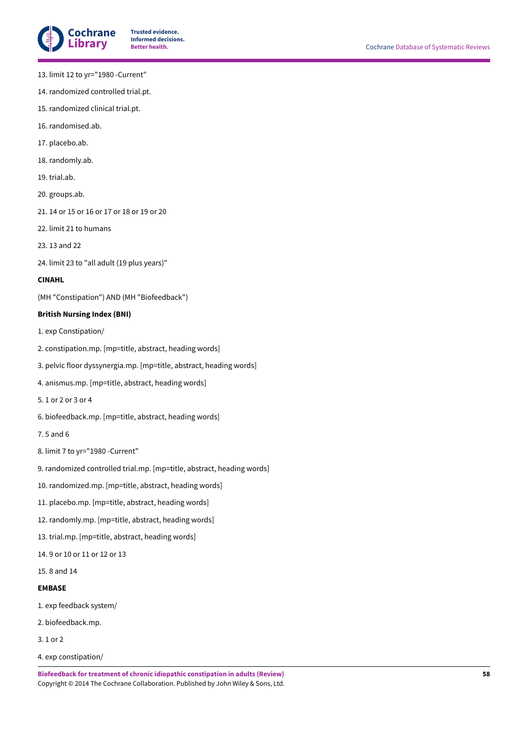13. limit 12 to yr="1980 -Current"

14. randomized controlled trial.pt.

15. randomized clinical trial.pt.

16. randomised.ab.

17. placebo.ab.

18. randomly.ab.

19. trial.ab.

20. groups.ab.

21. 14 or 15 or 16 or 17 or 18 or 19 or 20

22. limit 21 to humans

23. 13 and 22

24. limit 23 to "all adult (19 plus years)"

**CINAHL**

(MH "Constipation") AND (MH "Biofeedback")

**British Nursing Index (BNI)**

1. exp Constipation/

2. constipation.mp. [mp=title, abstract, heading words]

3. pelvic floor dyssynergia.mp. [mp=title, abstract, heading words]

4. anismus.mp. [mp=title, abstract, heading words]

5. 1 or 2 or 3 or 4

6. biofeedback.mp. [mp=title, abstract, heading words]

7. 5 and 6

8. limit 7 to yr="1980 -Current"

9. randomized controlled trial.mp. [mp=title, abstract, heading words]

10. randomized.mp. [mp=title, abstract, heading words]

11. placebo.mp. [mp=title, abstract, heading words]

12. randomly.mp. [mp=title, abstract, heading words]

13. trial.mp. [mp=title, abstract, heading words]

14. 9 or 10 or 11 or 12 or 13

15. 8 and 14

**EMBASE**

1. exp feedback system/

2. biofeedback.mp.

3. 1 or 2

4. exp constipation/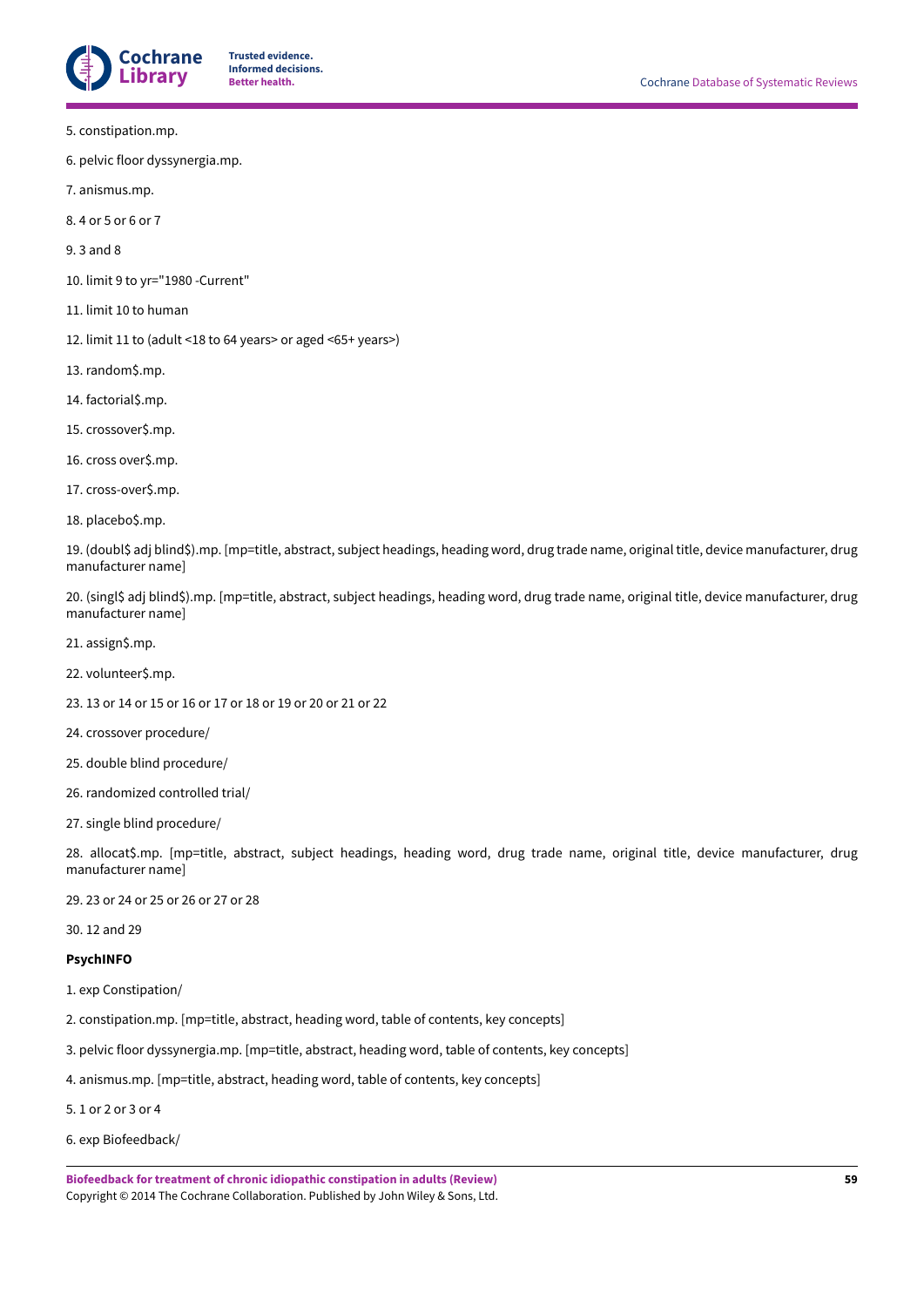5. constipation.mp.

6. pelvic floor dyssynergia.mp.

7. anismus.mp.

8. 4 or 5 or 6 or 7

9. 3 and 8

10. limit 9 to yr="1980 -Current"

11. limit 10 to human

12. limit 11 to (adult <18 to 64 years> or aged <65+ years>)

13. random$.mp.

14. factorial$.mp.

15. crossover$.mp.

16. cross over$.mp.

17. cross-over$.mp.

18. placebo$.mp.

19. (doubl$ adj blind$).mp. [mp=title, abstract, subject headings, heading word, drug trade name, original title, device manufacturer, drug manufacturer name]

20. (singl$ adj blind$).mp. [mp=title, abstract, subject headings, heading word, drug trade name, original title, device manufacturer, drug manufacturer name]

21. assign$.mp.

22. volunteer$.mp.

23. 13 or 14 or 15 or 16 or 17 or 18 or 19 or 20 or 21 or 22

24. crossover procedure/

25. double blind procedure/

26. randomized controlled trial/

27. single blind procedure/

28. allocat$.mp. [mp=title, abstract, subject headings, heading word, drug trade name, original title, device manufacturer, drug manufacturer name]

29. 23 or 24 or 25 or 26 or 27 or 28

30. 12 and 29

**PsychINFO**

1. exp Constipation/

2. constipation.mp. [mp=title, abstract, heading word, table of contents, key concepts]

3. pelvic floor dyssynergia.mp. [mp=title, abstract, heading word, table of contents, key concepts]

4. anismus.mp. [mp=title, abstract, heading word, table of contents, key concepts]

5. 1 or 2 or 3 or 4

6. exp Biofeedback/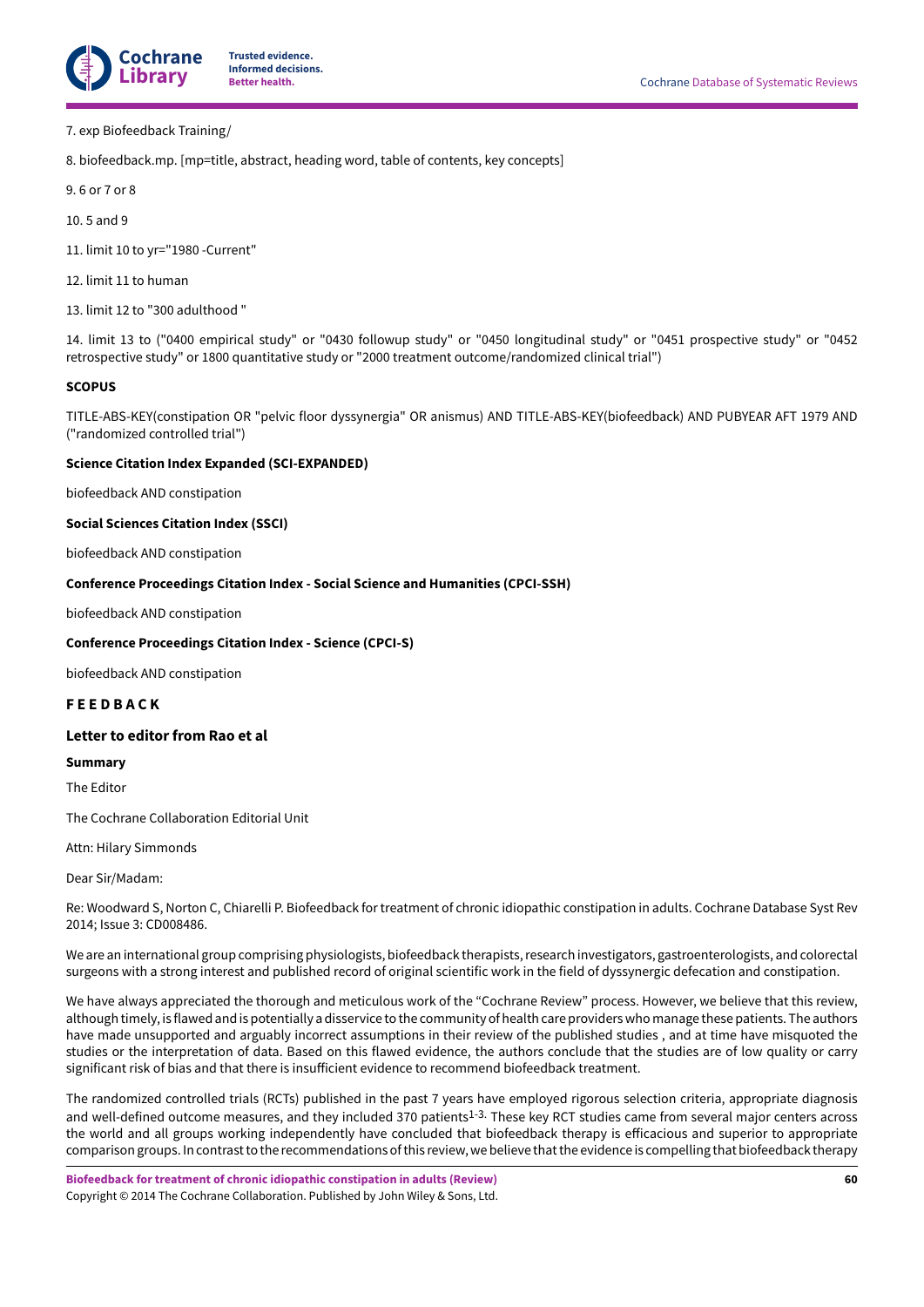7. exp Biofeedback Training/

8. biofeedback.mp. [mp=title, abstract, heading word, table of contents, key concepts]

9. 6 or 7 or 8

10. 5 and 9

11. limit 10 to yr="1980 -Current"

12. limit 11 to human

13. limit 12 to "300 adulthood "

14. limit 13 to ("0400 empirical study" or "0430 followup study" or "0450 longitudinal study" or "0451 prospective study" or "0452 retrospective study" or 1800 quantitative study or "2000 treatment outcome/randomized clinical trial")

**SCOPUS**

TITLE-ABS-KEY(constipation OR "pelvic floor dyssynergia" OR anismus) AND TITLE-ABS-KEY(biofeedback) AND PUBYEAR AFT 1979 AND ("randomized controlled trial")

**Science Citation Index Expanded (SCI-EXPANDED)**

biofeedback AND constipation

**Social Sciences Citation Index (SSCI)**

biofeedback AND constipation

**Conference Proceedings Citation Index - Social Science and Humanities (CPCI-SSH)**

biofeedback AND constipation

**Conference Proceedings Citation Index - Science (CPCI-S)**

biofeedback AND constipation

# FEEDBACK

## Letter to editor from Rao et al

### Summary

The Editor

The Cochrane Collaboration Editorial Unit

Attn: Hilary Simmonds

Dear Sir/Madam:

Re: Woodward S, Norton C, Chiarelli P. Biofeedback for treatment of chronic idiopathic constipation in adults. Cochrane Database Syst Rev 2014; Issue 3: CD008486.

We are an international group comprising physiologists, biofeedback therapists, research investigators, gastroenterologists, and colorectal surgeons with a strong interest and published record of original scientific work in the field of dyssynergic defecation and constipation.

We have always appreciated the thorough and meticulous work of the "Cochrane Review" process. However, we believe that this review, although timely, is flawed and is potentially a disservice to the community of health care providers who manage these patients. The authors have made unsupported and arguably incorrect assumptions in their review of the published studies , and at time have misquoted the studies or the interpretation of data. Based on this flawed evidence, the authors conclude that the studies are of low quality or carry significant risk of bias and that there is insufficient evidence to recommend biofeedback treatment.

The randomized controlled trials (RCTs) published in the past 7 years have employed rigorous selection criteria, appropriate diagnosis and well-defined outcome measures, and they included 370 patients[1-3.] These key RCT studies came from several major centers across the world and all groups working independently have concluded that biofeedback therapy is efficacious and superior to appropriate comparison groups. In contrast to the recommendations of this review, we believe that the evidence is compelling that biofeedback therapy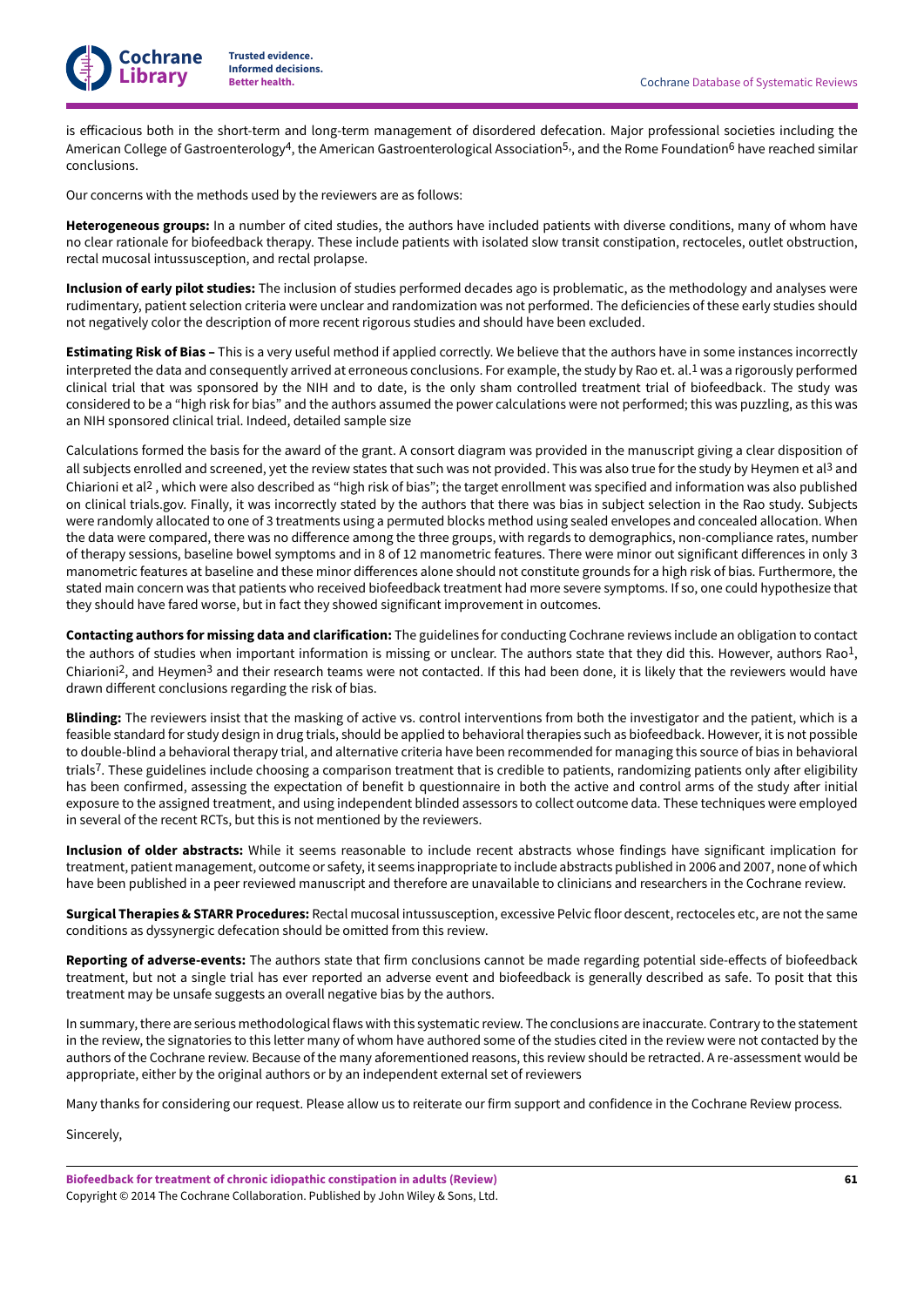is efficacious both in the short-term and long-term management of disordered defecation. Major professional societies including the American College of Gastroenterology[4], the American Gastroenterological Association[5], and the Rome Foundation[6] have reached similar conclusions.

Our concerns with the methods used by the reviewers are as follows:

**Heterogeneous groups:** In a number of cited studies, the authors have included patients with diverse conditions, many of whom have no clear rationale for biofeedback therapy. These include patients with isolated slow transit constipation, rectoceles, outlet obstruction, rectal mucosal intussusception, and rectal prolapse.

**Inclusion of early pilot studies:** The inclusion of studies performed decades ago is problematic, as the methodology and analyses were rudimentary, patient selection criteria were unclear and randomization was not performed. The deficiencies of these early studies should not negatively color the description of more recent rigorous studies and should have been excluded.

**Estimating Risk of Bias –** This is a very useful method if applied correctly. We believe that the authors have in some instances incorrectly interpreted the data and consequently arrived at erroneous conclusions. For example, the study by Rao et. al.[1] was a rigorously performed clinical trial that was sponsored by the NIH and to date, is the only sham controlled treatment trial of biofeedback. The study was considered to be a "high risk for bias" and the authors assumed the power calculations were not performed; this was puzzling, as this was an NIH sponsored clinical trial. Indeed, detailed sample size

Calculations formed the basis for the award of the grant. A consort diagram was provided in the manuscript giving a clear disposition of all subjects enrolled and screened, yet the review states that such was not provided. This was also true for the study by Heymen et al[3] and Chiarioni et al[2] , which were also described as "high risk of bias"; the target enrollment was specified and information was also published on clinical trials.gov. Finally, it was incorrectly stated by the authors that there was bias in subject selection in the Rao study. Subjects were randomly allocated to one of 3 treatments using a permuted blocks method using sealed envelopes and concealed allocation. When the data were compared, there was no difference among the three groups, with regards to demographics, non-compliance rates, number of therapy sessions, baseline bowel symptoms and in 8 of 12 manometric features. There were minor out significant differences in only 3 manometric features at baseline and these minor differences alone should not constitute grounds for a high risk of bias. Furthermore, the stated main concern was that patients who received biofeedback treatment had more severe symptoms. If so, one could hypothesize that they should have fared worse, but in fact they showed significant improvement in outcomes.

**Contacting authors for missing data and clarification:** The guidelines for conducting Cochrane reviews include an obligation to contact the authors of studies when important information is missing or unclear. The authors state that they did this. However, authors Rao[1], Chiarioni[2], and Heymen[3] and their research teams were not contacted. If this had been done, it is likely that the reviewers would have drawn different conclusions regarding the risk of bias.

**Blinding:** The reviewers insist that the masking of active vs. control interventions from both the investigator and the patient, which is a feasible standard for study design in drug trials, should be applied to behavioral therapies such as biofeedback. However, it is not possible to double-blind a behavioral therapy trial, and alternative criteria have been recommended for managing this source of bias in behavioral trials[7]. These guidelines include choosing a comparison treatment that is credible to patients, randomizing patients only after eligibility has been confirmed, assessing the expectation of benefit b questionnaire in both the active and control arms of the study after initial exposure to the assigned treatment, and using independent blinded assessors to collect outcome data. These techniques were employed in several of the recent RCTs, but this is not mentioned by the reviewers.

**Inclusion of older abstracts:** While it seems reasonable to include recent abstracts whose findings have significant implication for treatment, patient management, outcome or safety, it seems inappropriate to include abstracts published in 2006 and 2007, none of which have been published in a peer reviewed manuscript and therefore are unavailable to clinicians and researchers in the Cochrane review.

**Surgical Therapies & STARR Procedures:** Rectal mucosal intussusception, excessive Pelvic floor descent, rectoceles etc, are not the same conditions as dyssynergic defecation should be omitted from this review.

**Reporting of adverse-events:** The authors state that firm conclusions cannot be made regarding potential side-effects of biofeedback treatment, but not a single trial has ever reported an adverse event and biofeedback is generally described as safe. To posit that this treatment may be unsafe suggests an overall negative bias by the authors.

In summary, there are serious methodological flaws with this systematic review. The conclusions are inaccurate. Contrary to the statement in the review, the signatories to this letter many of whom have authored some of the studies cited in the review were not contacted by the authors of the Cochrane review. Because of the many aforementioned reasons, this review should be retracted. A re-assessment would be appropriate, either by the original authors or by an independent external set of reviewers

Many thanks for considering our request. Please allow us to reiterate our firm support and confidence in the Cochrane Review process.

Sincerely,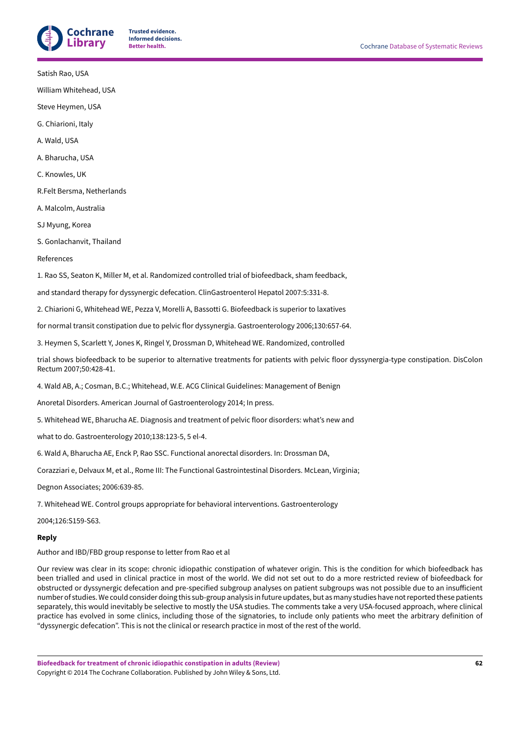Satish Rao, USA

William Whitehead, USA

Steve Heymen, USA

G. Chiarioni, Italy

A. Wald, USA

A. Bharucha, USA

C. Knowles, UK

R.Felt Bersma, Netherlands

A. Malcolm, Australia

SJ Myung, Korea

S. Gonlachanvit, Thailand

References

1. Rao SS, Seaton K, Miller M, et al. Randomized controlled trial of biofeedback, sham feedback,

and standard therapy for dyssynergic defecation. ClinGastroenterol Hepatol 2007:5:331-8.

2. Chiarioni G, Whitehead WE, Pezza V, Morelli A, Bassotti G. Biofeedback is superior to laxatives

for normal transit constipation due to pelvic flor dyssynergia. Gastroenterology 2006;130:657-64.

3. Heymen S, Scarlett Y, Jones K, Ringel Y, Drossman D, Whitehead WE. Randomized, controlled

trial shows biofeedback to be superior to alternative treatments for patients with pelvic floor dyssynergia-type constipation. DisColon Rectum 2007;50:428-41.

4. Wald AB, A.; Cosman, B.C.; Whitehead, W.E. ACG Clinical Guidelines: Management of Benign

Anoretal Disorders. American Journal of Gastroenterology 2014; In press.

5. Whitehead WE, Bharucha AE. Diagnosis and treatment of pelvic floor disorders: what's new and

what to do. Gastroenterology 2010;138:123-5, 5 el-4.

6. Wald A, Bharucha AE, Enck P, Rao SSC. Functional anorectal disorders. In: Drossman DA,

Corazziari e, Delvaux M, et al., Rome III: The Functional Gastrointestinal Disorders. McLean, Virginia;

Degnon Associates; 2006:639-85.

7. Whitehead WE. Control groups appropriate for behavioral interventions. Gastroenterology

2004;126:S159-S63.

**Reply**

Author and IBD/FBD group response to letter from Rao et al

Our review was clear in its scope: chronic idiopathic constipation of whatever origin. This is the condition for which biofeedback has been trialled and used in clinical practice in most of the world. We did not set out to do a more restricted review of biofeedback for obstructed or dyssynergic defecation and pre-specified subgroup analyses on patient subgroups was not possible due to an insufficient number of studies. We could consider doing this sub-group analysis in future updates, but as many studies have not reported these patients separately, this would inevitably be selective to mostly the USA studies. The comments take a very USA-focused approach, where clinical practice has evolved in some clinics, including those of the signatories, to include only patients who meet the arbitrary definition of "dyssynergic defecation". This is not the clinical or research practice in most of the rest of the world.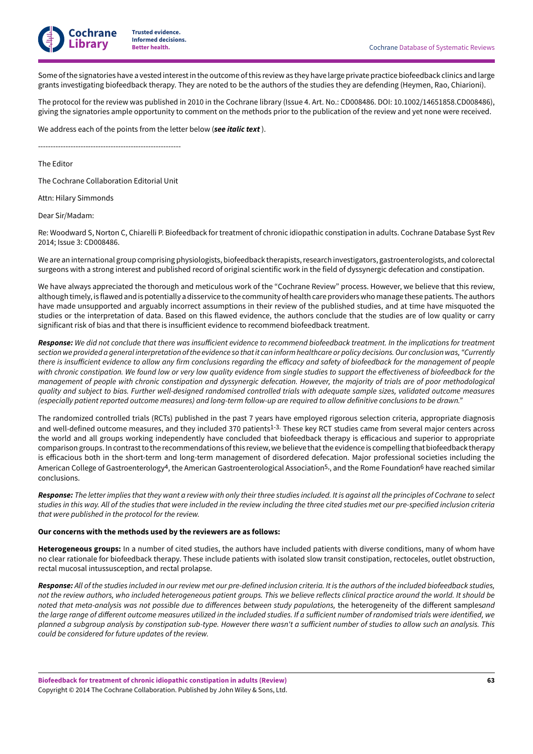Some of the signatories have a vested interest in the outcome of this review as they have large private practice biofeedback clinics and large grants investigating biofeedback therapy. They are noted to be the authors of the studies they are defending (Heymen, Rao, Chiarioni).

The protocol for the review was published in 2010 in the Cochrane library (Issue 4. Art. No.: CD008486. DOI: 10.1002/14651858.CD008486), giving the signatories ample opportunity to comment on the methods prior to the publication of the review and yet none were received.

We address each of the points from the letter below (***see italic text*** ).

---------------------------------------------------------

The Editor

The Cochrane Collaboration Editorial Unit

Attn: Hilary Simmonds

Dear Sir/Madam:

Re: Woodward S, Norton C, Chiarelli P. Biofeedback for treatment of chronic idiopathic constipation in adults. Cochrane Database Syst Rev 2014; Issue 3: CD008486.

We are an international group comprising physiologists, biofeedback therapists, research investigators, gastroenterologists, and colorectal surgeons with a strong interest and published record of original scientific work in the field of dyssynergic defecation and constipation.

We have always appreciated the thorough and meticulous work of the "Cochrane Review" process. However, we believe that this review, although timely, is flawed and is potentially a disservice to the community of health care providers who manage these patients. The authors have made unsupported and arguably incorrect assumptions in their review of the published studies, and at time have misquoted the studies or the interpretation of data. Based on this flawed evidence, the authors conclude that the studies are of low quality or carry significant risk of bias and that there is insufficient evidence to recommend biofeedback treatment.

***Response:*** *We did not conclude that there was insufficient evidence to recommend biofeedback treatment. In the implications for treatment section we provided a general interpretation of the evidence so that it can inform healthcare or policy decisions. Our conclusion was, "Currently there is insufficient evidence to allow any firm conclusions regarding the efficacy and safety of biofeedback for the management of people with chronic constipation. We found low or very low quality evidence from single studies to support the effectiveness of biofeedback for the management of people with chronic constipation and dyssynergic defecation. However, the majority of trials are of poor methodological quality and subject to bias. Further well-designed randomised controlled trials with adequate sample sizes, validated outcome measures (especially patient reported outcome measures) and long-term follow-up are required to allow definitive conclusions to be drawn."*

The randomized controlled trials (RCTs) published in the past 7 years have employed rigorous selection criteria, appropriate diagnosis and well-defined outcome measures, and they included 370 patients[1-3.] These key RCT studies came from several major centers across the world and all groups working independently have concluded that biofeedback therapy is efficacious and superior to appropriate comparison groups. In contrast to the recommendations of this review, we believe that the evidence is compelling that biofeedback therapy is efficacious both in the short-term and long-term management of disordered defecation. Major professional societies including the American College of Gastroenterology[4], the American Gastroenterological Association[5,], and the Rome Foundation[6] have reached similar conclusions.

***Response:*** *The letter implies that they want a review with only their three studies included. It is against all the principles of Cochrane to select studies in this way. All of the studies that were included in the review including the three cited studies met our pre-specified inclusion criteria that were published in the protocol for the review.*

**Our concerns with the methods used by the reviewers are as follows:**

**Heterogeneous groups:** In a number of cited studies, the authors have included patients with diverse conditions, many of whom have no clear rationale for biofeedback therapy. These include patients with isolated slow transit constipation, rectoceles, outlet obstruction, rectal mucosal intussusception, and rectal prolapse.

***Response:*** *All of the studies included in our review met our pre-defined inclusion criteria. It is the authors of the included biofeedback studies, not the review authors, who included heterogeneous patient groups. This we believe reflects clinical practice around the world. It should be noted that meta-analysis was not possible due to differences between study populations,* the heterogeneity of the different samples*and the large range of different outcome measures utilized in the included studies. If a sufficient number of randomised trials were identified, we planned a subgroup analysis by constipation sub-type. However there wasn't a sufficient number of studies to allow such an analysis. This could be considered for future updates of the review.*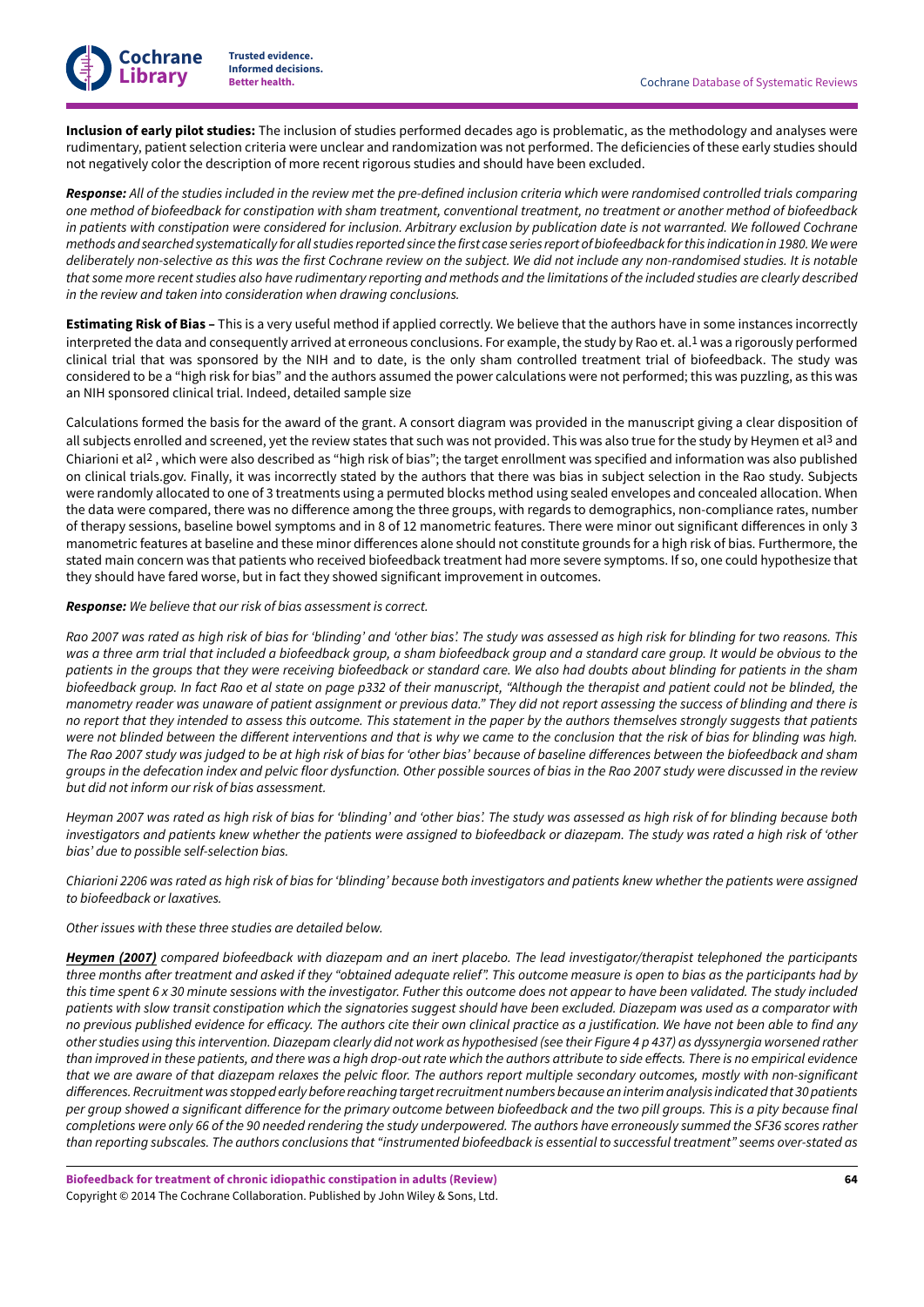**Inclusion of early pilot studies:** The inclusion of studies performed decades ago is problematic, as the methodology and analyses were rudimentary, patient selection criteria were unclear and randomization was not performed. The deficiencies of these early studies should not negatively color the description of more recent rigorous studies and should have been excluded.

***Response:*** *All of the studies included in the review met the pre-defined inclusion criteria which were randomised controlled trials comparing one method of biofeedback for constipation with sham treatment, conventional treatment, no treatment or another method of biofeedback in patients with constipation were considered for inclusion. Arbitrary exclusion by publication date is not warranted. We followed Cochrane methods and searched systematically for all studies reported since the first case series report of biofeedback for this indication in 1980. We were deliberately non-selective as this was the first Cochrane review on the subject. We did not include any non-randomised studies. It is notable that some more recent studies also have rudimentary reporting and methods and the limitations of the included studies are clearly described in the review and taken into consideration when drawing conclusions.*

**Estimating Risk of Bias –** This is a very useful method if applied correctly. We believe that the authors have in some instances incorrectly interpreted the data and consequently arrived at erroneous conclusions. For example, the study by Rao et. al.[1] was a rigorously performed clinical trial that was sponsored by the NIH and to date, is the only sham controlled treatment trial of biofeedback. The study was considered to be a "high risk for bias" and the authors assumed the power calculations were not performed; this was puzzling, as this was an NIH sponsored clinical trial. Indeed, detailed sample size

Calculations formed the basis for the award of the grant. A consort diagram was provided in the manuscript giving a clear disposition of all subjects enrolled and screened, yet the review states that such was not provided. This was also true for the study by Heymen et al[3] and Chiarioni et al[2], which were also described as "high risk of bias"; the target enrollment was specified and information was also published on clinical trials.gov. Finally, it was incorrectly stated by the authors that there was bias in subject selection in the Rao study. Subjects were randomly allocated to one of 3 treatments using a permuted blocks method using sealed envelopes and concealed allocation. When the data were compared, there was no difference among the three groups, with regards to demographics, non-compliance rates, number of therapy sessions, baseline bowel symptoms and in 8 of 12 manometric features. There were minor out significant differences in only 3 manometric features at baseline and these minor differences alone should not constitute grounds for a high risk of bias. Furthermore, the stated main concern was that patients who received biofeedback treatment had more severe symptoms. If so, one could hypothesize that they should have fared worse, but in fact they showed significant improvement in outcomes.

***Response:*** *We believe that our risk of bias assessment is correct.*

*Rao 2007 was rated as high risk of bias for 'blinding' and 'other bias'. The study was assessed as high risk for blinding for two reasons. This was a three arm trial that included a biofeedback group, a sham biofeedback group and a standard care group. It would be obvious to the patients in the groups that they were receiving biofeedback or standard care. We also had doubts about blinding for patients in the sham biofeedback group. In fact Rao et al state on page p332 of their manuscript, "Although the therapist and patient could not be blinded, the manometry reader was unaware of patient assignment or previous data." They did not report assessing the success of blinding and there is no report that they intended to assess this outcome. This statement in the paper by the authors themselves strongly suggests that patients were not blinded between the different interventions and that is why we came to the conclusion that the risk of bias for blinding was high. The Rao 2007 study was judged to be at high risk of bias for 'other bias' because of baseline differences between the biofeedback and sham groups in the defecation index and pelvic floor dysfunction. Other possible sources of bias in the Rao 2007 study were discussed in the review but did not inform our risk of bias assessment.*

*Heyman 2007 was rated as high risk of bias for 'blinding' and 'other bias'. The study was assessed as high risk of for blinding because both investigators and patients knew whether the patients were assigned to biofeedback or diazepam. The study was rated a high risk of 'other bias' due to possible self-selection bias.*

*Chiarioni 2206 was rated as high risk of bias for 'blinding' because both investigators and patients knew whether the patients were assigned to biofeedback or laxatives.*

*Other issues with these three studies are detailed below.*

***Heymen (2007)*** *compared biofeedback with diazepam and an inert placebo. The lead investigator/therapist telephoned the participants three months after treatment and asked if they "obtained adequate relief". This outcome measure is open to bias as the participants had by this time spent 6 x 30 minute sessions with the investigator. Futher this outcome does not appear to have been validated. The study included patients with slow transit constipation which the signatories suggest should have been excluded. Diazepam was used as a comparator with no previous published evidence for efficacy. The authors cite their own clinical practice as a justification. We have not been able to find any other studies using this intervention. Diazepam clearly did not work as hypothesised (see their Figure 4 p 437) as dyssynergia worsened rather than improved in these patients, and there was a high drop-out rate which the authors attribute to side effects. There is no empirical evidence that we are aware of that diazepam relaxes the pelvic floor. The authors report multiple secondary outcomes, mostly with non-significant differences. Recruitment was stopped early before reaching target recruitment numbers because an interim analysis indicated that 30 patients per group showed a significant difference for the primary outcome between biofeedback and the two pill groups. This is a pity because final completions were only 66 of the 90 needed rendering the study underpowered. The authors have erroneously summed the SF36 scores rather than reporting subscales. The authors conclusions that "instrumented biofeedback is essential to successful treatment" seems over-stated as*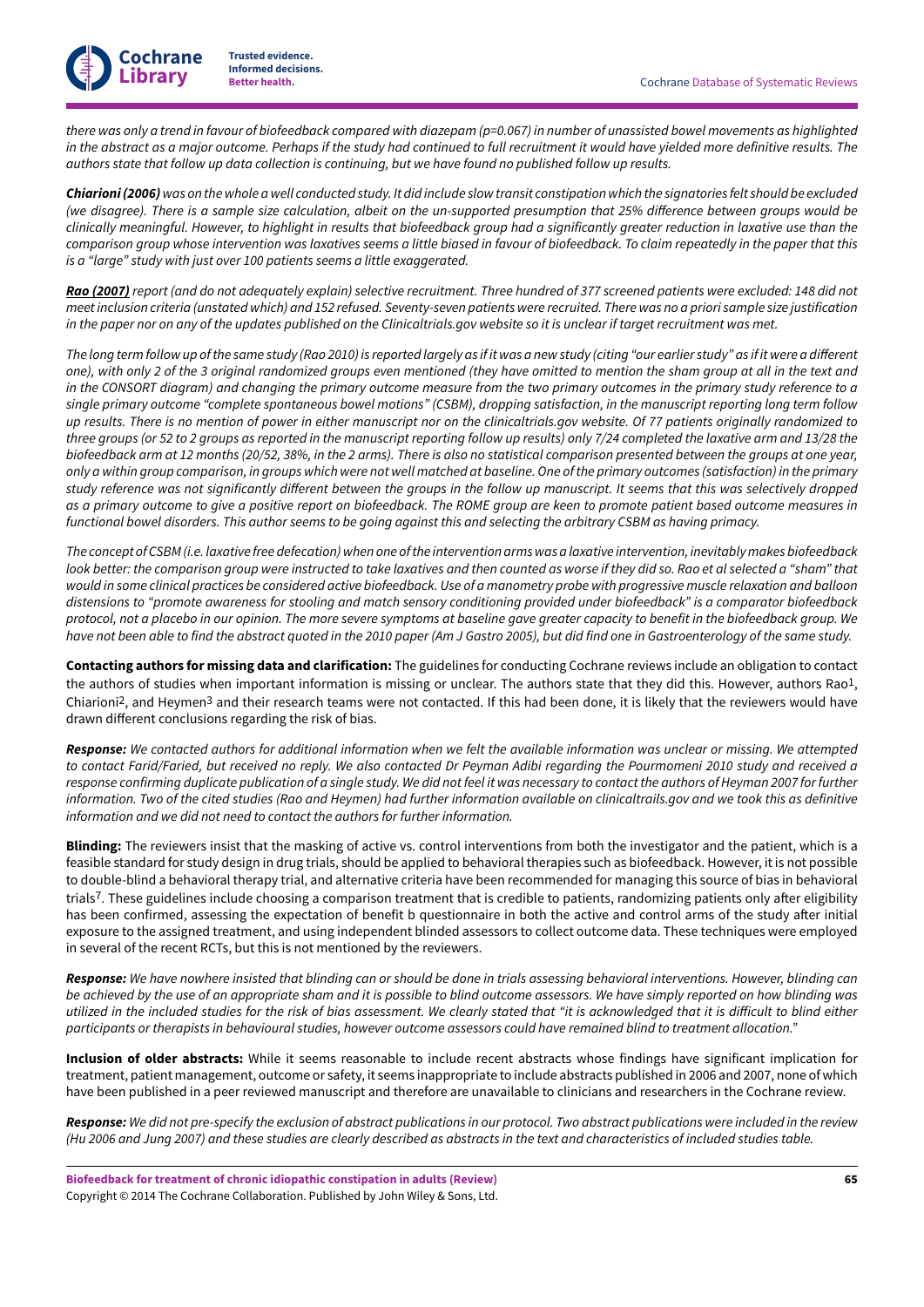*there was only a trend in favour of biofeedback compared with diazepam (p=0.067) in number of unassisted bowel movements as highlighted in the abstract as a major outcome. Perhaps if the study had continued to full recruitment it would have yielded more definitive results. The authors state that follow up data collection is continuing, but we have found no published follow up results.*

***Chiarioni (2006)** was on the whole a well conducted study. It did include slow transit constipation which the signatories felt should be excluded (we disagree). There is a sample size calculation, albeit on the un-supported presumption that 25% difference between groups would be clinically meaningful. However, to highlight in results that biofeedback group had a significantly greater reduction in laxative use than the comparison group whose intervention was laxatives seems a little biased in favour of biofeedback. To claim repeatedly in the paper that this is a "large" study with just over 100 patients seems a little exaggerated.*

***Rao (2007)** report (and do not adequately explain) selective recruitment. Three hundred of 377 screened patients were excluded: 148 did not meet inclusion criteria (unstated which) and 152 refused. Seventy-seven patients were recruited. There was no a priori sample size justification in the paper nor on any of the updates published on the Clinicaltrials.gov website so it is unclear if target recruitment was met.*

*The long term follow up of the same study (Rao 2010) is reported largely as if it was a new study (citing "our earlier study" as if it were a different one), with only 2 of the 3 original randomized groups even mentioned (they have omitted to mention the sham group at all in the text and in the CONSORT diagram) and changing the primary outcome measure from the two primary outcomes in the primary study reference to a single primary outcome "complete spontaneous bowel motions" (CSBM), dropping satisfaction, in the manuscript reporting long term follow up results. There is no mention of power in either manuscript nor on the clinicaltrials.gov website. Of 77 patients originally randomized to three groups (or 52 to 2 groups as reported in the manuscript reporting follow up results) only 7/24 completed the laxative arm and 13/28 the biofeedback arm at 12 months (20/52, 38%, in the 2 arms). There is also no statistical comparison presented between the groups at one year, only a within group comparison, in groups which were not well matched at baseline. One of the primary outcomes (satisfaction) in the primary study reference was not significantly different between the groups in the follow up manuscript. It seems that this was selectively dropped as a primary outcome to give a positive report on biofeedback. The ROME group are keen to promote patient based outcome measures in functional bowel disorders. This author seems to be going against this and selecting the arbitrary CSBM as having primacy.*

*The concept of CSBM (i.e. laxative free defecation) when one of the intervention arms was a laxative intervention, inevitably makes biofeedback look better: the comparison group were instructed to take laxatives and then counted as worse if they did so. Rao et al selected a "sham" that would in some clinical practices be considered active biofeedback. Use of a manometry probe with progressive muscle relaxation and balloon distensions to "promote awareness for stooling and match sensory conditioning provided under biofeedback" is a comparator biofeedback protocol, not a placebo in our opinion. The more severe symptoms at baseline gave greater capacity to benefit in the biofeedback group. We have not been able to find the abstract quoted in the 2010 paper (Am J Gastro 2005), but did find one in Gastroenterology of the same study.*

**Contacting authors for missing data and clarification:** The guidelines for conducting Cochrane reviews include an obligation to contact the authors of studies when important information is missing or unclear. The authors state that they did this. However, authors Rao[1], Chiarioni[2], and Heymen[3] and their research teams were not contacted. If this had been done, it is likely that the reviewers would have drawn different conclusions regarding the risk of bias.

***Response:** We contacted authors for additional information when we felt the available information was unclear or missing. We attempted to contact Farid/Faried, but received no reply. We also contacted Dr Peyman Adibi regarding the Pourmomeni 2010 study and received a response confirming duplicate publication of a single study. We did not feel it was necessary to contact the authors of Heyman 2007 for further information. Two of the cited studies (Rao and Heymen) had further information available on clinicaltrails.gov and we took this as definitive information and we did not need to contact the authors for further information.*

**Blinding:** The reviewers insist that the masking of active vs. control interventions from both the investigator and the patient, which is a feasible standard for study design in drug trials, should be applied to behavioral therapies such as biofeedback. However, it is not possible to double-blind a behavioral therapy trial, and alternative criteria have been recommended for managing this source of bias in behavioral trials[7]. These guidelines include choosing a comparison treatment that is credible to patients, randomizing patients only after eligibility has been confirmed, assessing the expectation of benefit b questionnaire in both the active and control arms of the study after initial exposure to the assigned treatment, and using independent blinded assessors to collect outcome data. These techniques were employed in several of the recent RCTs, but this is not mentioned by the reviewers.

***Response:** We have nowhere insisted that blinding can or should be done in trials assessing behavioral interventions. However, blinding can be achieved by the use of an appropriate sham and it is possible to blind outcome assessors. We have simply reported on how blinding was utilized in the included studies for the risk of bias assessment. We clearly stated that "it is acknowledged that it is difficult to blind either participants or therapists in behavioural studies, however outcome assessors could have remained blind to treatment allocation."*

**Inclusion of older abstracts:** While it seems reasonable to include recent abstracts whose findings have significant implication for treatment, patient management, outcome or safety, it seems inappropriate to include abstracts published in 2006 and 2007, none of which have been published in a peer reviewed manuscript and therefore are unavailable to clinicians and researchers in the Cochrane review.

***Response:** We did not pre-specify the exclusion of abstract publications in our protocol. Two abstract publications were included in the review (Hu 2006 and Jung 2007) and these studies are clearly described as abstracts in the text and characteristics of included studies table.*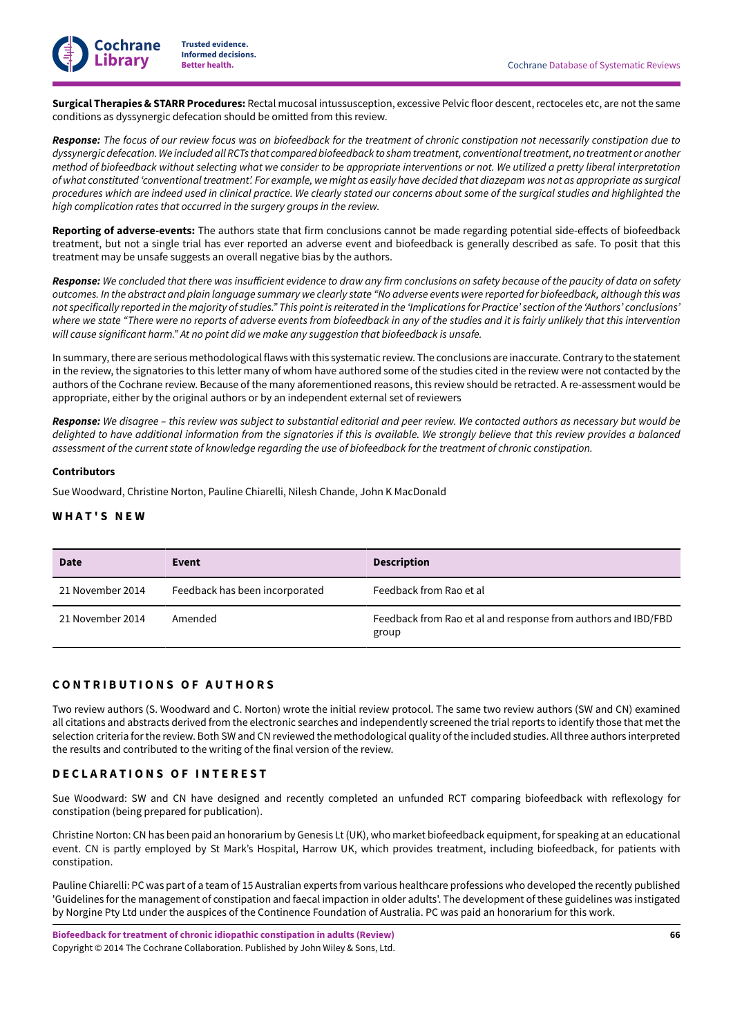**Surgical Therapies & STARR Procedures:** Rectal mucosal intussusception, excessive Pelvic floor descent, rectoceles etc, are not the same conditions as dyssynergic defecation should be omitted from this review.

***Response:*** *The focus of our review focus was on biofeedback for the treatment of chronic constipation not necessarily constipation due to dyssynergic defecation. We included all RCTs that compared biofeedback to sham treatment, conventional treatment, no treatment or another method of biofeedback without selecting what we consider to be appropriate interventions or not. We utilized a pretty liberal interpretation of what constituted 'conventional treatment'. For example, we might as easily have decided that diazepam was not as appropriate as surgical procedures which are indeed used in clinical practice. We clearly stated our concerns about some of the surgical studies and highlighted the high complication rates that occurred in the surgery groups in the review.*

**Reporting of adverse-events:** The authors state that firm conclusions cannot be made regarding potential side-effects of biofeedback treatment, but not a single trial has ever reported an adverse event and biofeedback is generally described as safe. To posit that this treatment may be unsafe suggests an overall negative bias by the authors.

***Response:*** *We concluded that there was insufficient evidence to draw any firm conclusions on safety because of the paucity of data on safety outcomes. In the abstract and plain language summary we clearly state "No adverse events were reported for biofeedback, although this was not specifically reported in the majority of studies." This point is reiterated in the 'Implications for Practice' section of the 'Authors' conclusions' where we state "There were no reports of adverse events from biofeedback in any of the studies and it is fairly unlikely that this intervention will cause significant harm." At no point did we make any suggestion that biofeedback is unsafe.*

In summary, there are serious methodological flaws with this systematic review. The conclusions are inaccurate. Contrary to the statement in the review, the signatories to this letter many of whom have authored some of the studies cited in the review were not contacted by the authors of the Cochrane review. Because of the many aforementioned reasons, this review should be retracted. A re-assessment would be appropriate, either by the original authors or by an independent external set of reviewers

***Response:*** *We disagree – this review was subject to substantial editorial and peer review. We contacted authors as necessary but would be delighted to have additional information from the signatories if this is available. We strongly believe that this review provides a balanced assessment of the current state of knowledge regarding the use of biofeedback for the treatment of chronic constipation.*

#### Contributors

Sue Woodward, Christine Norton, Pauline Chiarelli, Nilesh Chande, John K MacDonald

## WHAT'S NEW

| Date | Event | Description |
|---|---|---|
| 21 November 2014 | Feedback has been incorporated | Feedback from Rao et al |
| 21 November 2014 | Amended | Feedback from Rao et al and response from authors and IBD/FBD group |

## CONTRIBUTIONS OF AUTHORS

Two review authors (S. Woodward and C. Norton) wrote the initial review protocol. The same two review authors (SW and CN) examined all citations and abstracts derived from the electronic searches and independently screened the trial reports to identify those that met the selection criteria for the review. Both SW and CN reviewed the methodological quality of the included studies. All three authors interpreted the results and contributed to the writing of the final version of the review.

## DECLARATIONS OF INTEREST

Sue Woodward: SW and CN have designed and recently completed an unfunded RCT comparing biofeedback with reflexology for constipation (being prepared for publication).

Christine Norton: CN has been paid an honorarium by Genesis Lt (UK), who market biofeedback equipment, for speaking at an educational event. CN is partly employed by St Mark's Hospital, Harrow UK, which provides treatment, including biofeedback, for patients with constipation.

Pauline Chiarelli: PC was part of a team of 15 Australian experts from various healthcare professions who developed the recently published 'Guidelines for the management of constipation and faecal impaction in older adults'. The development of these guidelines was instigated by Norgine Pty Ltd under the auspices of the Continence Foundation of Australia. PC was paid an honorarium for this work.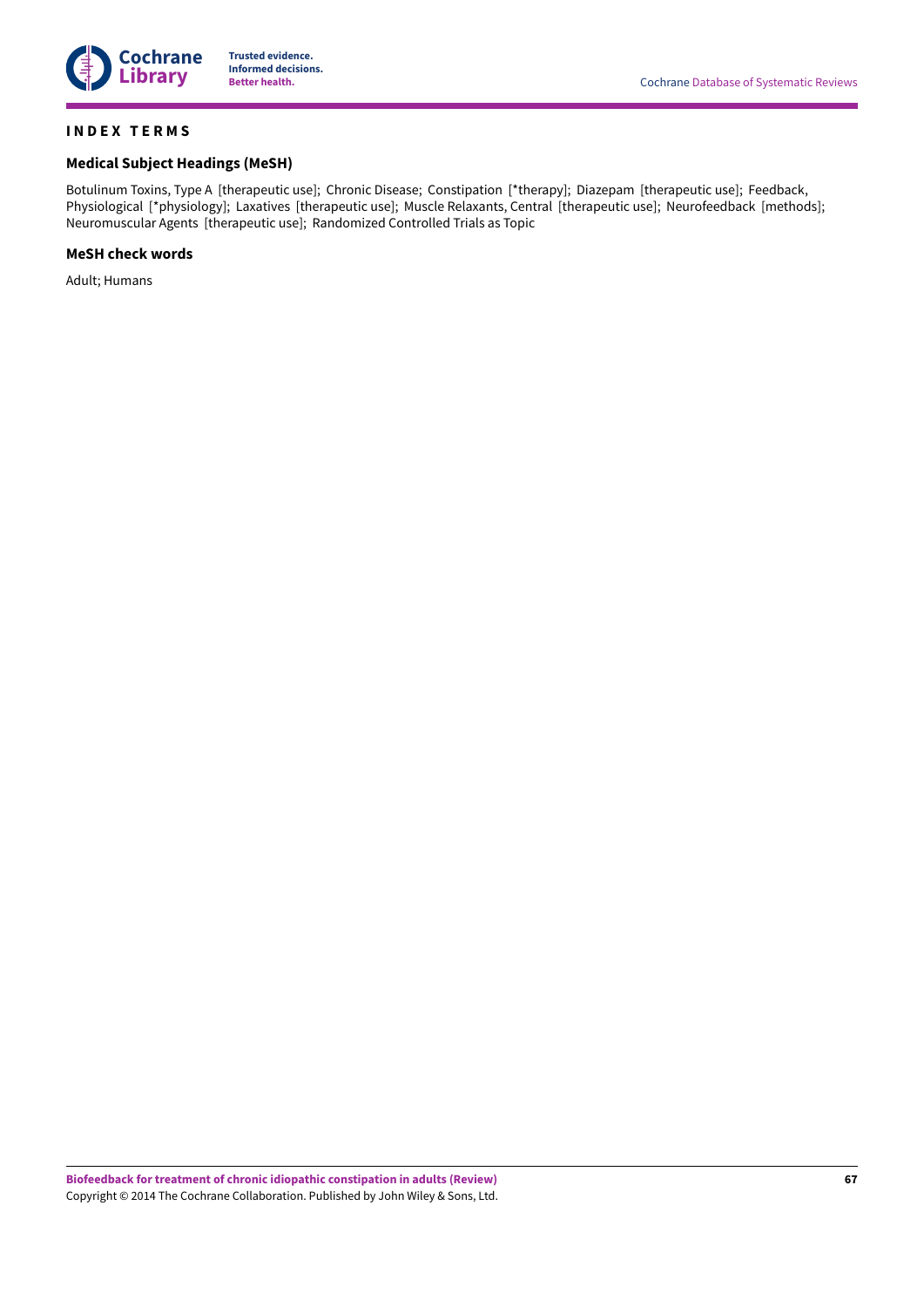# INDEX TERMS

## Medical Subject Headings (MeSH)

Botulinum Toxins, Type A [therapeutic use]; Chronic Disease; Constipation [*therapy]; Diazepam [therapeutic use]; Feedback, Physiological [*physiology]; Laxatives [therapeutic use]; Muscle Relaxants, Central [therapeutic use]; Neurofeedback [methods]; Neuromuscular Agents [therapeutic use]; Randomized Controlled Trials as Topic

## MeSH check words

Adult; Humans